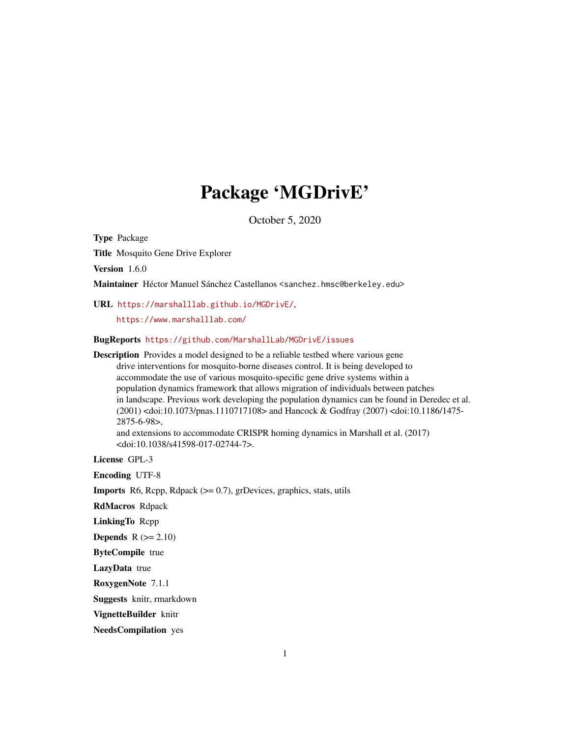# Package 'MGDrivE'

October 5, 2020

**Type** Package

**Title** Mosquito Gene Drive Explorer

**Version** 1.6.0

**Maintainer** Héctor Manuel Sánchez Castellanos <sanchez.hmsc@berkeley.edu>

**URL** https://marshalllab.github.io/MGDrivE/,
https://www.marshalllab.com/

**BugReports** https://github.com/MarshallLab/MGDrivE/issues

**Description** Provides a model designed to be a reliable testbed where various gene drive interventions for mosquito-borne diseases control. It is being developed to accommodate the use of various mosquito-specific gene drive systems within a population dynamics framework that allows migration of individuals between patches in landscape. Previous work developing the population dynamics can be found in Deredec et al. (2001) <doi:10.1073/pnas.1110717108> and Hancock & Godfray (2007) <doi:10.1186/1475-2875-6-98>,
and extensions to accommodate CRISPR homing dynamics in Marshall et al. (2017) <doi:10.1038/s41598-017-02744-7>.

**License** GPL-3

**Encoding** UTF-8

**Imports** R6, Rcpp, Rdpack (>= 0.7), grDevices, graphics, stats, utils

**RdMacros** Rdpack

**LinkingTo** Rcpp

**Depends** R (>= 2.10)

**ByteCompile** true

**LazyData** true

**RoxygenNote** 7.1.1

**Suggests** knitr, rmarkdown

**VignetteBuilder** knitr

**NeedsCompilation** yes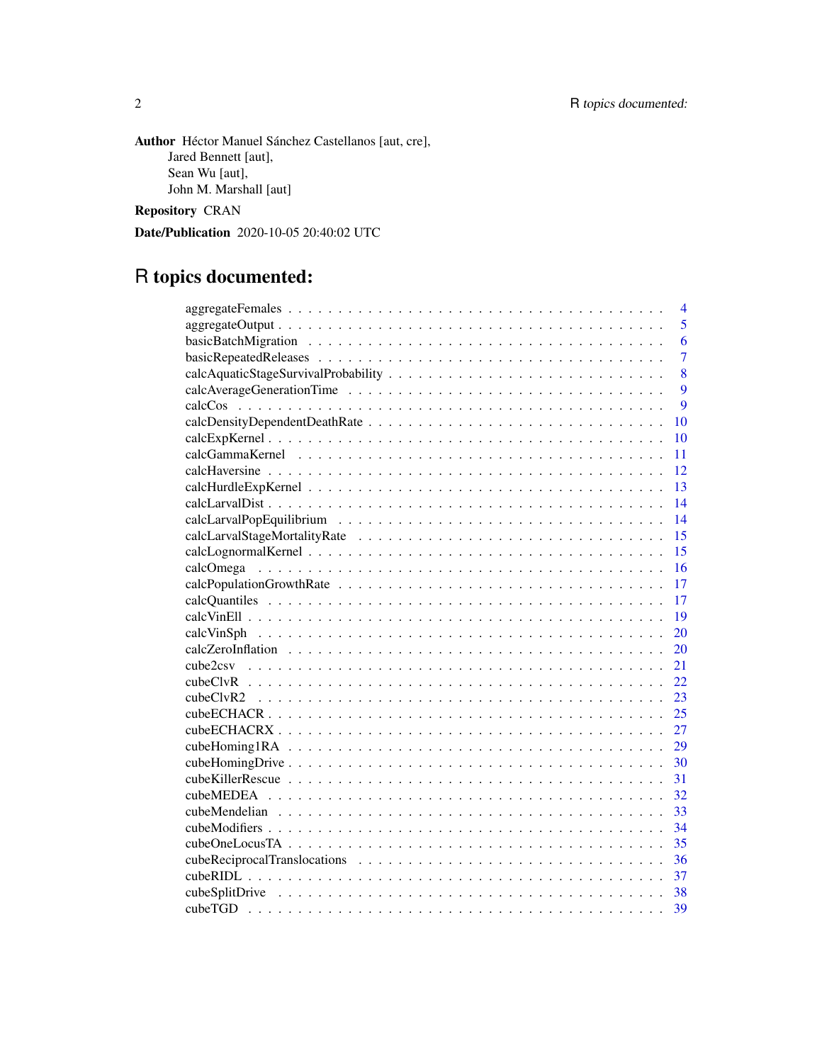**Author** Héctor Manuel Sánchez Castellanos [aut, cre],
Jared Bennett [aut],
Sean Wu [aut],
John M. Marshall [aut]

**Repository** CRAN

**Date/Publication** 2020-10-05 20:40:02 UTC

# R topics documented:

| | |
|---|---|
| aggregateFemales | 4 |
| aggregateOutput | 5 |
| basicBatchMigration | 6 |
| basicRepeatedReleases | 7 |
| calcAquaticStageSurvivalProbability | 8 |
| calcAverageGenerationTime | 9 |
| calcCos | 9 |
| calcDensityDependentDeathRate | 10 |
| calcExpKernel | 10 |
| calcGammaKernel | 11 |
| calcHaversine | 12 |
| calcHurdleExpKernel | 13 |
| calcLarvalDist | 14 |
| calcLarvalPopEquilibrium | 14 |
| calcLarvalStageMortalityRate | 15 |
| calcLognormalKernel | 15 |
| calcOmega | 16 |
| calcPopulationGrowthRate | 17 |
| calcQuantiles | 17 |
| calcVinEll | 19 |
| calcVinSph | 20 |
| calcZeroInflation | 20 |
| cube2csv | 21 |
| cubeClvR | 22 |
| cubeClvR2 | 23 |
| cubeECHACR | 25 |
| cubeECHACRX | 27 |
| cubeHoming1RA | 29 |
| cubeHomingDrive | 30 |
| cubeKillerRescue | 31 |
| cubeMEDEA | 32 |
| cubeMendelian | 33 |
| cubeModifiers | 34 |
| cubeOneLocusTA | 35 |
| cubeReciprocalTranslocations | 36 |
| cubeRIDL | 37 |
| cubeSplitDrive | 38 |
| cubeTGD | 39 |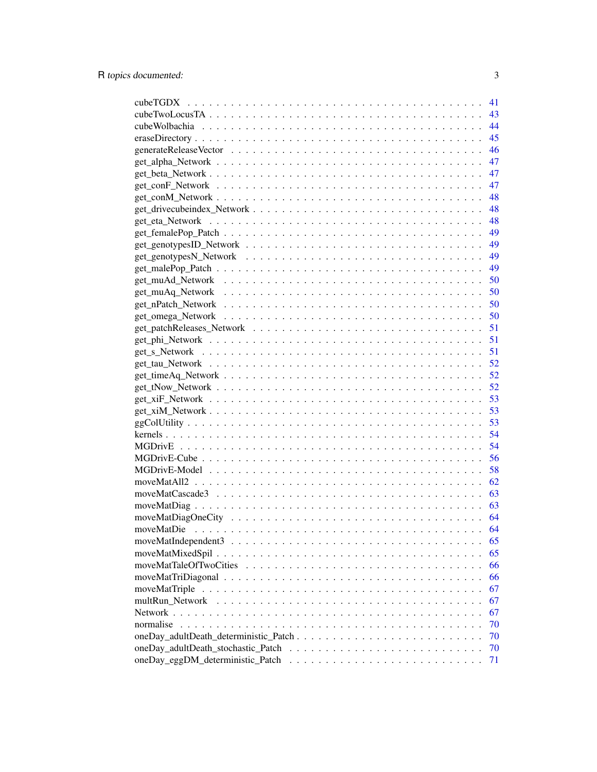cubeTGDX . . . . . . . . . . . . . . . . . . . . . . . . . . . . . . . . . . . . 41
cubeTwoLocusTA . . . . . . . . . . . . . . . . . . . . . . . . . . . . . . . . . 43
cubeWolbachia . . . . . . . . . . . . . . . . . . . . . . . . . . . . . . . . . . 44
eraseDirectory . . . . . . . . . . . . . . . . . . . . . . . . . . . . . . . . . . 45
generateReleaseVector . . . . . . . . . . . . . . . . . . . . . . . . . . . . . . 46
get_alpha_Network . . . . . . . . . . . . . . . . . . . . . . . . . . . . . . . . 47
get_beta_Network . . . . . . . . . . . . . . . . . . . . . . . . . . . . . . . . 47
get_conF_Network . . . . . . . . . . . . . . . . . . . . . . . . . . . . . . . . 47
get_conM_Network . . . . . . . . . . . . . . . . . . . . . . . . . . . . . . . . 48
get_drivecubeindex_Network . . . . . . . . . . . . . . . . . . . . . . . . . . . 48
get_eta_Network . . . . . . . . . . . . . . . . . . . . . . . . . . . . . . . . . 48
get_femalePop_Patch . . . . . . . . . . . . . . . . . . . . . . . . . . . . . . . 49
get_genotypesID_Network . . . . . . . . . . . . . . . . . . . . . . . . . . . . 49
get_genotypesN_Network . . . . . . . . . . . . . . . . . . . . . . . . . . . . . 49
get_malePop_Patch . . . . . . . . . . . . . . . . . . . . . . . . . . . . . . . . 49
get_muAd_Network . . . . . . . . . . . . . . . . . . . . . . . . . . . . . . . . 50
get_muAq_Network . . . . . . . . . . . . . . . . . . . . . . . . . . . . . . . . 50
get_nPatch_Network . . . . . . . . . . . . . . . . . . . . . . . . . . . . . . . 50
get_omega_Network . . . . . . . . . . . . . . . . . . . . . . . . . . . . . . . . 50
get_patchReleases_Network . . . . . . . . . . . . . . . . . . . . . . . . . . . . 51
get_phi_Network . . . . . . . . . . . . . . . . . . . . . . . . . . . . . . . . . 51
get_s_Network . . . . . . . . . . . . . . . . . . . . . . . . . . . . . . . . . . 51
get_tau_Network . . . . . . . . . . . . . . . . . . . . . . . . . . . . . . . . . 52
get_timeAq_Network . . . . . . . . . . . . . . . . . . . . . . . . . . . . . . . 52
get_tNow_Network . . . . . . . . . . . . . . . . . . . . . . . . . . . . . . . . 52
get_xiF_Network . . . . . . . . . . . . . . . . . . . . . . . . . . . . . . . . . 53
get_xiM_Network . . . . . . . . . . . . . . . . . . . . . . . . . . . . . . . . . 53
ggColUtility . . . . . . . . . . . . . . . . . . . . . . . . . . . . . . . . . . . 53
kernels . . . . . . . . . . . . . . . . . . . . . . . . . . . . . . . . . . . . . . 54
MGDrivE . . . . . . . . . . . . . . . . . . . . . . . . . . . . . . . . . . . . . 54
MGDrivE-Cube . . . . . . . . . . . . . . . . . . . . . . . . . . . . . . . . . . 56
MGDrivE-Model . . . . . . . . . . . . . . . . . . . . . . . . . . . . . . . . . . 58
moveMatAll2 . . . . . . . . . . . . . . . . . . . . . . . . . . . . . . . . . . . 62
moveMatCascade3 . . . . . . . . . . . . . . . . . . . . . . . . . . . . . . . . . 63
moveMatDiag . . . . . . . . . . . . . . . . . . . . . . . . . . . . . . . . . . . 63
moveMatDiagOneCity . . . . . . . . . . . . . . . . . . . . . . . . . . . . . . . 64
moveMatDie . . . . . . . . . . . . . . . . . . . . . . . . . . . . . . . . . . . . 64
moveMatIndependent3 . . . . . . . . . . . . . . . . . . . . . . . . . . . . . . . 65
moveMatMixedSpil . . . . . . . . . . . . . . . . . . . . . . . . . . . . . . . . . 65
moveMatTaleOfTwoCities . . . . . . . . . . . . . . . . . . . . . . . . . . . . . 66
moveMatTriDiagonal . . . . . . . . . . . . . . . . . . . . . . . . . . . . . . . . 66
moveMatTriple . . . . . . . . . . . . . . . . . . . . . . . . . . . . . . . . . . . 67
multRun_Network . . . . . . . . . . . . . . . . . . . . . . . . . . . . . . . . . 67
Network . . . . . . . . . . . . . . . . . . . . . . . . . . . . . . . . . . . . . . 67
normalise . . . . . . . . . . . . . . . . . . . . . . . . . . . . . . . . . . . . . 70
oneDay_adultDeath_deterministic_Patch . . . . . . . . . . . . . . . . . . . . . . 70
oneDay_adultDeath_stochastic_Patch . . . . . . . . . . . . . . . . . . . . . . . 70
oneDay_eggDM_deterministic_Patch . . . . . . . . . . . . . . . . . . . . . . . . 71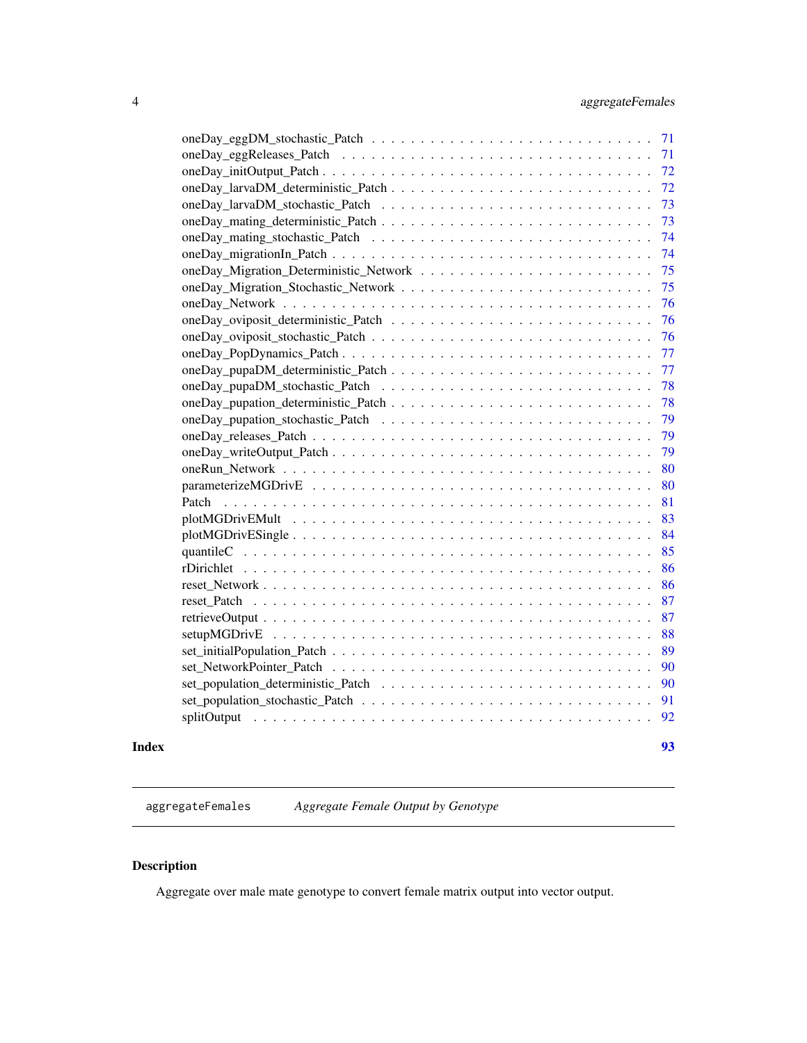oneDay_eggDM_stochastic_Patch . . . . . . . . . . . . . . . . . . . . . . . . . . . 71
oneDay_eggReleases_Patch . . . . . . . . . . . . . . . . . . . . . . . . . . . . . 71
oneDay_initOutput_Patch . . . . . . . . . . . . . . . . . . . . . . . . . . . . . . 72
oneDay_larvaDM_deterministic_Patch . . . . . . . . . . . . . . . . . . . . . . . . . 72
oneDay_larvaDM_stochastic_Patch . . . . . . . . . . . . . . . . . . . . . . . . . . 73
oneDay_mating_deterministic_Patch . . . . . . . . . . . . . . . . . . . . . . . . . 73
oneDay_mating_stochastic_Patch . . . . . . . . . . . . . . . . . . . . . . . . . . . 74
oneDay_migrationIn_Patch . . . . . . . . . . . . . . . . . . . . . . . . . . . . . . 74
oneDay_Migration_Deterministic_Network . . . . . . . . . . . . . . . . . . . . . . . 75
oneDay_Migration_Stochastic_Network . . . . . . . . . . . . . . . . . . . . . . . . 75
oneDay_Network . . . . . . . . . . . . . . . . . . . . . . . . . . . . . . . . . . . 76
oneDay_oviposit_deterministic_Patch . . . . . . . . . . . . . . . . . . . . . . . . 76
oneDay_oviposit_stochastic_Patch . . . . . . . . . . . . . . . . . . . . . . . . . . 76
oneDay_PopDynamics_Patch . . . . . . . . . . . . . . . . . . . . . . . . . . . . . . 77
oneDay_pupaDM_deterministic_Patch . . . . . . . . . . . . . . . . . . . . . . . . . 77
oneDay_pupaDM_stochastic_Patch . . . . . . . . . . . . . . . . . . . . . . . . . . . 78
oneDay_pupation_deterministic_Patch . . . . . . . . . . . . . . . . . . . . . . . . 78
oneDay_pupation_stochastic_Patch . . . . . . . . . . . . . . . . . . . . . . . . . . 79
oneDay_releases_Patch . . . . . . . . . . . . . . . . . . . . . . . . . . . . . . . . 79
oneDay_writeOutput_Patch . . . . . . . . . . . . . . . . . . . . . . . . . . . . . . 79
oneRun_Network . . . . . . . . . . . . . . . . . . . . . . . . . . . . . . . . . . . 80
parameterizeMGDrivE . . . . . . . . . . . . . . . . . . . . . . . . . . . . . . . . . 80
Patch . . . . . . . . . . . . . . . . . . . . . . . . . . . . . . . . . . . . . . . . . 81
plotMGDrivEMult . . . . . . . . . . . . . . . . . . . . . . . . . . . . . . . . . . . 83
plotMGDrivESingle . . . . . . . . . . . . . . . . . . . . . . . . . . . . . . . . . . 84
quantileC . . . . . . . . . . . . . . . . . . . . . . . . . . . . . . . . . . . . . . . 85
rDirichlet . . . . . . . . . . . . . . . . . . . . . . . . . . . . . . . . . . . . . . 86
reset_Network . . . . . . . . . . . . . . . . . . . . . . . . . . . . . . . . . . . . 86
reset_Patch . . . . . . . . . . . . . . . . . . . . . . . . . . . . . . . . . . . . . . 87
retrieveOutput . . . . . . . . . . . . . . . . . . . . . . . . . . . . . . . . . . . . 87
setupMGDrivE . . . . . . . . . . . . . . . . . . . . . . . . . . . . . . . . . . . . . 88
set_initialPopulation_Patch . . . . . . . . . . . . . . . . . . . . . . . . . . . . . 89
set_NetworkPointer_Patch . . . . . . . . . . . . . . . . . . . . . . . . . . . . . . . 90
set_population_deterministic_Patch . . . . . . . . . . . . . . . . . . . . . . . . . 90
set_population_stochastic_Patch . . . . . . . . . . . . . . . . . . . . . . . . . . . 91
splitOutput . . . . . . . . . . . . . . . . . . . . . . . . . . . . . . . . . . . . . . 92

**Index** **93**

---

`aggregateFemales` *Aggregate Female Output by Genotype*

---

## Description

Aggregate over male mate genotype to convert female matrix output into vector output.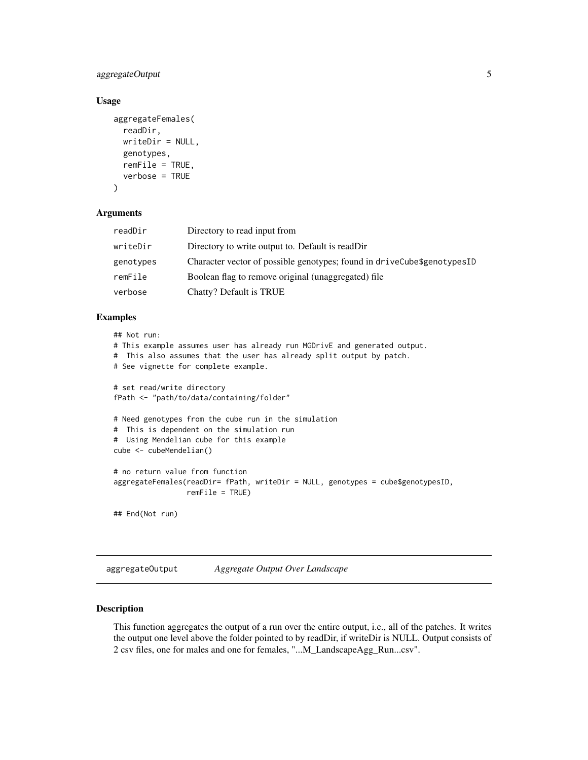### Usage

```
aggregateFemales(
  readDir,
  writeDir = NULL,
  genotypes,
  remFile = TRUE,
  verbose = TRUE
)
```

### Arguments

| | |
|---|---|
| readDir | Directory to read input from |
| writeDir | Directory to write output to. Default is readDir |
| genotypes | Character vector of possible genotypes; found in driveCube$genotypesID |
| remFile | Boolean flag to remove original (unaggregated) file |
| verbose | Chatty? Default is TRUE |

### Examples

```
## Not run:
# This example assumes user has already run MGDrivE and generated output.
#  This also assumes that the user has already split output by patch.
# See vignette for complete example.

# set read/write directory
fPath <- "path/to/data/containing/folder"

# Need genotypes from the cube run in the simulation
#  This is dependent on the simulation run
#  Using Mendelian cube for this example
cube <- cubeMendelian()

# no return value from function
aggregateFemales(readDir= fPath, writeDir = NULL, genotypes = cube$genotypesID,
                 remFile = TRUE)

## End(Not run)
```

---

## aggregateOutput *Aggregate Output Over Landscape*

### Description

This function aggregates the output of a run over the entire output, i.e., all of the patches. It writes the output one level above the folder pointed to by readDir, if writeDir is NULL. Output consists of 2 csv files, one for males and one for females, "...M_LandscapeAgg_Run...csv".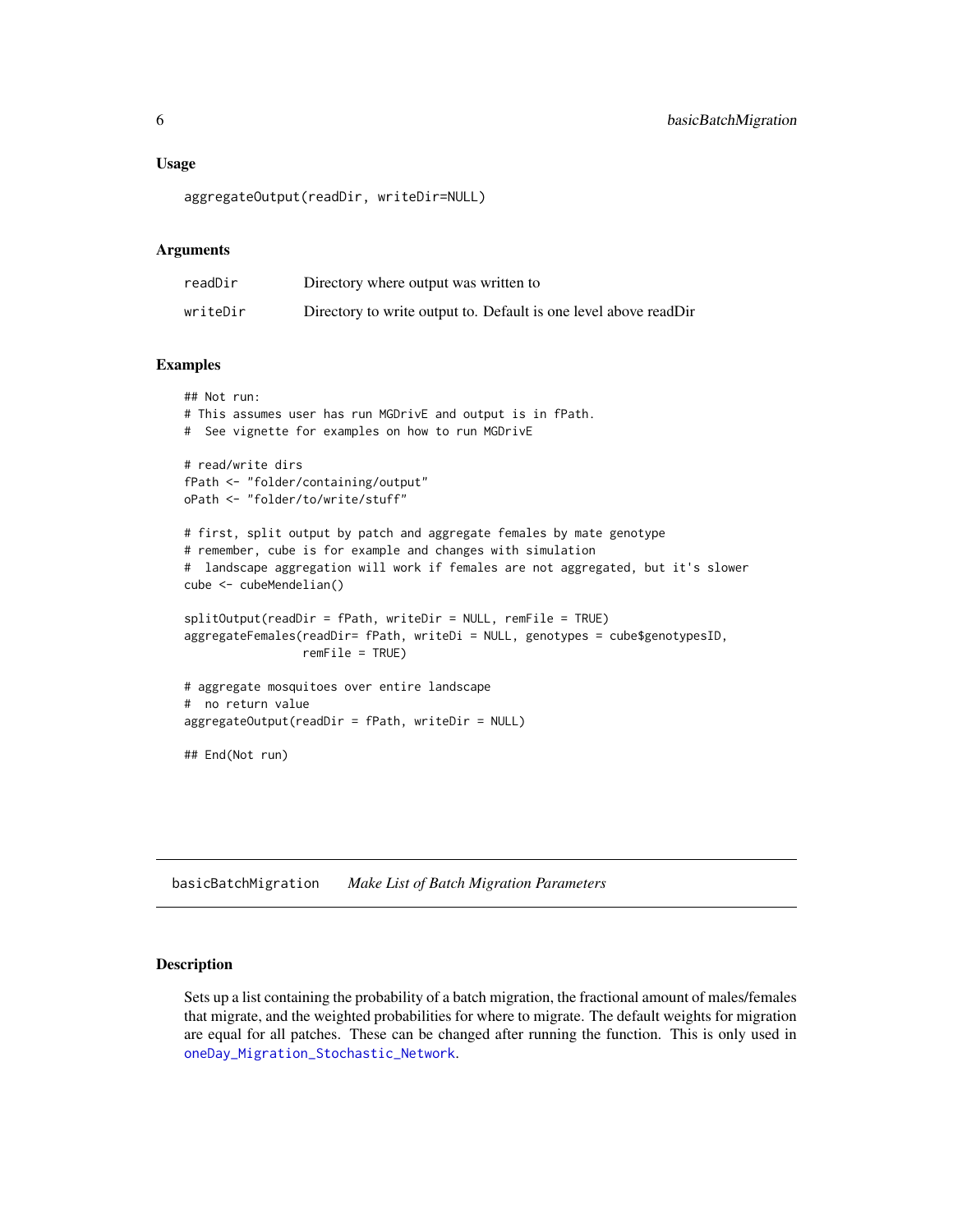### Usage

```
aggregateOutput(readDir, writeDir=NULL)
```

### Arguments

| | |
|---|---|
| readDir | Directory where output was written to |
| writeDir | Directory to write output to. Default is one level above readDir |

### Examples

```
## Not run:
# This assumes user has run MGDrivE and output is in fPath.
#  See vignette for examples on how to run MGDrivE

# read/write dirs
fPath <- "folder/containing/output"
oPath <- "folder/to/write/stuff"

# first, split output by patch and aggregate females by mate genotype
# remember, cube is for example and changes with simulation
#  landscape aggregation will work if females are not aggregated, but it's slower
cube <- cubeMendelian()

splitOutput(readDir = fPath, writeDir = NULL, remFile = TRUE)
aggregateFemales(readDir= fPath, writeDi = NULL, genotypes = cube$genotypesID,
                 remFile = TRUE)

# aggregate mosquitoes over entire landscape
#  no return value
aggregateOutput(readDir = fPath, writeDir = NULL)

## End(Not run)
```

---

## basicBatchMigration    *Make List of Batch Migration Parameters*

### Description

Sets up a list containing the probability of a batch migration, the fractional amount of males/females that migrate, and the weighted probabilities for where to migrate. The default weights for migration are equal for all patches. These can be changed after running the function. This is only used in oneDay_Migration_Stochastic_Network.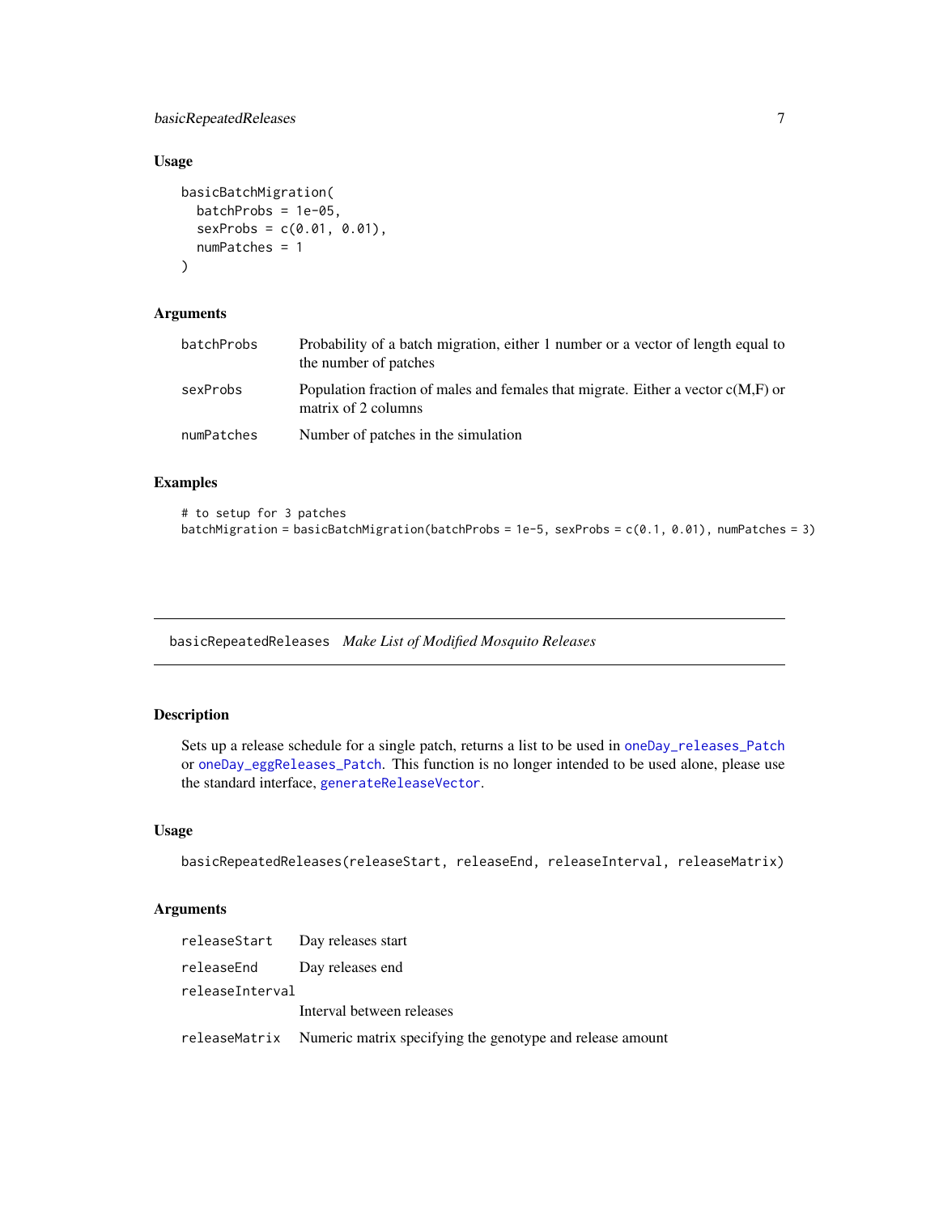### Usage

```
basicBatchMigration(
  batchProbs = 1e-05,
  sexProbs = c(0.01, 0.01),
  numPatches = 1
)
```

### Arguments

| | |
|---|---|
| batchProbs | Probability of a batch migration, either 1 number or a vector of length equal to the number of patches |
| sexProbs | Population fraction of males and females that migrate. Either a vector c(M,F) or matrix of 2 columns |
| numPatches | Number of patches in the simulation |

### Examples

```
# to setup for 3 patches
batchMigration = basicBatchMigration(batchProbs = 1e-5, sexProbs = c(0.1, 0.01), numPatches = 3)
```

## basicRepeatedReleases *Make List of Modified Mosquito Releases*

### Description

Sets up a release schedule for a single patch, returns a list to be used in oneDay_releases_Patch or oneDay_eggReleases_Patch. This function is no longer intended to be used alone, please use the standard interface, generateReleaseVector.

### Usage

```
basicRepeatedReleases(releaseStart, releaseEnd, releaseInterval, releaseMatrix)
```

### Arguments

| | |
|---|---|
| releaseStart | Day releases start |
| releaseEnd | Day releases end |
| releaseInterval | Interval between releases |
| releaseMatrix | Numeric matrix specifying the genotype and release amount |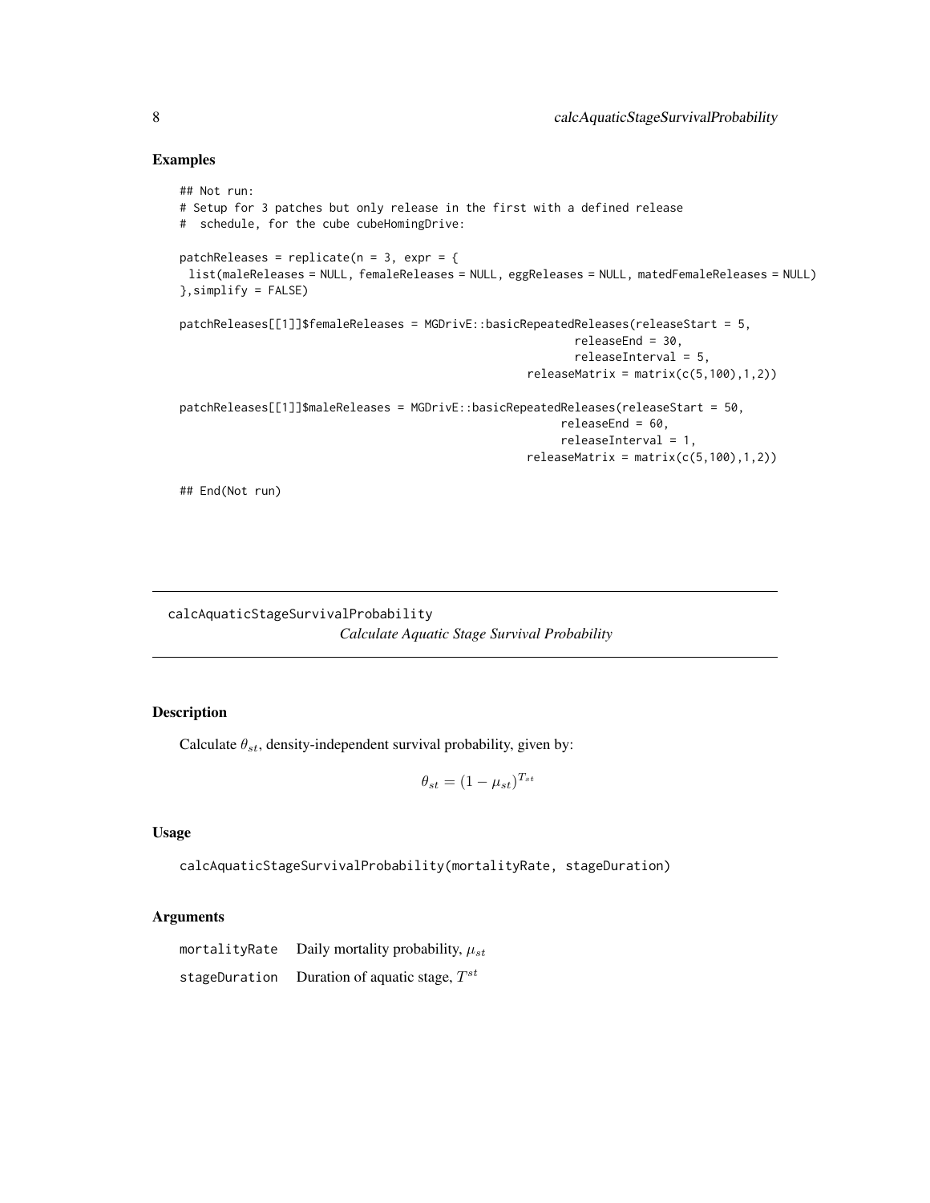## Examples

```
## Not run:
# Setup for 3 patches but only release in the first with a defined release
#  schedule, for the cube cubeHomingDrive:

patchReleases = replicate(n = 3, expr = {
 list(maleReleases = NULL, femaleReleases = NULL, eggReleases = NULL, matedFemaleReleases = NULL)
},simplify = FALSE)

patchReleases[[1]]$femaleReleases = MGDrivE::basicRepeatedReleases(releaseStart = 5,
                                                                releaseEnd = 30,
                                                                releaseInterval = 5,
                                                         releaseMatrix = matrix(c(5,100),1,2))

patchReleases[[1]]$maleReleases = MGDrivE::basicRepeatedReleases(releaseStart = 50,
                                                              releaseEnd = 60,
                                                              releaseInterval = 1,
                                                         releaseMatrix = matrix(c(5,100),1,2))

## End(Not run)
```

---

# calcAquaticStageSurvivalProbability

*Calculate Aquatic Stage Survival Probability*

## Description

Calculate $\theta_{st}$, density-independent survival probability, given by:

$$\theta_{st} = (1 - \mu_{st})^{T_{st}}$$

## Usage

```
calcAquaticStageSurvivalProbability(mortalityRate, stageDuration)
```

## Arguments

| | |
|---|---|
| mortalityRate | Daily mortality probability, $\mu_{st}$ |
| stageDuration | Duration of aquatic stage, $T^{st}$ |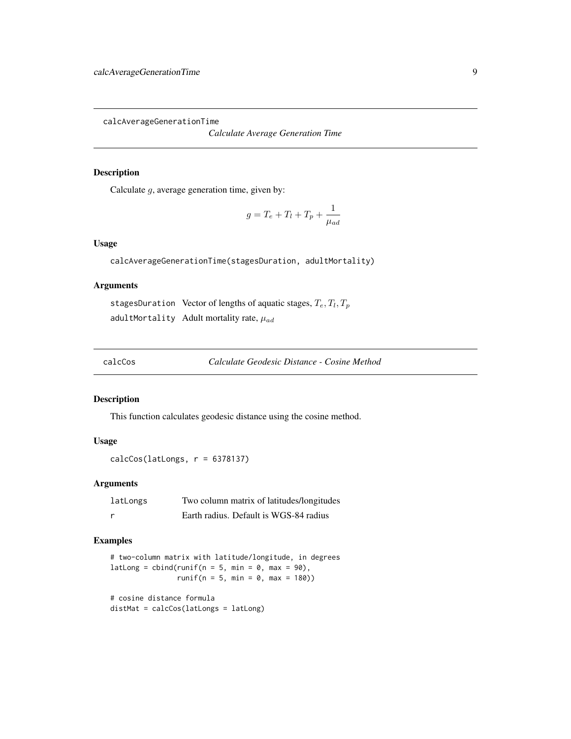## calcAverageGenerationTime

*Calculate Average Generation Time*

### Description

Calculate $g$, average generation time, given by:

$$g = T_e + T_l + T_p + \frac{1}{\mu_{ad}}$$

### Usage

```
calcAverageGenerationTime(stagesDuration, adultMortality)
```

### Arguments

| | |
|---|---|
| stagesDuration | Vector of lengths of aquatic stages, $T_e, T_l, T_p$ |
| adultMortality | Adult mortality rate, $\mu_{ad}$ |

## calcCos

*Calculate Geodesic Distance - Cosine Method*

### Description

This function calculates geodesic distance using the cosine method.

### Usage

```
calcCos(latLongs, r = 6378137)
```

### Arguments

| | |
|---|---|
| latLongs | Two column matrix of latitudes/longitudes |
| r | Earth radius. Default is WGS-84 radius |

### Examples

```
# two-column matrix with latitude/longitude, in degrees
latLong = cbind(runif(n = 5, min = 0, max = 90),
                runif(n = 5, min = 0, max = 180))

# cosine distance formula
distMat = calcCos(latLongs = latLong)
```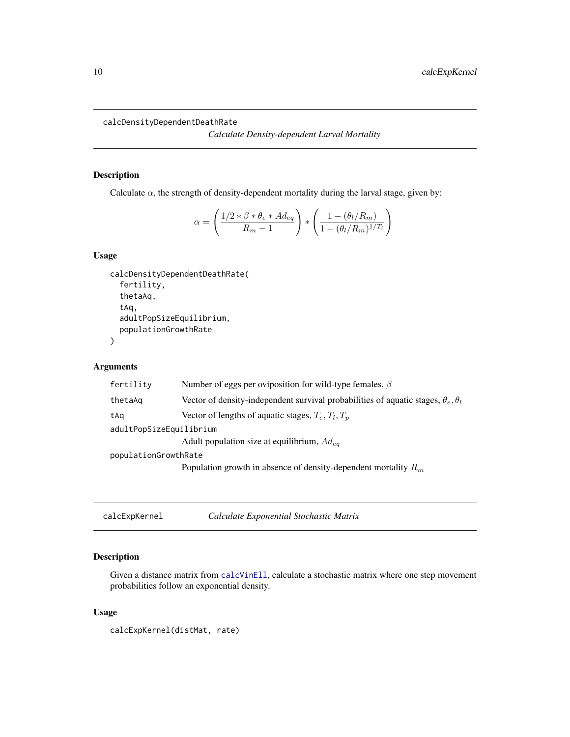## calcDensityDependentDeathRate

*Calculate Density-dependent Larval Mortality*

### Description

Calculate $\alpha$, the strength of density-dependent mortality during the larval stage, given by:

$$\alpha = \left( \frac{1/2 * \beta * \theta_e * Ad_{eq}}{R_m - 1} \right) * \left( \frac{1 - (\theta_l / R_m)}{1 - (\theta_l / R_m)^{1/T_l}} \right)$$

### Usage

```
calcDensityDependentDeathRate(
  fertility,
  thetaAq,
  tAq,
  adultPopSizeEquilibrium,
  populationGrowthRate
)
```

### Arguments

| | |
|---|---|
| `fertility` | Number of eggs per oviposition for wild-type females, $\beta$ |
| `thetaAq` | Vector of density-independent survival probabilities of aquatic stages, $\theta_e, \theta_l$ |
| `tAq` | Vector of lengths of aquatic stages, $T_e, T_l, T_p$ |
| `adultPopSizeEquilibrium` | Adult population size at equilibrium, $Ad_{eq}$ |
| `populationGrowthRate` | Population growth in absence of density-dependent mortality $R_m$ |

## calcExpKernel

*Calculate Exponential Stochastic Matrix*

### Description

Given a distance matrix from `calcVinEll`, calculate a stochastic matrix where one step movement probabilities follow an exponential density.

### Usage

```
calcExpKernel(distMat, rate)
```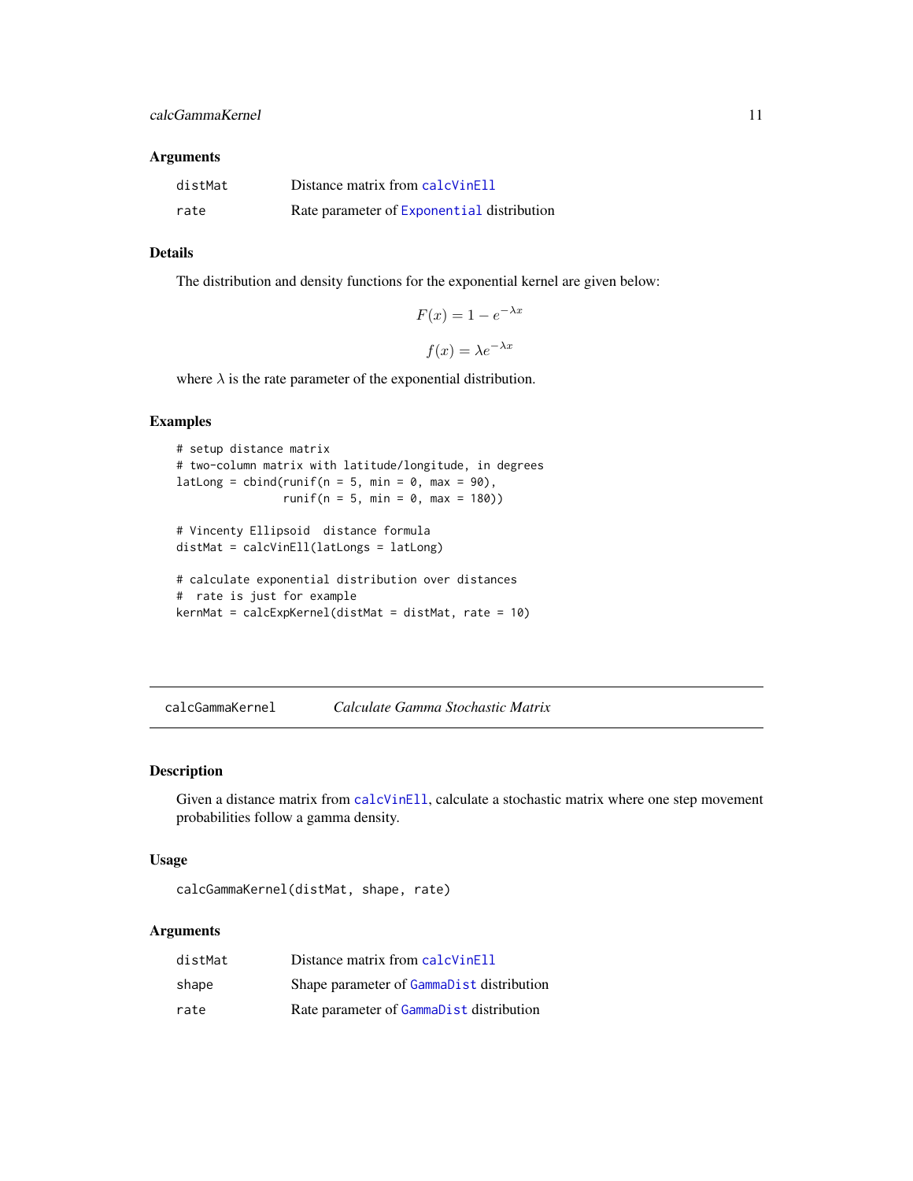### Arguments

| | |
|---|---|
| distMat | Distance matrix from `calcVinEll` |
| rate | Rate parameter of `Exponential` distribution |

### Details

The distribution and density functions for the exponential kernel are given below:

$$F(x) = 1 - e^{-\lambda x}$$

$$f(x) = \lambda e^{-\lambda x}$$

where $\lambda$ is the rate parameter of the exponential distribution.

### Examples

```
# setup distance matrix
# two-column matrix with latitude/longitude, in degrees
latLong = cbind(runif(n = 5, min = 0, max = 90),
                runif(n = 5, min = 0, max = 180))

# Vincenty Ellipsoid  distance formula
distMat = calcVinEll(latLongs = latLong)

# calculate exponential distribution over distances
#  rate is just for example
kernMat = calcExpKernel(distMat = distMat, rate = 10)
```

---

## calcGammaKernel *Calculate Gamma Stochastic Matrix*

---

### Description

Given a distance matrix from `calcVinEll`, calculate a stochastic matrix where one step movement probabilities follow a gamma density.

### Usage

```
calcGammaKernel(distMat, shape, rate)
```

### Arguments

| | |
|---|---|
| distMat | Distance matrix from `calcVinEll` |
| shape | Shape parameter of `GammaDist` distribution |
| rate | Rate parameter of `GammaDist` distribution |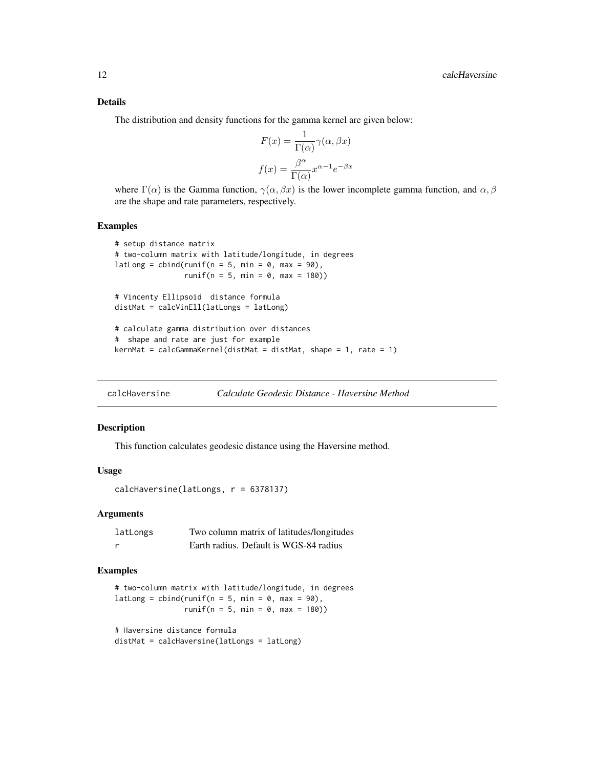### Details

The distribution and density functions for the gamma kernel are given below:

$$F(x) = \frac{1}{\Gamma(\alpha)}\gamma(\alpha, \beta x)$$

$$f(x) = \frac{\beta^\alpha}{\Gamma(\alpha)}x^{\alpha-1}e^{-\beta x}$$

where $\Gamma(\alpha)$ is the Gamma function, $\gamma(\alpha, \beta x)$ is the lower incomplete gamma function, and $\alpha, \beta$ are the shape and rate parameters, respectively.

### Examples

```
# setup distance matrix
# two-column matrix with latitude/longitude, in degrees
latLong = cbind(runif(n = 5, min = 0, max = 90),
                runif(n = 5, min = 0, max = 180))

# Vincenty Ellipsoid  distance formula
distMat = calcVinEll(latLongs = latLong)

# calculate gamma distribution over distances
#  shape and rate are just for example
kernMat = calcGammaKernel(distMat = distMat, shape = 1, rate = 1)
```

---

## calcHaversine — *Calculate Geodesic Distance - Haversine Method*

### Description

This function calculates geodesic distance using the Haversine method.

### Usage

```
calcHaversine(latLongs, r = 6378137)
```

### Arguments

| | |
|---|---|
| latLongs | Two column matrix of latitudes/longitudes |
| r | Earth radius. Default is WGS-84 radius |

### Examples

```
# two-column matrix with latitude/longitude, in degrees
latLong = cbind(runif(n = 5, min = 0, max = 90),
                runif(n = 5, min = 0, max = 180))

# Haversine distance formula
distMat = calcHaversine(latLongs = latLong)
```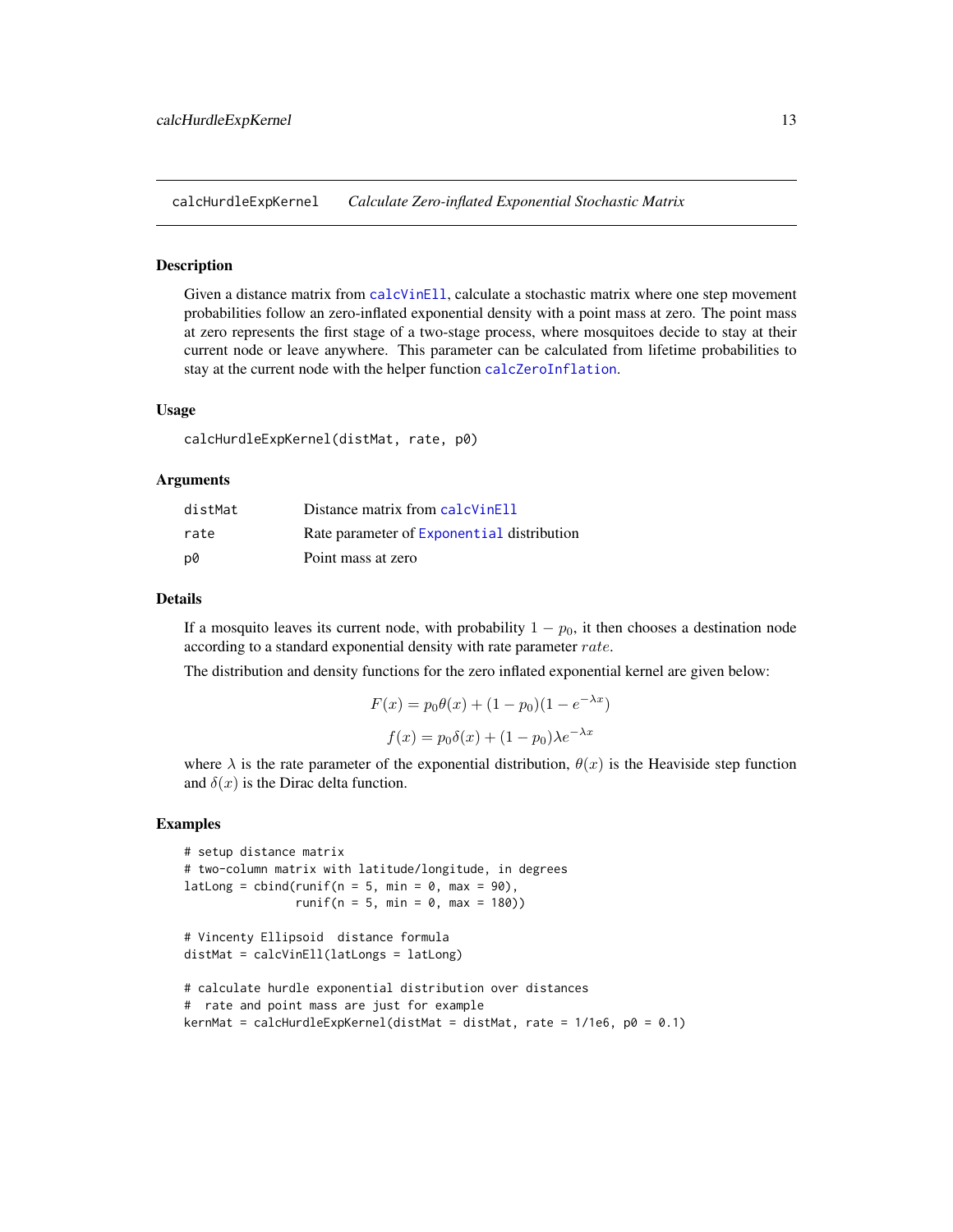## calcHurdleExpKernel *Calculate Zero-inflated Exponential Stochastic Matrix*

### Description

Given a distance matrix from calcVinEll, calculate a stochastic matrix where one step movement probabilities follow an zero-inflated exponential density with a point mass at zero. The point mass at zero represents the first stage of a two-stage process, where mosquitoes decide to stay at their current node or leave anywhere. This parameter can be calculated from lifetime probabilities to stay at the current node with the helper function calcZeroInflation.

### Usage

```
calcHurdleExpKernel(distMat, rate, p0)
```

### Arguments

| | |
|---|---|
| distMat | Distance matrix from calcVinEll |
| rate | Rate parameter of Exponential distribution |
| p0 | Point mass at zero |

### Details

If a mosquito leaves its current node, with probability $1 - p_0$, it then chooses a destination node according to a standard exponential density with rate parameter $rate$.

The distribution and density functions for the zero inflated exponential kernel are given below:

$$F(x) = p_0\theta(x) + (1 - p_0)(1 - e^{-\lambda x})$$

$$f(x) = p_0\delta(x) + (1 - p_0)\lambda e^{-\lambda x}$$

where $\lambda$ is the rate parameter of the exponential distribution, $\theta(x)$ is the Heaviside step function and $\delta(x)$ is the Dirac delta function.

### Examples

```
# setup distance matrix
# two-column matrix with latitude/longitude, in degrees
latLong = cbind(runif(n = 5, min = 0, max = 90),
                runif(n = 5, min = 0, max = 180))

# Vincenty Ellipsoid  distance formula
distMat = calcVinEll(latLongs = latLong)

# calculate hurdle exponential distribution over distances
#  rate and point mass are just for example
kernMat = calcHurdleExpKernel(distMat = distMat, rate = 1/1e6, p0 = 0.1)
```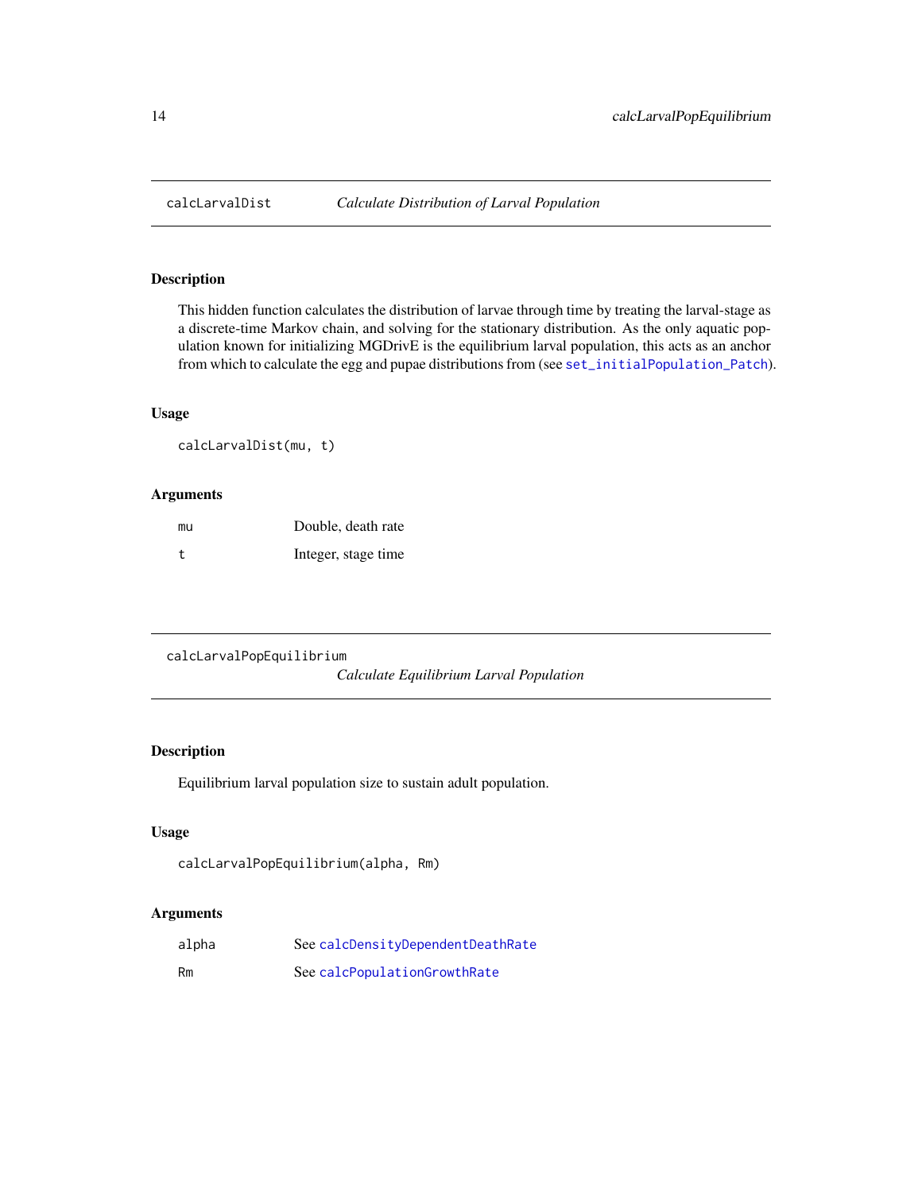## calcLarvalDist — *Calculate Distribution of Larval Population*

### Description

This hidden function calculates the distribution of larvae through time by treating the larval-stage as a discrete-time Markov chain, and solving for the stationary distribution. As the only aquatic population known for initializing MGDrivE is the equilibrium larval population, this acts as an anchor from which to calculate the egg and pupae distributions from (see set_initialPopulation_Patch).

### Usage

```
calcLarvalDist(mu, t)
```

### Arguments

| | |
|---|---|
| mu | Double, death rate |
| t | Integer, stage time |

## calcLarvalPopEquilibrium — *Calculate Equilibrium Larval Population*

### Description

Equilibrium larval population size to sustain adult population.

### Usage

```
calcLarvalPopEquilibrium(alpha, Rm)
```

### Arguments

| | |
|---|---|
| alpha | See calcDensityDependentDeathRate |
| Rm | See calcPopulationGrowthRate |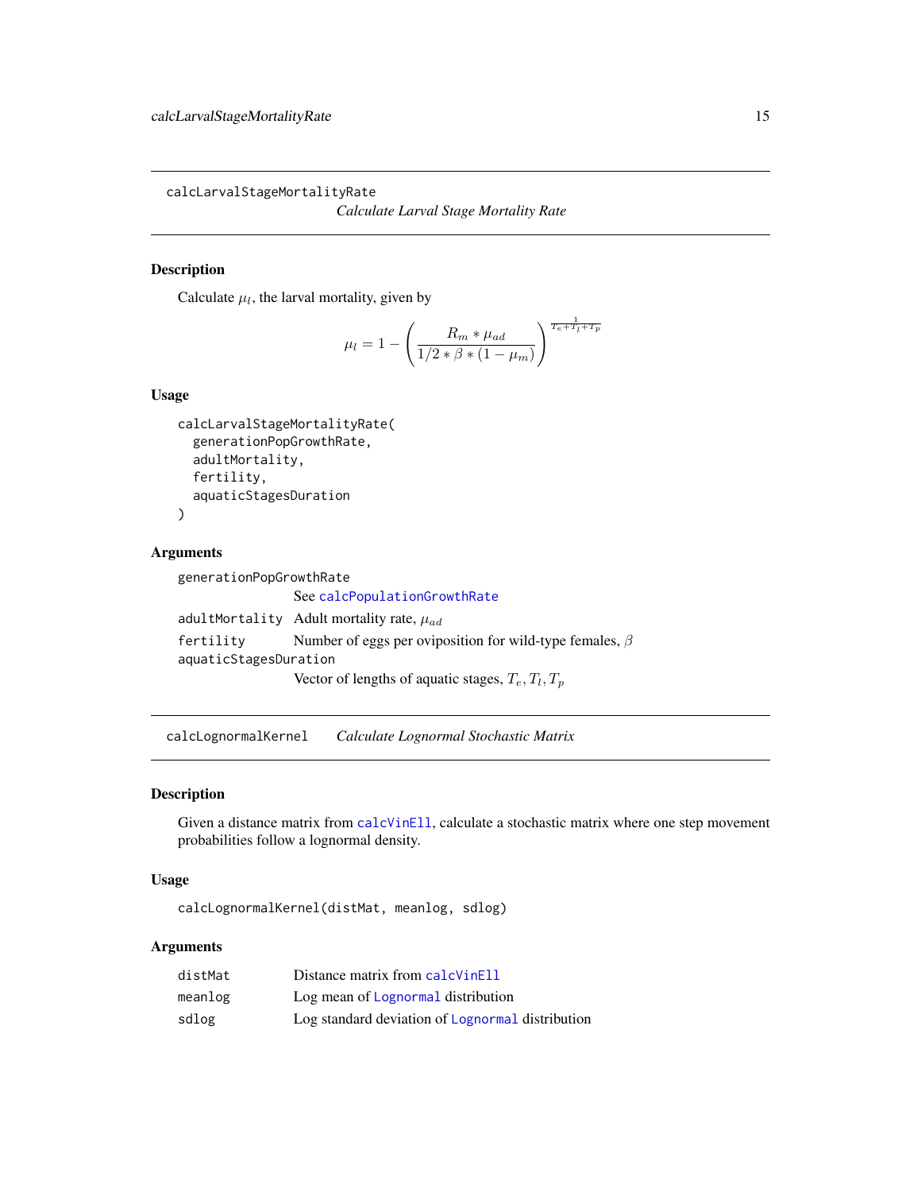## calcLarvalStageMortalityRate

*Calculate Larval Stage Mortality Rate*

### Description

Calculate $\mu_l$, the larval mortality, given by

$$\mu_l = 1 - \left( \frac{R_m * \mu_{ad}}{1/2 * \beta * (1 - \mu_m)} \right)^{\frac{1}{T_e + T_l + T_p}}$$

### Usage

```
calcLarvalStageMortalityRate(
  generationPopGrowthRate,
  adultMortality,
  fertility,
  aquaticStagesDuration
)
```

### Arguments

| | |
|---|---|
| generationPopGrowthRate | See calcPopulationGrowthRate |
| adultMortality | Adult mortality rate, $\mu_{ad}$ |
| fertility | Number of eggs per oviposition for wild-type females, $\beta$ |
| aquaticStagesDuration | Vector of lengths of aquatic stages, $T_e, T_l, T_p$ |

## calcLognormalKernel

*Calculate Lognormal Stochastic Matrix*

### Description

Given a distance matrix from calcVinEll, calculate a stochastic matrix where one step movement probabilities follow a lognormal density.

### Usage

```
calcLognormalKernel(distMat, meanlog, sdlog)
```

### Arguments

| | |
|---|---|
| distMat | Distance matrix from calcVinEll |
| meanlog | Log mean of Lognormal distribution |
| sdlog | Log standard deviation of Lognormal distribution |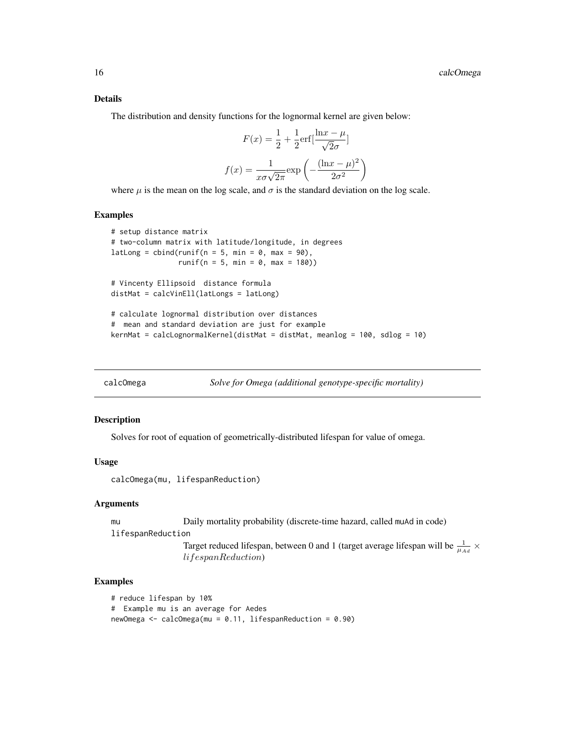### Details

The distribution and density functions for the lognormal kernel are given below:

$$F(x) = \frac{1}{2} + \frac{1}{2}\mathrm{erf}[\frac{\ln x - \mu}{\sqrt{2}\sigma}]$$

$$f(x) = \frac{1}{x\sigma\sqrt{2\pi}}\exp\left(-\frac{(\ln x - \mu)^2}{2\sigma^2}\right)$$

where $\mu$ is the mean on the log scale, and $\sigma$ is the standard deviation on the log scale.

### Examples

```
# setup distance matrix
# two-column matrix with latitude/longitude, in degrees
latLong = cbind(runif(n = 5, min = 0, max = 90),
                runif(n = 5, min = 0, max = 180))

# Vincenty Ellipsoid  distance formula
distMat = calcVinEll(latLongs = latLong)

# calculate lognormal distribution over distances
#  mean and standard deviation are just for example
kernMat = calcLognormalKernel(distMat = distMat, meanlog = 100, sdlog = 10)
```

---

## calcOmega — *Solve for Omega (additional genotype-specific mortality)*

### Description

Solves for root of equation of geometrically-distributed lifespan for value of omega.

### Usage

```
calcOmega(mu, lifespanReduction)
```

### Arguments

- `mu` — Daily mortality probability (discrete-time hazard, called `muAd` in code)
- `lifespanReduction` — Target reduced lifespan, between 0 and 1 (target average lifespan will be $\frac{1}{\mu_{Ad}} \times lifespanReduction$)

### Examples

```
# reduce lifespan by 10%
#  Example mu is an average for Aedes
newOmega <- calcOmega(mu = 0.11, lifespanReduction = 0.90)
```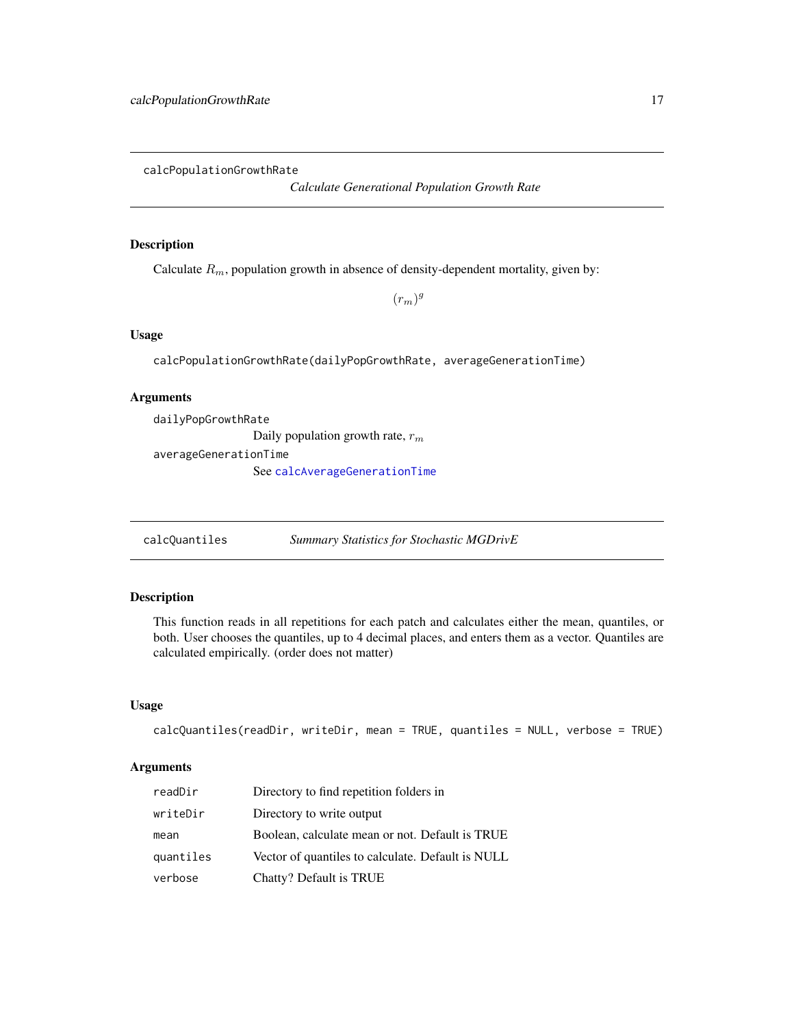## calcPopulationGrowthRate

*Calculate Generational Population Growth Rate*

### Description

Calculate $R_m$, population growth in absence of density-dependent mortality, given by:

$$(r_m)^g$$

### Usage

```
calcPopulationGrowthRate(dailyPopGrowthRate, averageGenerationTime)
```

### Arguments

| | |
|---|---|
| `dailyPopGrowthRate` | Daily population growth rate, $r_m$ |
| `averageGenerationTime` | See calcAverageGenerationTime |

## calcQuantiles

*Summary Statistics for Stochastic MGDrivE*

### Description

This function reads in all repetitions for each patch and calculates either the mean, quantiles, or both. User chooses the quantiles, up to 4 decimal places, and enters them as a vector. Quantiles are calculated empirically. (order does not matter)

### Usage

```
calcQuantiles(readDir, writeDir, mean = TRUE, quantiles = NULL, verbose = TRUE)
```

### Arguments

| | |
|---|---|
| `readDir` | Directory to find repetition folders in |
| `writeDir` | Directory to write output |
| `mean` | Boolean, calculate mean or not. Default is TRUE |
| `quantiles` | Vector of quantiles to calculate. Default is NULL |
| `verbose` | Chatty? Default is TRUE |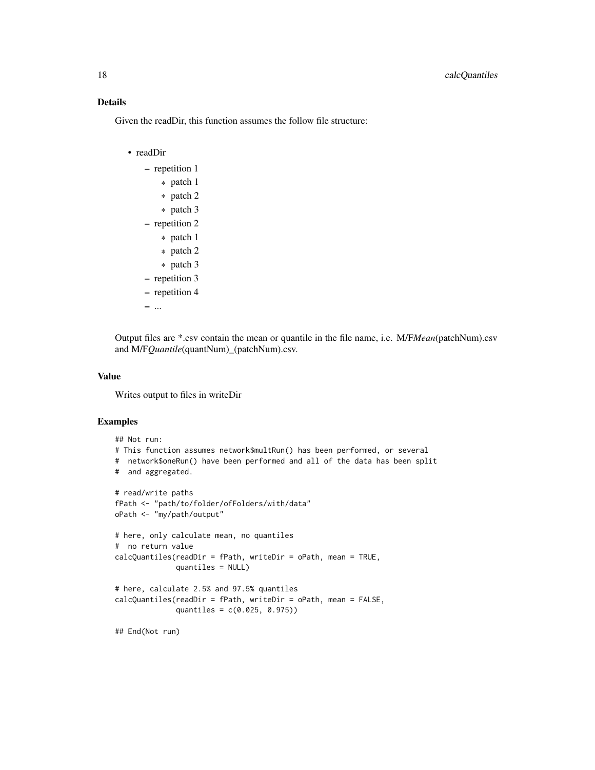### Details

Given the readDir, this function assumes the follow file structure:

- readDir
  - repetition 1
    - patch 1
    - patch 2
    - patch 3
  - repetition 2
    - patch 1
    - patch 2
    - patch 3
  - repetition 3
  - repetition 4
  - ...

Output files are *.csv contain the mean or quantile in the file name, i.e. M/F*Mean*(patchNum).csv and M/F*Quantile*(quantNum)_(patchNum).csv.

### Value

Writes output to files in writeDir

### Examples

```
## Not run:
# This function assumes network$multRun() has been performed, or several
#  network$oneRun() have been performed and all of the data has been split
#  and aggregated.

# read/write paths
fPath <- "path/to/folder/ofFolders/with/data"
oPath <- "my/path/output"

# here, only calculate mean, no quantiles
#  no return value
calcQuantiles(readDir = fPath, writeDir = oPath, mean = TRUE,
              quantiles = NULL)

# here, calculate 2.5% and 97.5% quantiles
calcQuantiles(readDir = fPath, writeDir = oPath, mean = FALSE,
              quantiles = c(0.025, 0.975))

## End(Not run)
```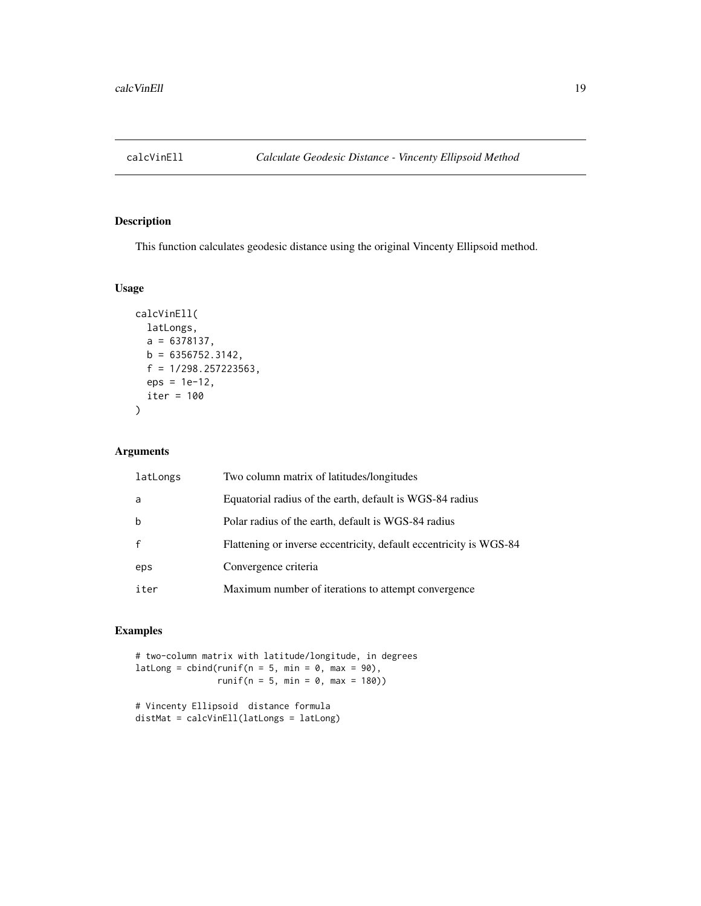# calcVinEll *Calculate Geodesic Distance - Vincenty Ellipsoid Method*

## Description

This function calculates geodesic distance using the original Vincenty Ellipsoid method.

## Usage

```
calcVinEll(
  latLongs,
  a = 6378137,
  b = 6356752.3142,
  f = 1/298.257223563,
  eps = 1e-12,
  iter = 100
)
```

## Arguments

| | |
|---|---|
| latLongs | Two column matrix of latitudes/longitudes |
| a | Equatorial radius of the earth, default is WGS-84 radius |
| b | Polar radius of the earth, default is WGS-84 radius |
| f | Flattening or inverse eccentricity, default eccentricity is WGS-84 |
| eps | Convergence criteria |
| iter | Maximum number of iterations to attempt convergence |

## Examples

```
# two-column matrix with latitude/longitude, in degrees
latLong = cbind(runif(n = 5, min = 0, max = 90),
                runif(n = 5, min = 0, max = 180))

# Vincenty Ellipsoid  distance formula
distMat = calcVinEll(latLongs = latLong)
```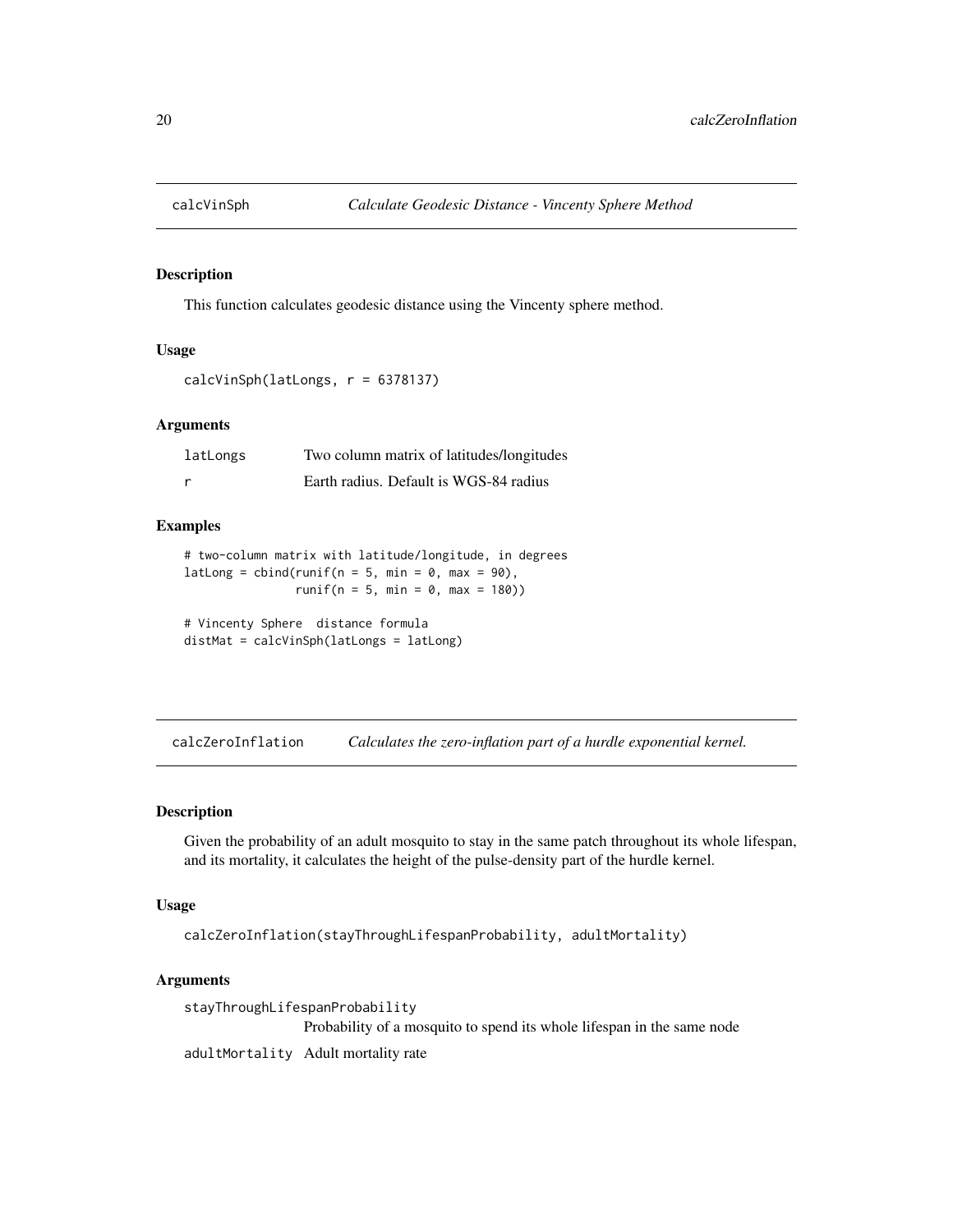## calcVinSph — *Calculate Geodesic Distance - Vincenty Sphere Method*

### Description

This function calculates geodesic distance using the Vincenty sphere method.

### Usage

```
calcVinSph(latLongs, r = 6378137)
```

### Arguments

| | |
|---|---|
| `latLongs` | Two column matrix of latitudes/longitudes |
| `r` | Earth radius. Default is WGS-84 radius |

### Examples

```
# two-column matrix with latitude/longitude, in degrees
latLong = cbind(runif(n = 5, min = 0, max = 90),
                runif(n = 5, min = 0, max = 180))

# Vincenty Sphere  distance formula
distMat = calcVinSph(latLongs = latLong)
```

## calcZeroInflation — *Calculates the zero-inflation part of a hurdle exponential kernel.*

### Description

Given the probability of an adult mosquito to stay in the same patch throughout its whole lifespan, and its mortality, it calculates the height of the pulse-density part of the hurdle kernel.

### Usage

```
calcZeroInflation(stayThroughLifespanProbability, adultMortality)
```

### Arguments

| | |
|---|---|
| `stayThroughLifespanProbability` | Probability of a mosquito to spend its whole lifespan in the same node |
| `adultMortality` | Adult mortality rate |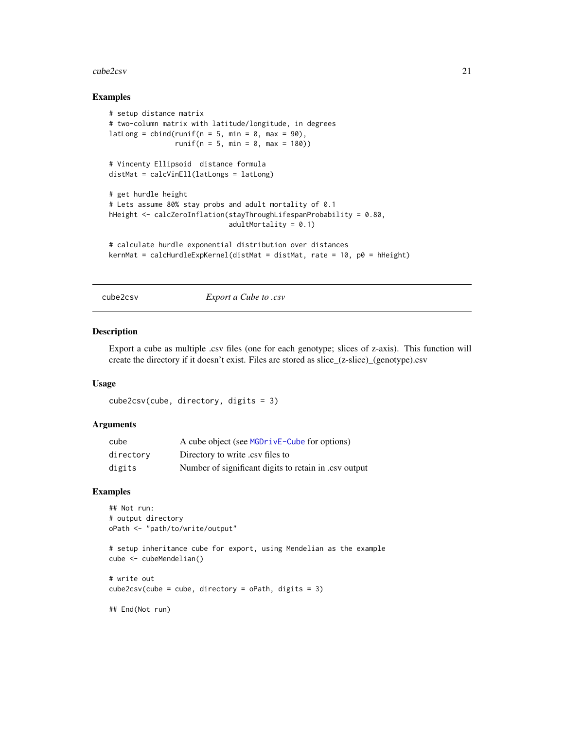### Examples

```
# setup distance matrix
# two-column matrix with latitude/longitude, in degrees
latLong = cbind(runif(n = 5, min = 0, max = 90),
                runif(n = 5, min = 0, max = 180))

# Vincenty Ellipsoid  distance formula
distMat = calcVinEll(latLongs = latLong)

# get hurdle height
# Lets assume 80% stay probs and adult mortality of 0.1
hHeight <- calcZeroInflation(stayThroughLifespanProbability = 0.80,
                             adultMortality = 0.1)

# calculate hurdle exponential distribution over distances
kernMat = calcHurdleExpKernel(distMat = distMat, rate = 10, p0 = hHeight)
```

---

## cube2csv — *Export a Cube to .csv*

### Description

Export a cube as multiple .csv files (one for each genotype; slices of z-axis). This function will create the directory if it doesn't exist. Files are stored as slice_(z-slice)_(genotype).csv

### Usage

```
cube2csv(cube, directory, digits = 3)
```

### Arguments

| | |
|---|---|
| cube | A cube object (see MGDrivE-Cube for options) |
| directory | Directory to write .csv files to |
| digits | Number of significant digits to retain in .csv output |

### Examples

```
## Not run:
# output directory
oPath <- "path/to/write/output"

# setup inheritance cube for export, using Mendelian as the example
cube <- cubeMendelian()

# write out
cube2csv(cube = cube, directory = oPath, digits = 3)

## End(Not run)
```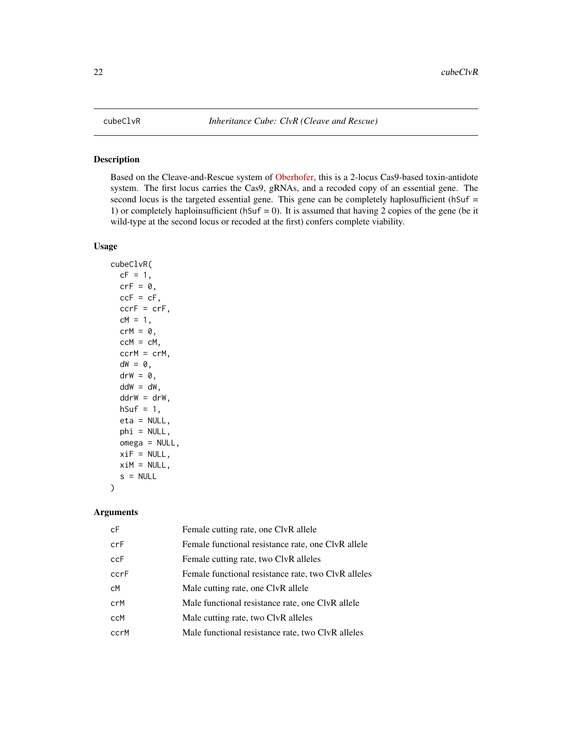cubeClvR *Inheritance Cube: ClvR (Cleave and Rescue)*

## Description

Based on the Cleave-and-Rescue system of Oberhofer, this is a 2-locus Cas9-based toxin-antidote system. The first locus carries the Cas9, gRNAs, and a recoded copy of an essential gene. The second locus is the targeted essential gene. This gene can be completely haplosufficient (hSuf = 1) or completely haploinsufficient (hSuf = 0). It is assumed that having 2 copies of the gene (be it wild-type at the second locus or recoded at the first) confers complete viability.

## Usage

```
cubeClvR(
  cF = 1,
  crF = 0,
  ccF = cF,
  ccrF = crF,
  cM = 1,
  crM = 0,
  ccM = cM,
  ccrM = crM,
  dW = 0,
  drW = 0,
  ddW = dW,
  ddrW = drW,
  hSuf = 1,
  eta = NULL,
  phi = NULL,
  omega = NULL,
  xiF = NULL,
  xiM = NULL,
  s = NULL
)
```

## Arguments

| | |
|---|---|
| cF | Female cutting rate, one ClvR allele |
| crF | Female functional resistance rate, one ClvR allele |
| ccF | Female cutting rate, two ClvR alleles |
| ccrF | Female functional resistance rate, two ClvR alleles |
| cM | Male cutting rate, one ClvR allele |
| crM | Male functional resistance rate, one ClvR allele |
| ccM | Male cutting rate, two ClvR alleles |
| ccrM | Male functional resistance rate, two ClvR alleles |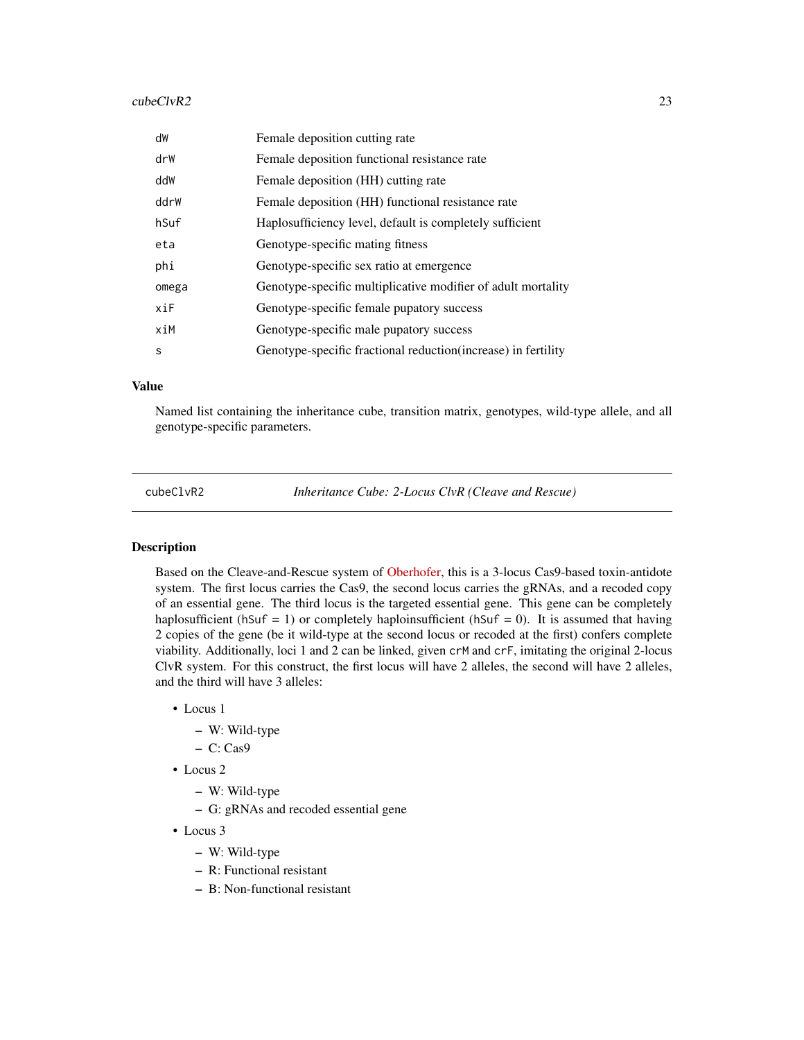| | |
|---|---|
| dW | Female deposition cutting rate |
| drW | Female deposition functional resistance rate |
| ddW | Female deposition (HH) cutting rate |
| ddrW | Female deposition (HH) functional resistance rate |
| hSuf | Haplosufficiency level, default is completely sufficient |
| eta | Genotype-specific mating fitness |
| phi | Genotype-specific sex ratio at emergence |
| omega | Genotype-specific multiplicative modifier of adult mortality |
| xiF | Genotype-specific female pupatory success |
| xiM | Genotype-specific male pupatory success |
| s | Genotype-specific fractional reduction(increase) in fertility |

### Value

Named list containing the inheritance cube, transition matrix, genotypes, wild-type allele, and all genotype-specific parameters.

---

## cubeClvR2 — *Inheritance Cube: 2-Locus ClvR (Cleave and Rescue)*

---

### Description

Based on the Cleave-and-Rescue system of Oberhofer, this is a 3-locus Cas9-based toxin-antidote system. The first locus carries the Cas9, the second locus carries the gRNAs, and a recoded copy of an essential gene. The third locus is the targeted essential gene. This gene can be completely haplosufficient (`hSuf = 1`) or completely haploinsufficient (`hSuf = 0`). It is assumed that having 2 copies of the gene (be it wild-type at the second locus or recoded at the first) confers complete viability. Additionally, loci 1 and 2 can be linked, given `crM` and `crF`, imitating the original 2-locus ClvR system. For this construct, the first locus will have 2 alleles, the second will have 2 alleles, and the third will have 3 alleles:

- Locus 1
  - W: Wild-type
  - C: Cas9
- Locus 2
  - W: Wild-type
  - G: gRNAs and recoded essential gene
- Locus 3
  - W: Wild-type
  - R: Functional resistant
  - B: Non-functional resistant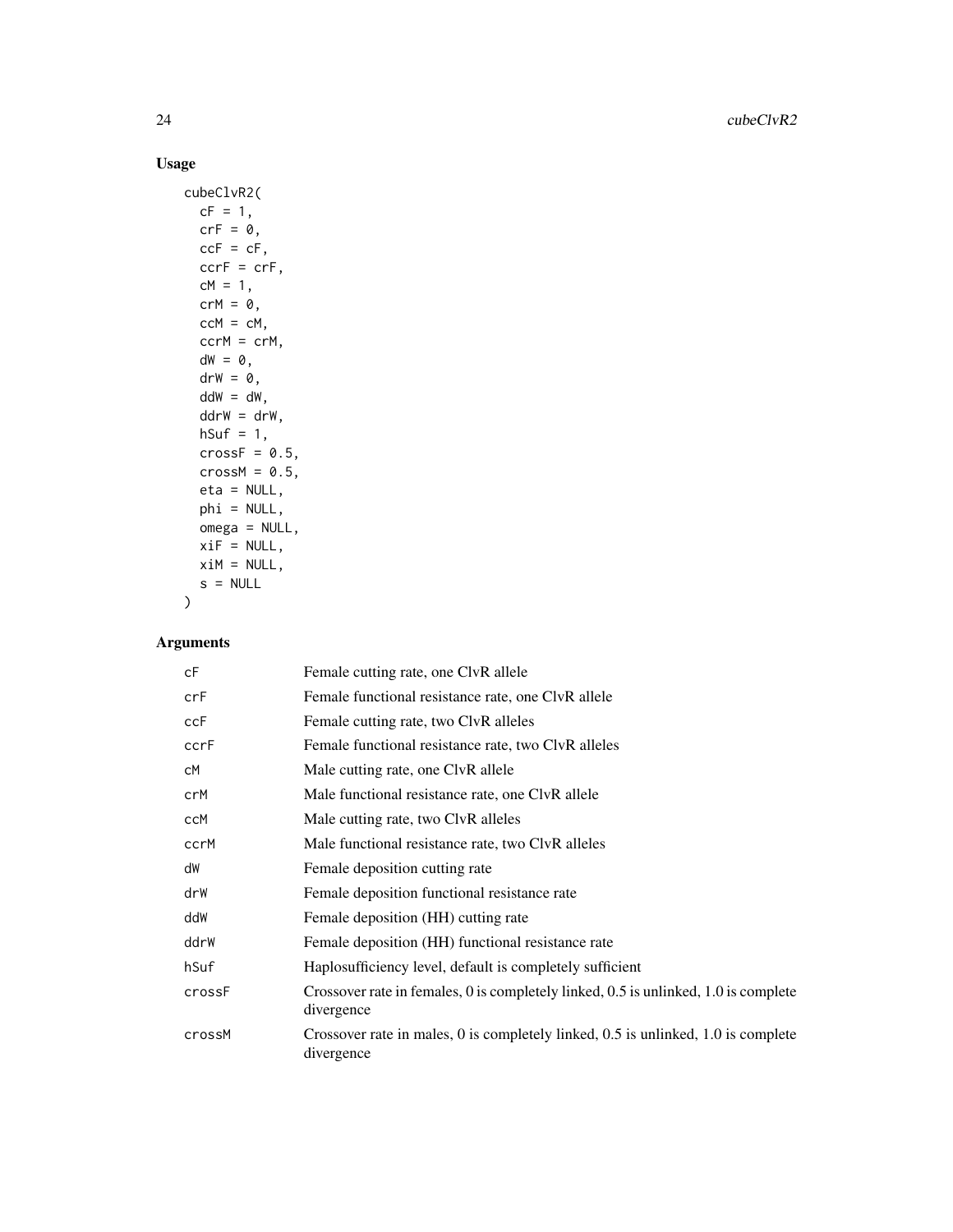## Usage

```
cubeClvR2(
  cF = 1,
  crF = 0,
  ccF = cF,
  ccrF = crF,
  cM = 1,
  crM = 0,
  ccM = cM,
  ccrM = crM,
  dW = 0,
  drW = 0,
  ddW = dW,
  ddrW = drW,
  hSuf = 1,
  crossF = 0.5,
  crossM = 0.5,
  eta = NULL,
  phi = NULL,
  omega = NULL,
  xiF = NULL,
  xiM = NULL,
  s = NULL
)
```

## Arguments

| | |
|---|---|
| cF | Female cutting rate, one ClvR allele |
| crF | Female functional resistance rate, one ClvR allele |
| ccF | Female cutting rate, two ClvR alleles |
| ccrF | Female functional resistance rate, two ClvR alleles |
| cM | Male cutting rate, one ClvR allele |
| crM | Male functional resistance rate, one ClvR allele |
| ccM | Male cutting rate, two ClvR alleles |
| ccrM | Male functional resistance rate, two ClvR alleles |
| dW | Female deposition cutting rate |
| drW | Female deposition functional resistance rate |
| ddW | Female deposition (HH) cutting rate |
| ddrW | Female deposition (HH) functional resistance rate |
| hSuf | Haplosufficiency level, default is completely sufficient |
| crossF | Crossover rate in females, 0 is completely linked, 0.5 is unlinked, 1.0 is complete divergence |
| crossM | Crossover rate in males, 0 is completely linked, 0.5 is unlinked, 1.0 is complete divergence |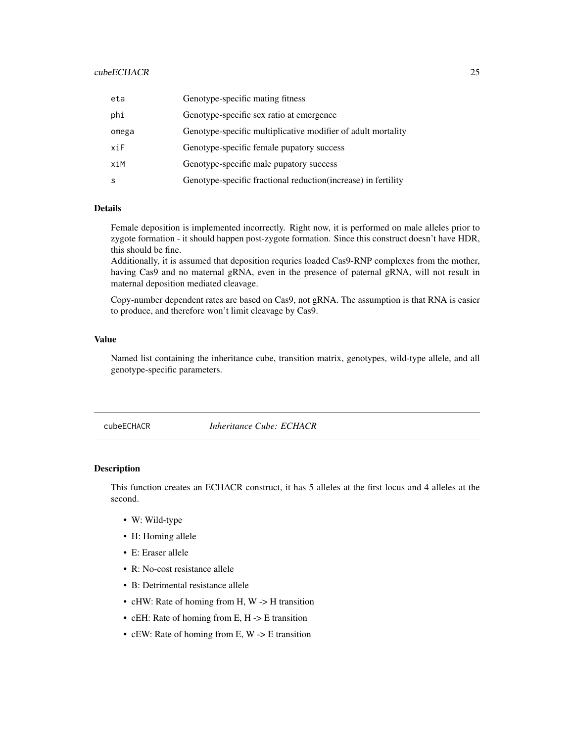| | |
|---|---|
| eta | Genotype-specific mating fitness |
| phi | Genotype-specific sex ratio at emergence |
| omega | Genotype-specific multiplicative modifier of adult mortality |
| xiF | Genotype-specific female pupatory success |
| xiM | Genotype-specific male pupatory success |
| s | Genotype-specific fractional reduction(increase) in fertility |

### Details

Female deposition is implemented incorrectly. Right now, it is performed on male alleles prior to zygote formation - it should happen post-zygote formation. Since this construct doesn't have HDR, this should be fine.
Additionally, it is assumed that deposition requries loaded Cas9-RNP complexes from the mother, having Cas9 and no maternal gRNA, even in the presence of paternal gRNA, will not result in maternal deposition mediated cleavage.

Copy-number dependent rates are based on Cas9, not gRNA. The assumption is that RNA is easier to produce, and therefore won't limit cleavage by Cas9.

### Value

Named list containing the inheritance cube, transition matrix, genotypes, wild-type allele, and all genotype-specific parameters.

---

## cubeECHACR *Inheritance Cube: ECHACR*

### Description

This function creates an ECHACR construct, it has 5 alleles at the first locus and 4 alleles at the second.

- W: Wild-type
- H: Homing allele
- E: Eraser allele
- R: No-cost resistance allele
- B: Detrimental resistance allele
- cHW: Rate of homing from H, W -> H transition
- cEH: Rate of homing from E, H -> E transition
- cEW: Rate of homing from E, W -> E transition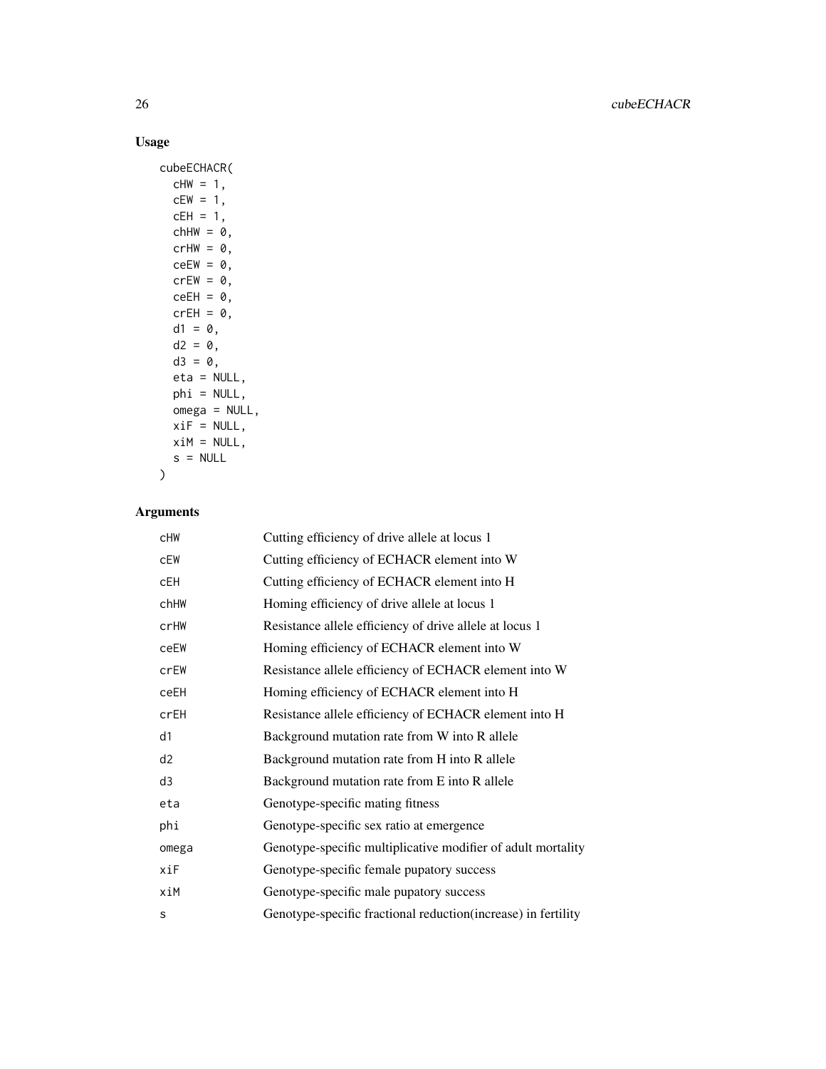## Usage

```
cubeECHACR(
  cHW = 1,
  cEW = 1,
  cEH = 1,
  chHW = 0,
  crHW = 0,
  ceEW = 0,
  crEW = 0,
  ceEH = 0,
  crEH = 0,
  d1 = 0,
  d2 = 0,
  d3 = 0,
  eta = NULL,
  phi = NULL,
  omega = NULL,
  xiF = NULL,
  xiM = NULL,
  s = NULL
)
```

## Arguments

| | |
|---|---|
| cHW | Cutting efficiency of drive allele at locus 1 |
| cEW | Cutting efficiency of ECHACR element into W |
| cEH | Cutting efficiency of ECHACR element into H |
| chHW | Homing efficiency of drive allele at locus 1 |
| crHW | Resistance allele efficiency of drive allele at locus 1 |
| ceEW | Homing efficiency of ECHACR element into W |
| crEW | Resistance allele efficiency of ECHACR element into W |
| ceEH | Homing efficiency of ECHACR element into H |
| crEH | Resistance allele efficiency of ECHACR element into H |
| d1 | Background mutation rate from W into R allele |
| d2 | Background mutation rate from H into R allele |
| d3 | Background mutation rate from E into R allele |
| eta | Genotype-specific mating fitness |
| phi | Genotype-specific sex ratio at emergence |
| omega | Genotype-specific multiplicative modifier of adult mortality |
| xiF | Genotype-specific female pupatory success |
| xiM | Genotype-specific male pupatory success |
| s | Genotype-specific fractional reduction(increase) in fertility |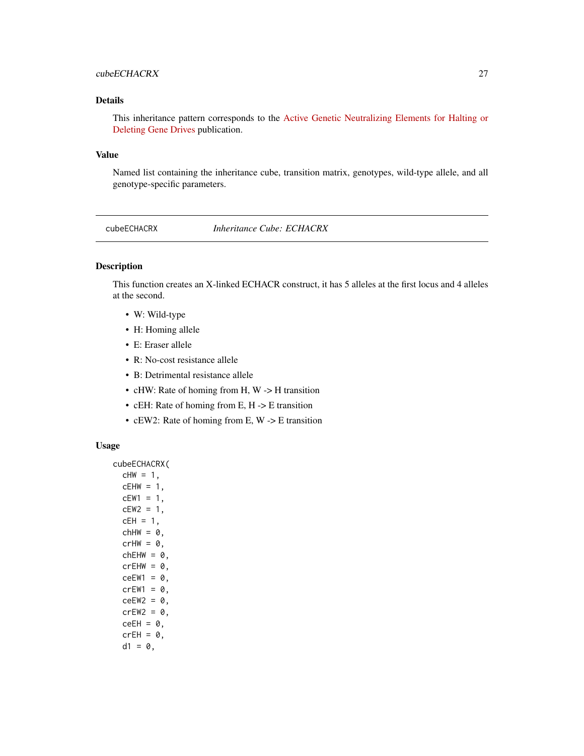## Details

This inheritance pattern corresponds to the Active Genetic Neutralizing Elements for Halting or Deleting Gene Drives publication.

## Value

Named list containing the inheritance cube, transition matrix, genotypes, wild-type allele, and all genotype-specific parameters.

---

cubeECHACRX *Inheritance Cube: ECHACRX*

---

## Description

This function creates an X-linked ECHACR construct, it has 5 alleles at the first locus and 4 alleles at the second.

- W: Wild-type
- H: Homing allele
- E: Eraser allele
- R: No-cost resistance allele
- B: Detrimental resistance allele
- cHW: Rate of homing from H, W -> H transition
- cEH: Rate of homing from E, H -> E transition
- cEW2: Rate of homing from E, W -> E transition

## Usage

```
cubeECHACRX(
  cHW = 1,
  cEHW = 1,
  cEW1 = 1,
  cEW2 = 1,
  cEH = 1,
  chHW = 0,
  crHW = 0,
  chEHW = 0,
  crEHW = 0,
  ceEW1 = 0,
  crEW1 = 0,
  ceEW2 = 0,
  crEW2 = 0,
  ceEH = 0,
  crEH = 0,
  d1 = 0,
```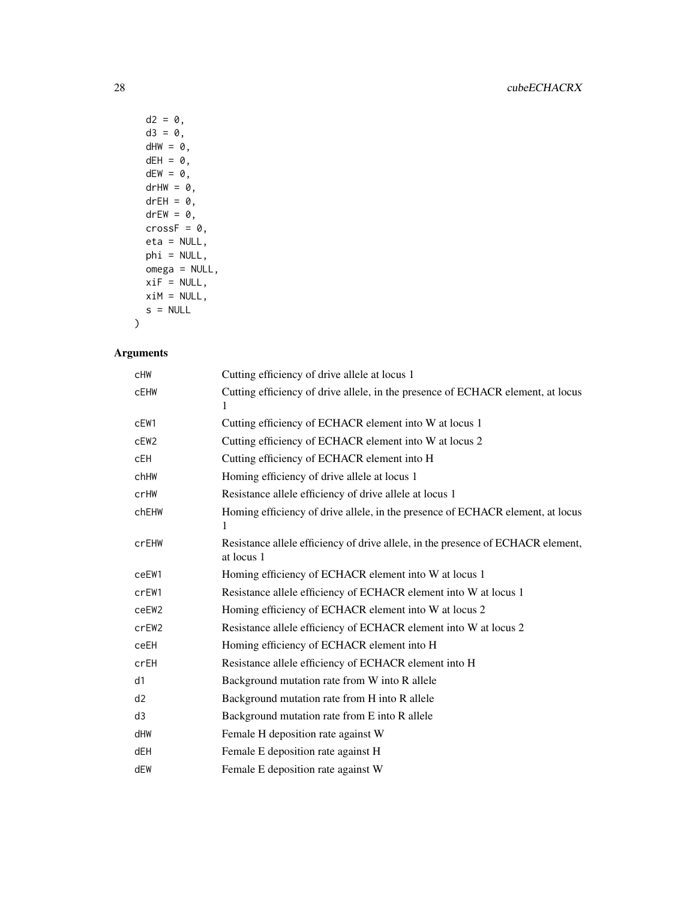```
  d2 = 0,
  d3 = 0,
  dHW = 0,
  dEH = 0,
  dEW = 0,
  drHW = 0,
  drEH = 0,
  drEW = 0,
  crossF = 0,
  eta = NULL,
  phi = NULL,
  omega = NULL,
  xiF = NULL,
  xiM = NULL,
  s = NULL
)
```

## Arguments

| | |
|---|---|
| cHW | Cutting efficiency of drive allele at locus 1 |
| cEHW | Cutting efficiency of drive allele, in the presence of ECHACR element, at locus 1 |
| cEW1 | Cutting efficiency of ECHACR element into W at locus 1 |
| cEW2 | Cutting efficiency of ECHACR element into W at locus 2 |
| cEH | Cutting efficiency of ECHACR element into H |
| chHW | Homing efficiency of drive allele at locus 1 |
| crHW | Resistance allele efficiency of drive allele at locus 1 |
| chEHW | Homing efficiency of drive allele, in the presence of ECHACR element, at locus 1 |
| crEHW | Resistance allele efficiency of drive allele, in the presence of ECHACR element, at locus 1 |
| ceEW1 | Homing efficiency of ECHACR element into W at locus 1 |
| crEW1 | Resistance allele efficiency of ECHACR element into W at locus 1 |
| ceEW2 | Homing efficiency of ECHACR element into W at locus 2 |
| crEW2 | Resistance allele efficiency of ECHACR element into W at locus 2 |
| ceEH | Homing efficiency of ECHACR element into H |
| crEH | Resistance allele efficiency of ECHACR element into H |
| d1 | Background mutation rate from W into R allele |
| d2 | Background mutation rate from H into R allele |
| d3 | Background mutation rate from E into R allele |
| dHW | Female H deposition rate against W |
| dEH | Female E deposition rate against H |
| dEW | Female E deposition rate against W |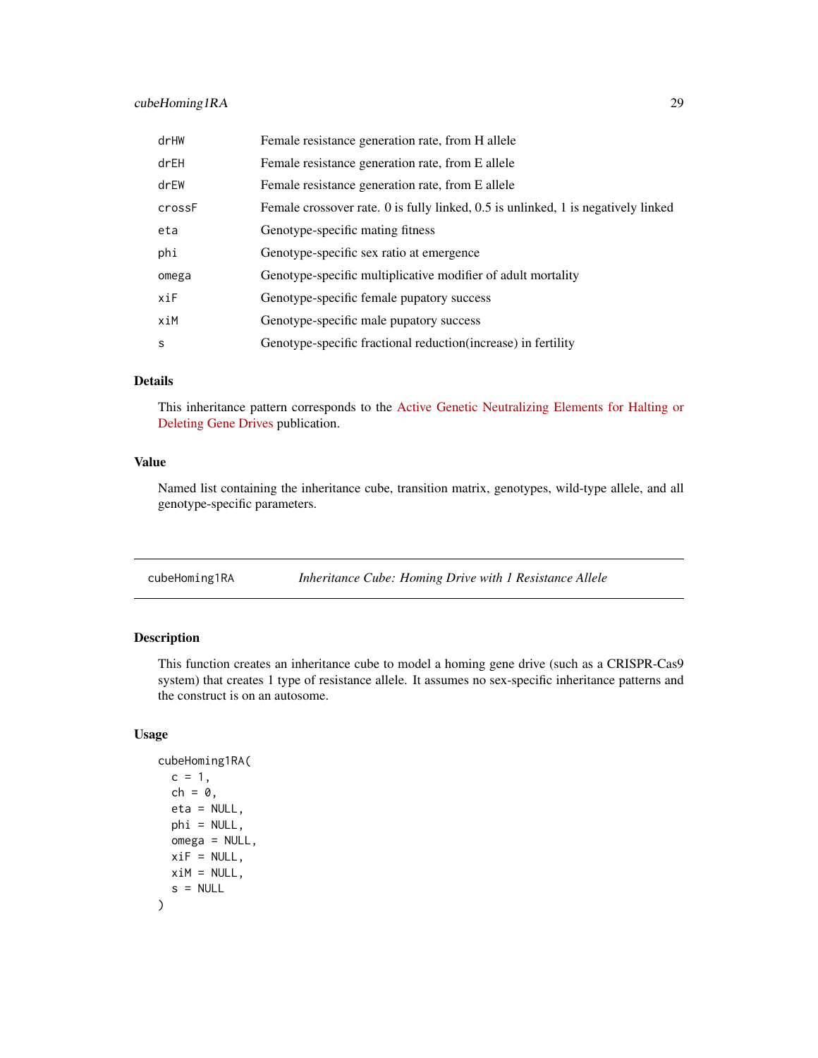| | |
|---|---|
| drHW | Female resistance generation rate, from H allele |
| drEH | Female resistance generation rate, from E allele |
| drEW | Female resistance generation rate, from E allele |
| crossF | Female crossover rate. 0 is fully linked, 0.5 is unlinked, 1 is negatively linked |
| eta | Genotype-specific mating fitness |
| phi | Genotype-specific sex ratio at emergence |
| omega | Genotype-specific multiplicative modifier of adult mortality |
| xiF | Genotype-specific female pupatory success |
| xiM | Genotype-specific male pupatory success |
| s | Genotype-specific fractional reduction(increase) in fertility |

### Details

This inheritance pattern corresponds to the Active Genetic Neutralizing Elements for Halting or Deleting Gene Drives publication.

### Value

Named list containing the inheritance cube, transition matrix, genotypes, wild-type allele, and all genotype-specific parameters.

---

## cubeHoming1RA — *Inheritance Cube: Homing Drive with 1 Resistance Allele*

---

### Description

This function creates an inheritance cube to model a homing gene drive (such as a CRISPR-Cas9 system) that creates 1 type of resistance allele. It assumes no sex-specific inheritance patterns and the construct is on an autosome.

### Usage

```
cubeHoming1RA(
  c = 1,
  ch = 0,
  eta = NULL,
  phi = NULL,
  omega = NULL,
  xiF = NULL,
  xiM = NULL,
  s = NULL
)
```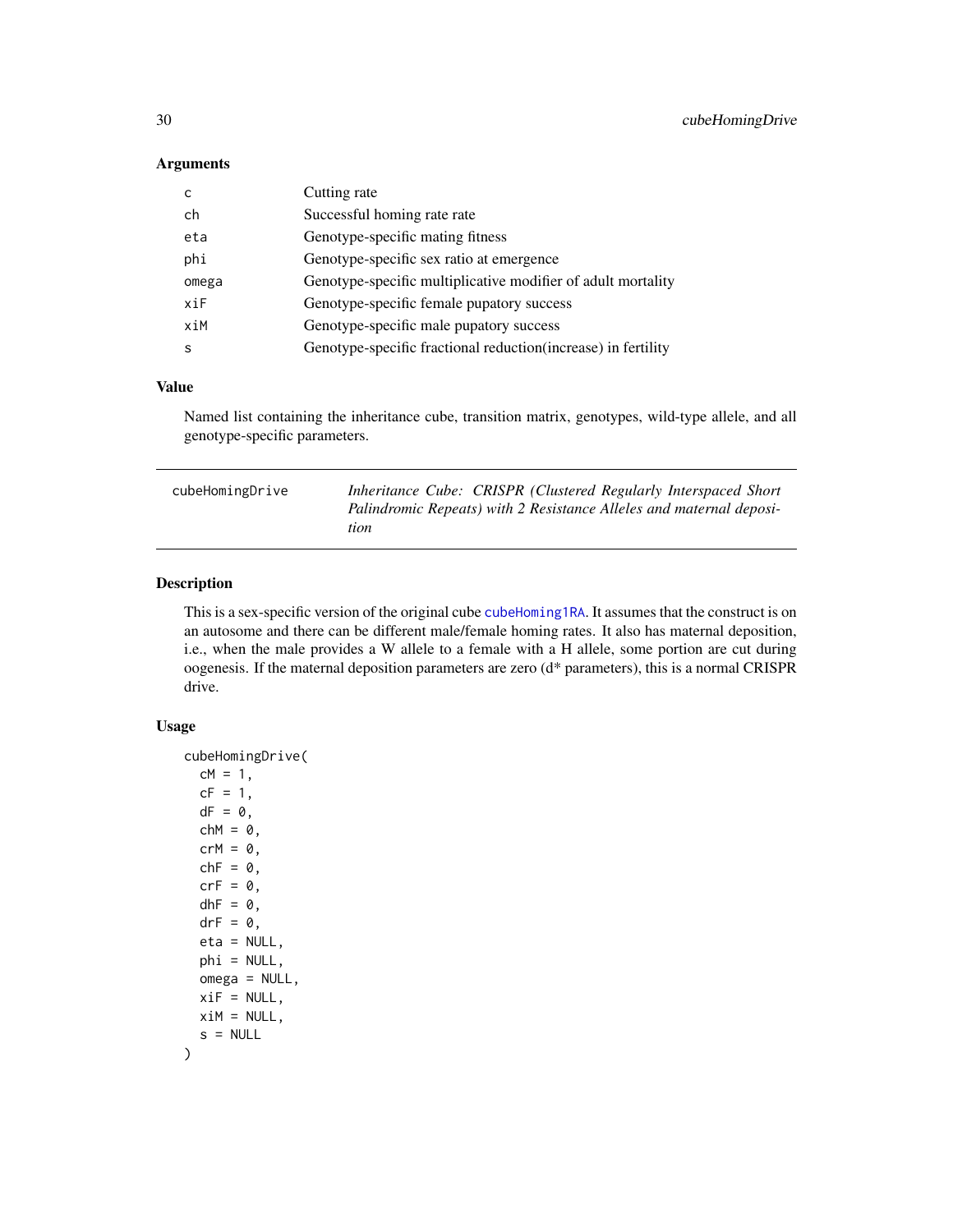### Arguments

| | |
|---|---|
| c | Cutting rate |
| ch | Successful homing rate rate |
| eta | Genotype-specific mating fitness |
| phi | Genotype-specific sex ratio at emergence |
| omega | Genotype-specific multiplicative modifier of adult mortality |
| xiF | Genotype-specific female pupatory success |
| xiM | Genotype-specific male pupatory success |
| s | Genotype-specific fractional reduction(increase) in fertility |

### Value

Named list containing the inheritance cube, transition matrix, genotypes, wild-type allele, and all genotype-specific parameters.

---

## cubeHomingDrive

*Inheritance Cube: CRISPR (Clustered Regularly Interspaced Short Palindromic Repeats) with 2 Resistance Alleles and maternal deposition*

---

### Description

This is a sex-specific version of the original cube cubeHoming1RA. It assumes that the construct is on an autosome and there can be different male/female homing rates. It also has maternal deposition, i.e., when the male provides a W allele to a female with a H allele, some portion are cut during oogenesis. If the maternal deposition parameters are zero (d* parameters), this is a normal CRISPR drive.

### Usage

```
cubeHomingDrive(
  cM = 1,
  cF = 1,
  dF = 0,
  chM = 0,
  crM = 0,
  chF = 0,
  crF = 0,
  dhF = 0,
  drF = 0,
  eta = NULL,
  phi = NULL,
  omega = NULL,
  xiF = NULL,
  xiM = NULL,
  s = NULL
)
```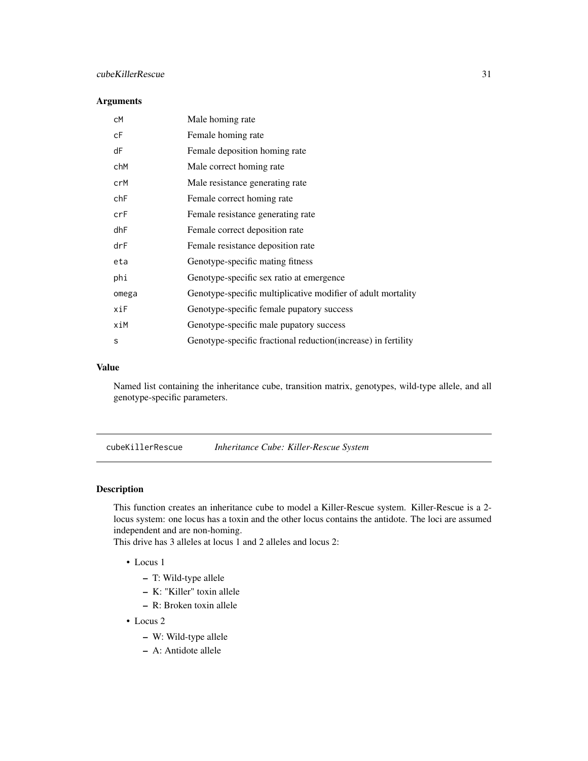## Arguments

| | |
|---|---|
| cM | Male homing rate |
| cF | Female homing rate |
| dF | Female deposition homing rate |
| chM | Male correct homing rate |
| crM | Male resistance generating rate |
| chF | Female correct homing rate |
| crF | Female resistance generating rate |
| dhF | Female correct deposition rate |
| drF | Female resistance deposition rate |
| eta | Genotype-specific mating fitness |
| phi | Genotype-specific sex ratio at emergence |
| omega | Genotype-specific multiplicative modifier of adult mortality |
| xiF | Genotype-specific female pupatory success |
| xiM | Genotype-specific male pupatory success |
| s | Genotype-specific fractional reduction(increase) in fertility |

## Value

Named list containing the inheritance cube, transition matrix, genotypes, wild-type allele, and all genotype-specific parameters.

---

# cubeKillerRescue *Inheritance Cube: Killer-Rescue System*

## Description

This function creates an inheritance cube to model a Killer-Rescue system. Killer-Rescue is a 2-locus system: one locus has a toxin and the other locus contains the antidote. The loci are assumed independent and are non-homing.

This drive has 3 alleles at locus 1 and 2 alleles and locus 2:

- Locus 1
  - T: Wild-type allele
  - K: "Killer" toxin allele
  - R: Broken toxin allele
- Locus 2
  - W: Wild-type allele
  - A: Antidote allele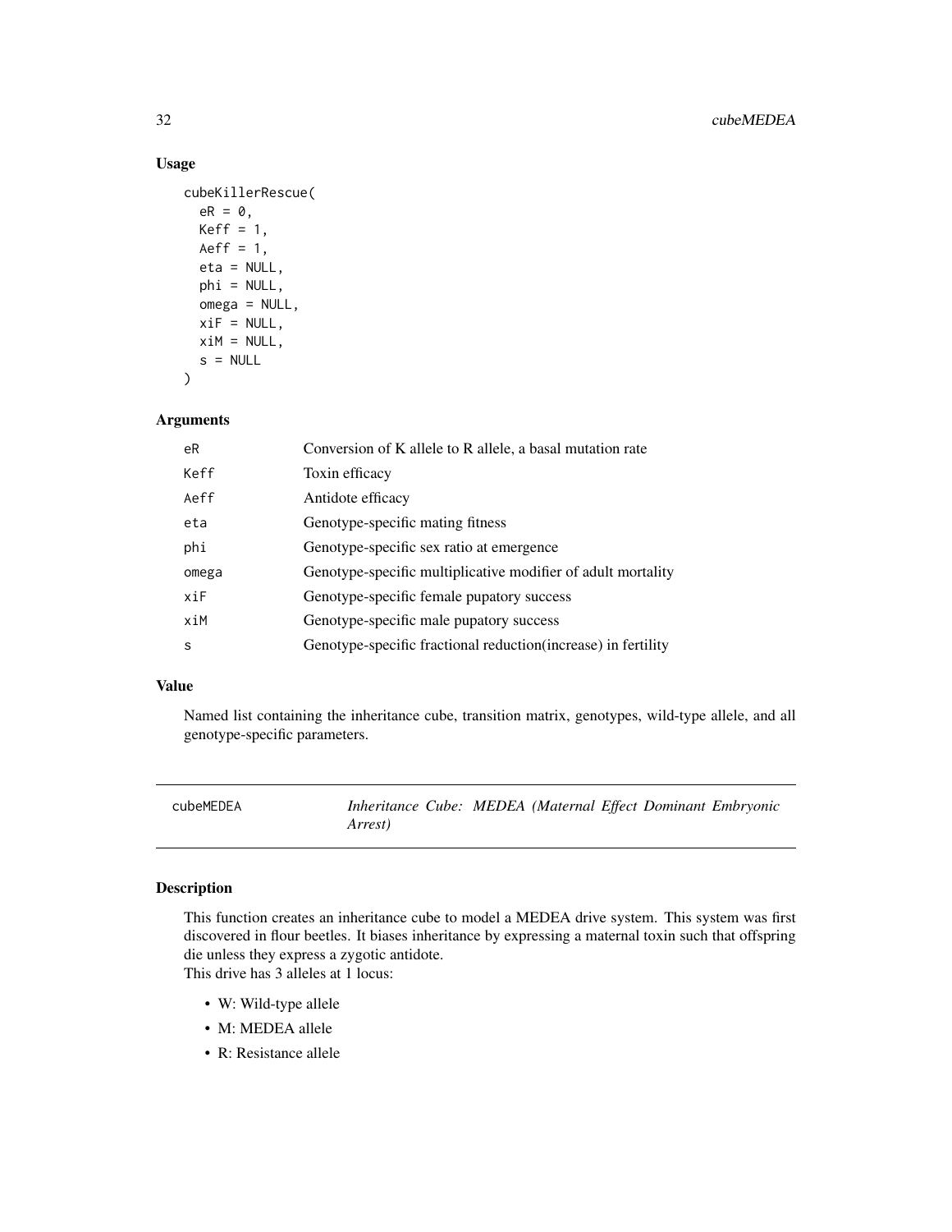### Usage

```
cubeKillerRescue(
  eR = 0,
  Keff = 1,
  Aeff = 1,
  eta = NULL,
  phi = NULL,
  omega = NULL,
  xiF = NULL,
  xiM = NULL,
  s = NULL
)
```

### Arguments

| | |
|---|---|
| eR | Conversion of K allele to R allele, a basal mutation rate |
| Keff | Toxin efficacy |
| Aeff | Antidote efficacy |
| eta | Genotype-specific mating fitness |
| phi | Genotype-specific sex ratio at emergence |
| omega | Genotype-specific multiplicative modifier of adult mortality |
| xiF | Genotype-specific female pupatory success |
| xiM | Genotype-specific male pupatory success |
| s | Genotype-specific fractional reduction(increase) in fertility |

### Value

Named list containing the inheritance cube, transition matrix, genotypes, wild-type allele, and all genotype-specific parameters.

---

## cubeMEDEA — *Inheritance Cube: MEDEA (Maternal Effect Dominant Embryonic Arrest)*

### Description

This function creates an inheritance cube to model a MEDEA drive system. This system was first discovered in flour beetles. It biases inheritance by expressing a maternal toxin such that offspring die unless they express a zygotic antidote.
This drive has 3 alleles at 1 locus:

- W: Wild-type allele
- M: MEDEA allele
- R: Resistance allele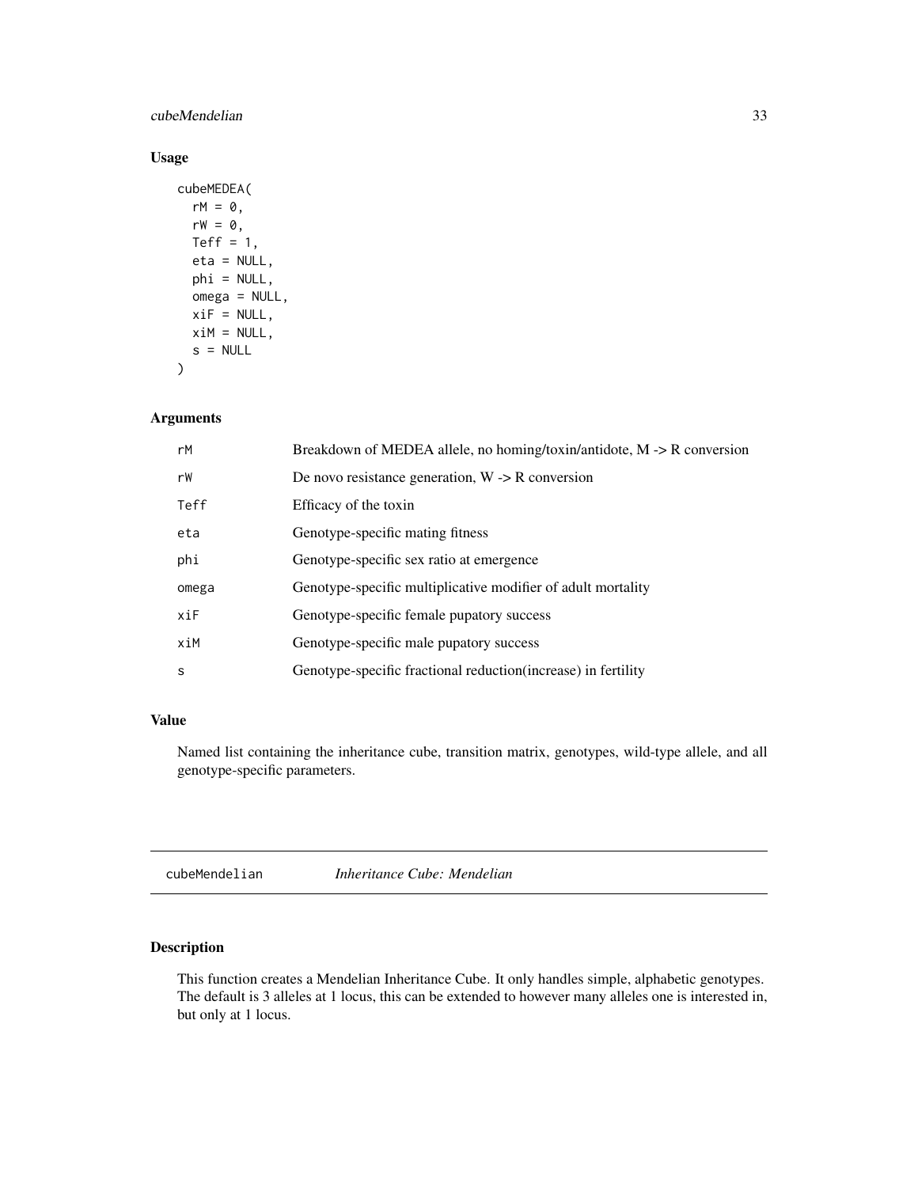## Usage

```
cubeMEDEA(
  rM = 0,
  rW = 0,
  Teff = 1,
  eta = NULL,
  phi = NULL,
  omega = NULL,
  xiF = NULL,
  xiM = NULL,
  s = NULL
)
```

## Arguments

| | |
|---|---|
| rM | Breakdown of MEDEA allele, no homing/toxin/antidote, M -> R conversion |
| rW | De novo resistance generation, W -> R conversion |
| Teff | Efficacy of the toxin |
| eta | Genotype-specific mating fitness |
| phi | Genotype-specific sex ratio at emergence |
| omega | Genotype-specific multiplicative modifier of adult mortality |
| xiF | Genotype-specific female pupatory success |
| xiM | Genotype-specific male pupatory success |
| s | Genotype-specific fractional reduction(increase) in fertility |

## Value

Named list containing the inheritance cube, transition matrix, genotypes, wild-type allele, and all genotype-specific parameters.

---

# cubeMendelian *Inheritance Cube: Mendelian*

## Description

This function creates a Mendelian Inheritance Cube. It only handles simple, alphabetic genotypes. The default is 3 alleles at 1 locus, this can be extended to however many alleles one is interested in, but only at 1 locus.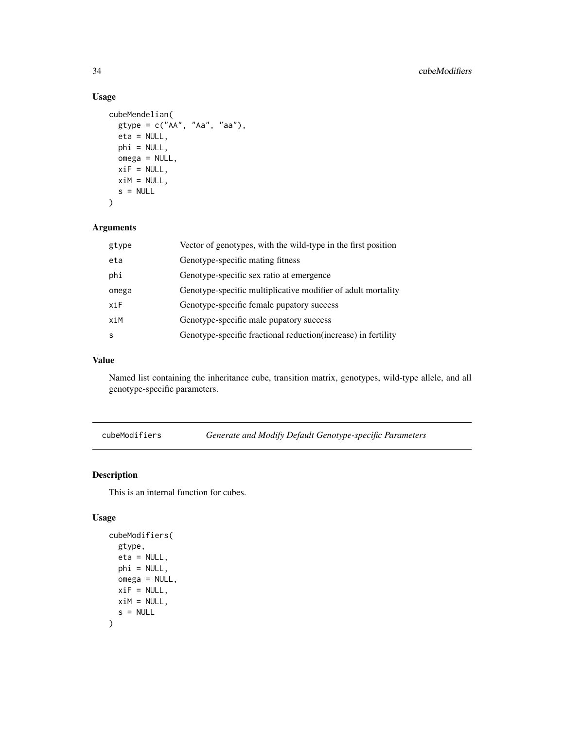## Usage

```
cubeMendelian(
  gtype = c("AA", "Aa", "aa"),
  eta = NULL,
  phi = NULL,
  omega = NULL,
  xiF = NULL,
  xiM = NULL,
  s = NULL
)
```

## Arguments

| | |
|---|---|
| gtype | Vector of genotypes, with the wild-type in the first position |
| eta | Genotype-specific mating fitness |
| phi | Genotype-specific sex ratio at emergence |
| omega | Genotype-specific multiplicative modifier of adult mortality |
| xiF | Genotype-specific female pupatory success |
| xiM | Genotype-specific male pupatory success |
| s | Genotype-specific fractional reduction(increase) in fertility |

## Value

Named list containing the inheritance cube, transition matrix, genotypes, wild-type allele, and all genotype-specific parameters.

---

# cubeModifiers *Generate and Modify Default Genotype-specific Parameters*

## Description

This is an internal function for cubes.

## Usage

```
cubeModifiers(
  gtype,
  eta = NULL,
  phi = NULL,
  omega = NULL,
  xiF = NULL,
  xiM = NULL,
  s = NULL
)
```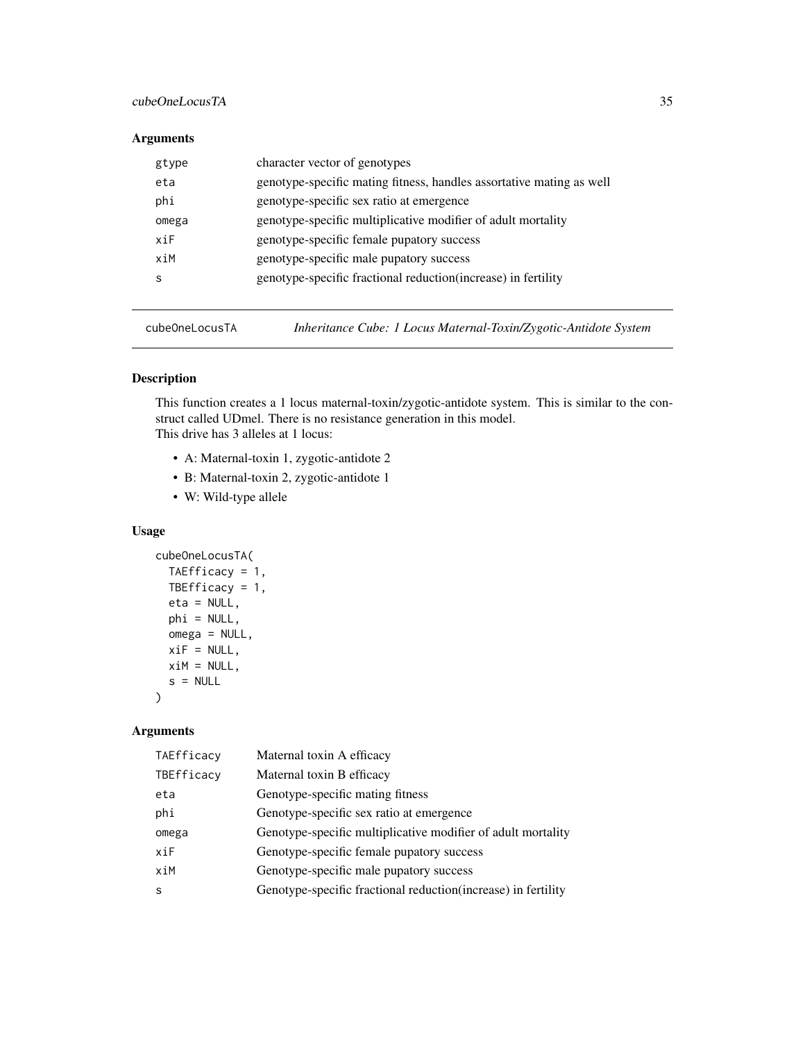### Arguments

| | |
|---|---|
| gtype | character vector of genotypes |
| eta | genotype-specific mating fitness, handles assortative mating as well |
| phi | genotype-specific sex ratio at emergence |
| omega | genotype-specific multiplicative modifier of adult mortality |
| xiF | genotype-specific female pupatory success |
| xiM | genotype-specific male pupatory success |
| s | genotype-specific fractional reduction(increase) in fertility |

---

## cubeOneLocusTA — *Inheritance Cube: 1 Locus Maternal-Toxin/Zygotic-Antidote System*

### Description

This function creates a 1 locus maternal-toxin/zygotic-antidote system. This is similar to the construct called UDmel. There is no resistance generation in this model.
This drive has 3 alleles at 1 locus:

- A: Maternal-toxin 1, zygotic-antidote 2
- B: Maternal-toxin 2, zygotic-antidote 1
- W: Wild-type allele

### Usage

```
cubeOneLocusTA(
  TAEfficacy = 1,
  TBEfficacy = 1,
  eta = NULL,
  phi = NULL,
  omega = NULL,
  xiF = NULL,
  xiM = NULL,
  s = NULL
)
```

### Arguments

| | |
|---|---|
| TAEfficacy | Maternal toxin A efficacy |
| TBEfficacy | Maternal toxin B efficacy |
| eta | Genotype-specific mating fitness |
| phi | Genotype-specific sex ratio at emergence |
| omega | Genotype-specific multiplicative modifier of adult mortality |
| xiF | Genotype-specific female pupatory success |
| xiM | Genotype-specific male pupatory success |
| s | Genotype-specific fractional reduction(increase) in fertility |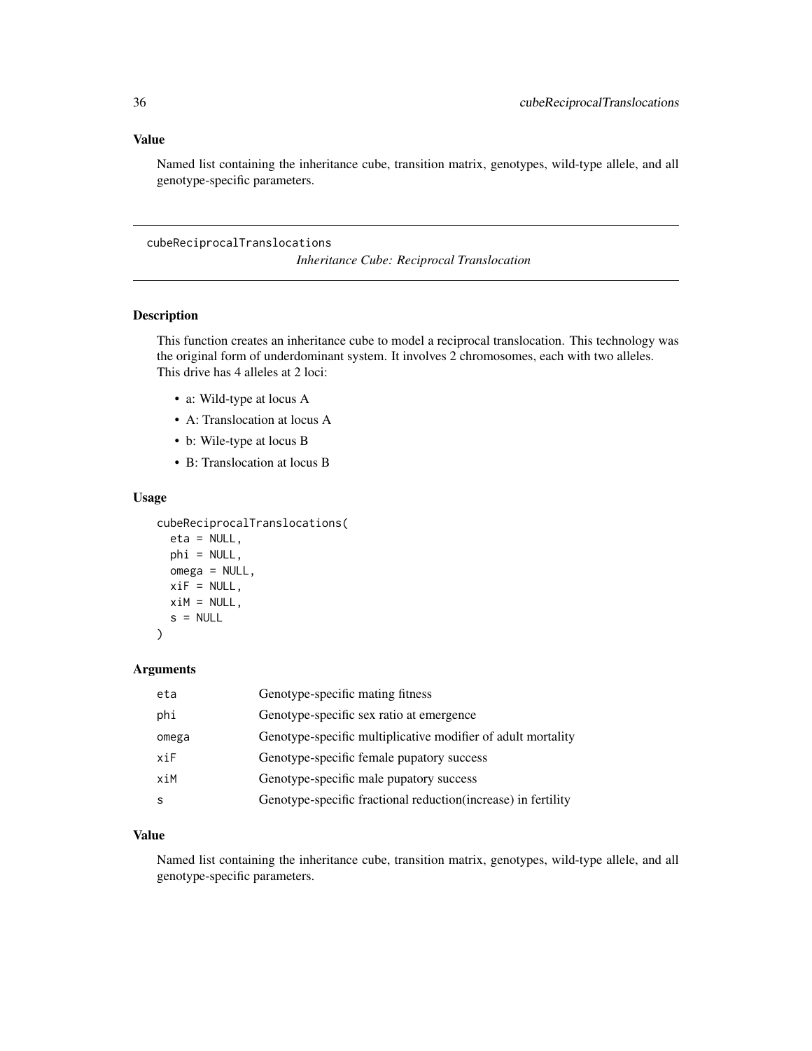## Value

Named list containing the inheritance cube, transition matrix, genotypes, wild-type allele, and all genotype-specific parameters.

---

cubeReciprocalTranslocations

*Inheritance Cube: Reciprocal Translocation*

---

## Description

This function creates an inheritance cube to model a reciprocal translocation. This technology was the original form of underdominant system. It involves 2 chromosomes, each with two alleles. This drive has 4 alleles at 2 loci:

- a: Wild-type at locus A
- A: Translocation at locus A
- b: Wile-type at locus B
- B: Translocation at locus B

## Usage

```
cubeReciprocalTranslocations(
  eta = NULL,
  phi = NULL,
  omega = NULL,
  xiF = NULL,
  xiM = NULL,
  s = NULL
)
```

## Arguments

| | |
|---|---|
| eta | Genotype-specific mating fitness |
| phi | Genotype-specific sex ratio at emergence |
| omega | Genotype-specific multiplicative modifier of adult mortality |
| xiF | Genotype-specific female pupatory success |
| xiM | Genotype-specific male pupatory success |
| s | Genotype-specific fractional reduction(increase) in fertility |

## Value

Named list containing the inheritance cube, transition matrix, genotypes, wild-type allele, and all genotype-specific parameters.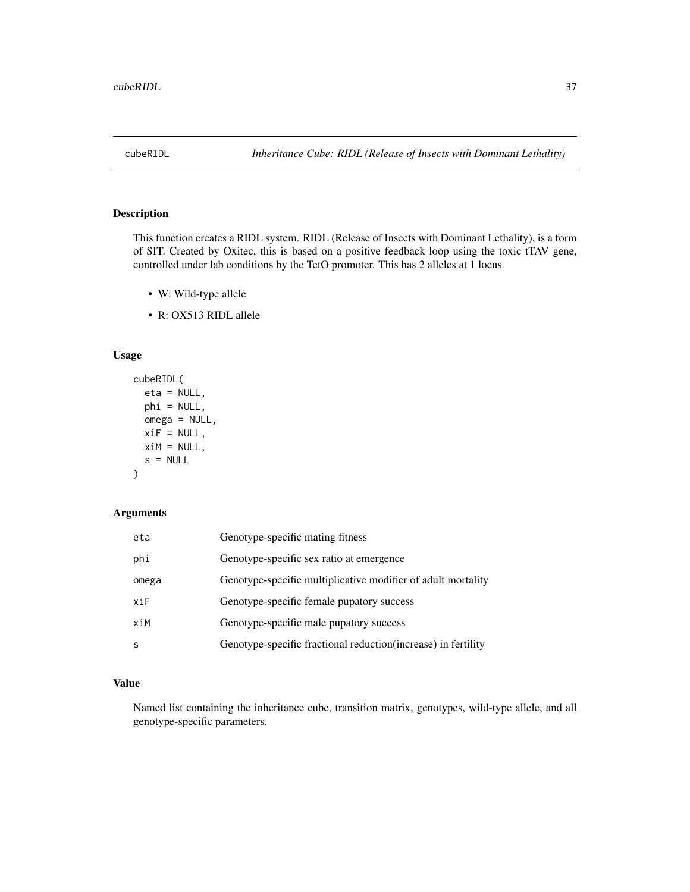# cubeRIDL — *Inheritance Cube: RIDL (Release of Insects with Dominant Lethality)*

## Description

This function creates a RIDL system. RIDL (Release of Insects with Dominant Lethality), is a form of SIT. Created by Oxitec, this is based on a positive feedback loop using the toxic tTAV gene, controlled under lab conditions by the TetO promoter. This has 2 alleles at 1 locus

- W: Wild-type allele
- R: OX513 RIDL allele

## Usage

```
cubeRIDL(
  eta = NULL,
  phi = NULL,
  omega = NULL,
  xiF = NULL,
  xiM = NULL,
  s = NULL
)
```

## Arguments

| | |
|---|---|
| eta | Genotype-specific mating fitness |
| phi | Genotype-specific sex ratio at emergence |
| omega | Genotype-specific multiplicative modifier of adult mortality |
| xiF | Genotype-specific female pupatory success |
| xiM | Genotype-specific male pupatory success |
| s | Genotype-specific fractional reduction(increase) in fertility |

## Value

Named list containing the inheritance cube, transition matrix, genotypes, wild-type allele, and all genotype-specific parameters.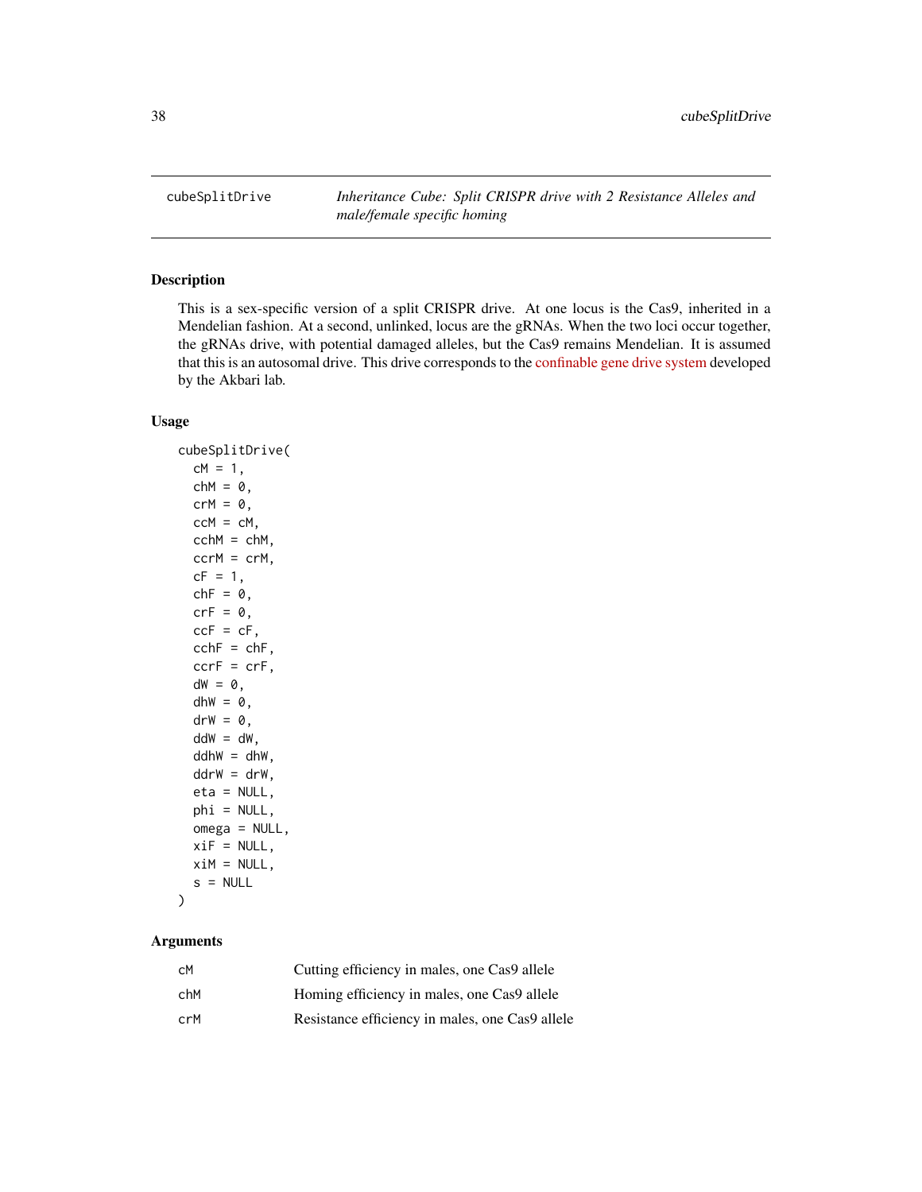## cubeSplitDrive

*Inheritance Cube: Split CRISPR drive with 2 Resistance Alleles and male/female specific homing*

### Description

This is a sex-specific version of a split CRISPR drive. At one locus is the Cas9, inherited in a Mendelian fashion. At a second, unlinked, locus are the gRNAs. When the two loci occur together, the gRNAs drive, with potential damaged alleles, but the Cas9 remains Mendelian. It is assumed that this is an autosomal drive. This drive corresponds to the confinable gene drive system developed by the Akbari lab.

### Usage

```
cubeSplitDrive(
  cM = 1,
  chM = 0,
  crM = 0,
  ccM = cM,
  cchM = chM,
  ccrM = crM,
  cF = 1,
  chF = 0,
  crF = 0,
  ccF = cF,
  cchF = chF,
  ccrF = crF,
  dW = 0,
  dhW = 0,
  drW = 0,
  ddW = dW,
  ddhW = dhW,
  ddrW = drW,
  eta = NULL,
  phi = NULL,
  omega = NULL,
  xiF = NULL,
  xiM = NULL,
  s = NULL
)
```

### Arguments

| | |
|---|---|
| cM | Cutting efficiency in males, one Cas9 allele |
| chM | Homing efficiency in males, one Cas9 allele |
| crM | Resistance efficiency in males, one Cas9 allele |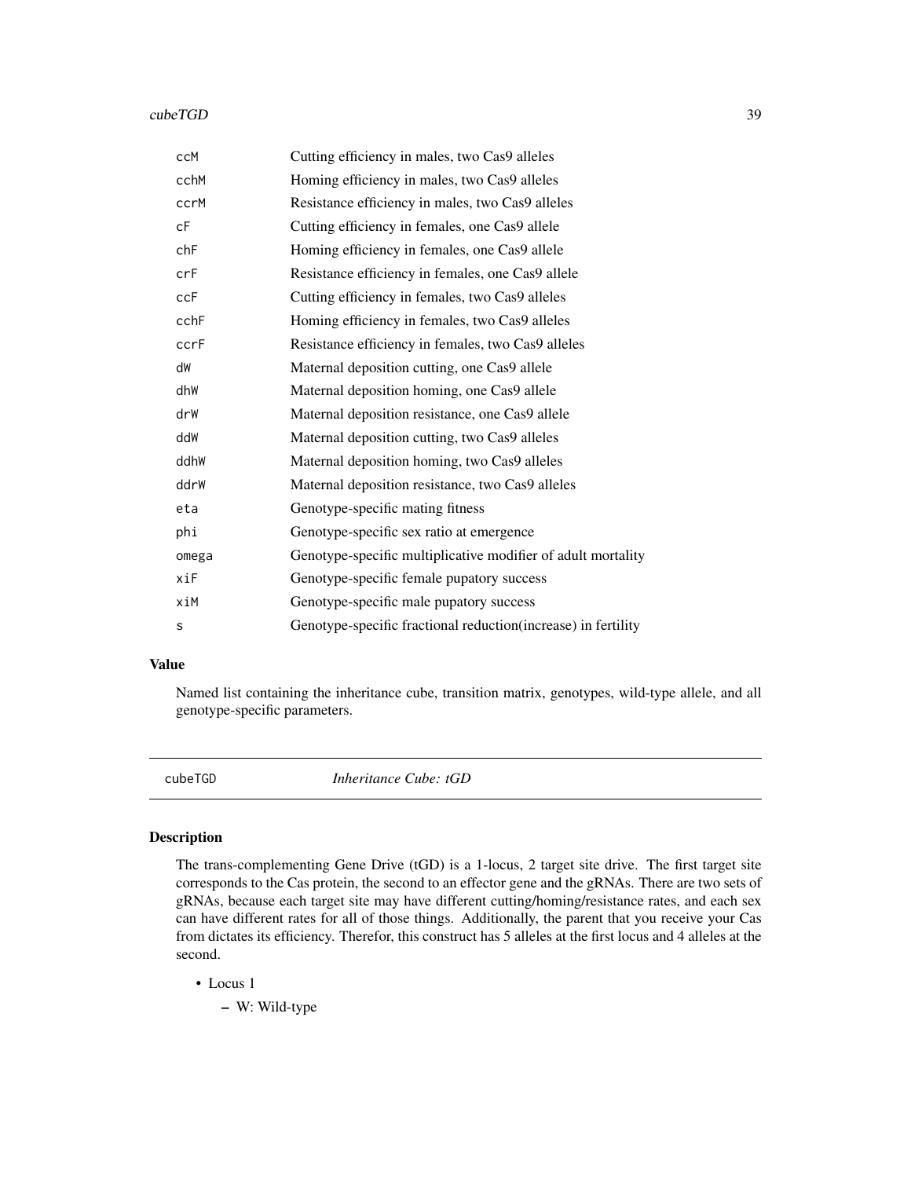| | |
|---|---|
| ccM | Cutting efficiency in males, two Cas9 alleles |
| cchM | Homing efficiency in males, two Cas9 alleles |
| ccrM | Resistance efficiency in males, two Cas9 alleles |
| cF | Cutting efficiency in females, one Cas9 allele |
| chF | Homing efficiency in females, one Cas9 allele |
| crF | Resistance efficiency in females, one Cas9 allele |
| ccF | Cutting efficiency in females, two Cas9 alleles |
| cchF | Homing efficiency in females, two Cas9 alleles |
| ccrF | Resistance efficiency in females, two Cas9 alleles |
| dW | Maternal deposition cutting, one Cas9 allele |
| dhW | Maternal deposition homing, one Cas9 allele |
| drW | Maternal deposition resistance, one Cas9 allele |
| ddW | Maternal deposition cutting, two Cas9 alleles |
| ddhW | Maternal deposition homing, two Cas9 alleles |
| ddrW | Maternal deposition resistance, two Cas9 alleles |
| eta | Genotype-specific mating fitness |
| phi | Genotype-specific sex ratio at emergence |
| omega | Genotype-specific multiplicative modifier of adult mortality |
| xiF | Genotype-specific female pupatory success |
| xiM | Genotype-specific male pupatory success |
| s | Genotype-specific fractional reduction(increase) in fertility |

### Value

Named list containing the inheritance cube, transition matrix, genotypes, wild-type allele, and all genotype-specific parameters.

## cubeTGD *Inheritance Cube: tGD*

### Description

The trans-complementing Gene Drive (tGD) is a 1-locus, 2 target site drive. The first target site corresponds to the Cas protein, the second to an effector gene and the gRNAs. There are two sets of gRNAs, because each target site may have different cutting/homing/resistance rates, and each sex can have different rates for all of those things. Additionally, the parent that you receive your Cas from dictates its efficiency. Therefor, this construct has 5 alleles at the first locus and 4 alleles at the second.

- Locus 1
  - W: Wild-type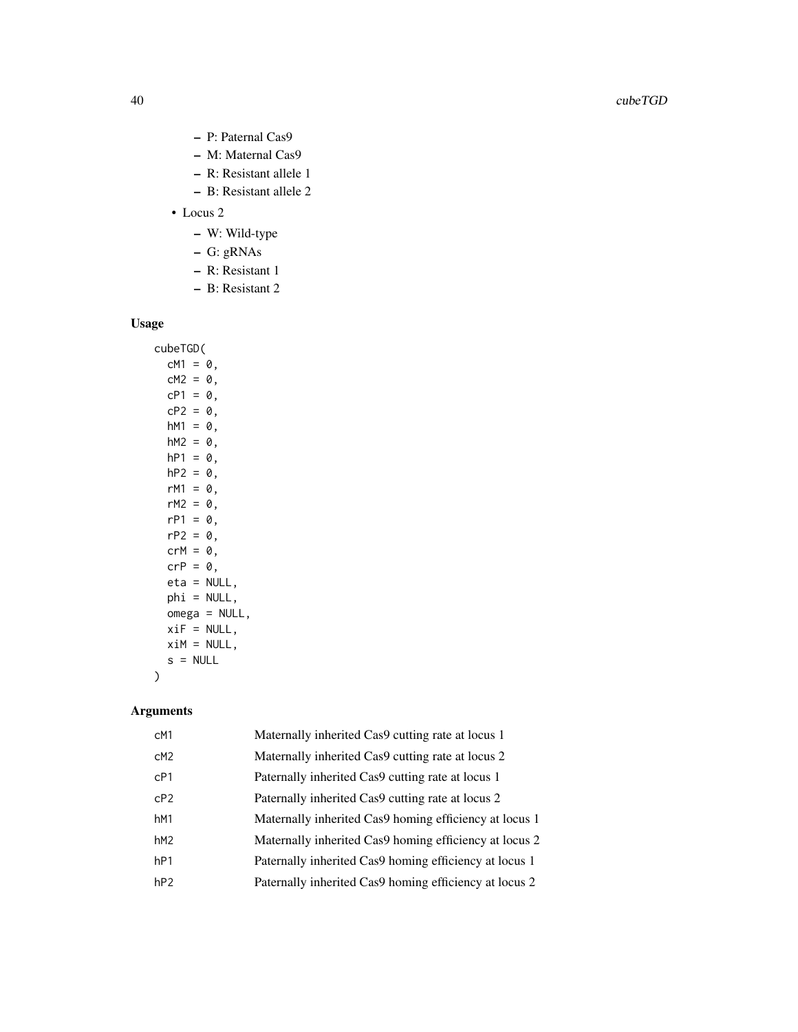- P: Paternal Cas9
  - M: Maternal Cas9
  - R: Resistant allele 1
  - B: Resistant allele 2
- Locus 2
  - W: Wild-type
  - G: gRNAs
  - R: Resistant 1
  - B: Resistant 2

### Usage

```
cubeTGD(
  cM1 = 0,
  cM2 = 0,
  cP1 = 0,
  cP2 = 0,
  hM1 = 0,
  hM2 = 0,
  hP1 = 0,
  hP2 = 0,
  rM1 = 0,
  rM2 = 0,
  rP1 = 0,
  rP2 = 0,
  crM = 0,
  crP = 0,
  eta = NULL,
  phi = NULL,
  omega = NULL,
  xiF = NULL,
  xiM = NULL,
  s = NULL
)
```

### Arguments

| | |
|---|---|
| cM1 | Maternally inherited Cas9 cutting rate at locus 1 |
| cM2 | Maternally inherited Cas9 cutting rate at locus 2 |
| cP1 | Paternally inherited Cas9 cutting rate at locus 1 |
| cP2 | Paternally inherited Cas9 cutting rate at locus 2 |
| hM1 | Maternally inherited Cas9 homing efficiency at locus 1 |
| hM2 | Maternally inherited Cas9 homing efficiency at locus 2 |
| hP1 | Paternally inherited Cas9 homing efficiency at locus 1 |
| hP2 | Paternally inherited Cas9 homing efficiency at locus 2 |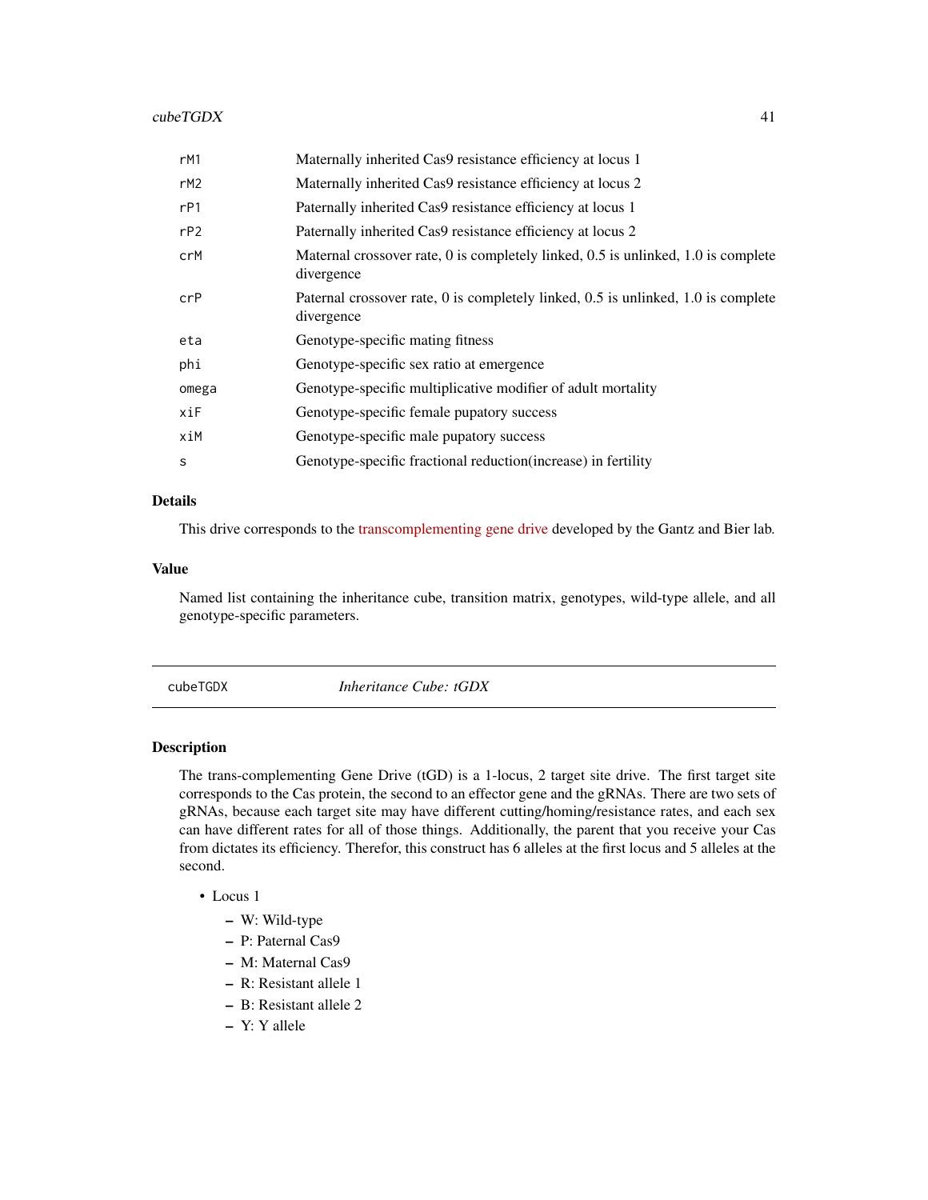| | |
|---|---|
| rM1 | Maternally inherited Cas9 resistance efficiency at locus 1 |
| rM2 | Maternally inherited Cas9 resistance efficiency at locus 2 |
| rP1 | Paternally inherited Cas9 resistance efficiency at locus 1 |
| rP2 | Paternally inherited Cas9 resistance efficiency at locus 2 |
| crM | Maternal crossover rate, 0 is completely linked, 0.5 is unlinked, 1.0 is complete divergence |
| crP | Paternal crossover rate, 0 is completely linked, 0.5 is unlinked, 1.0 is complete divergence |
| eta | Genotype-specific mating fitness |
| phi | Genotype-specific sex ratio at emergence |
| omega | Genotype-specific multiplicative modifier of adult mortality |
| xiF | Genotype-specific female pupatory success |
| xiM | Genotype-specific male pupatory success |
| s | Genotype-specific fractional reduction(increase) in fertility |

### Details

This drive corresponds to the transcomplementing gene drive developed by the Gantz and Bier lab.

### Value

Named list containing the inheritance cube, transition matrix, genotypes, wild-type allele, and all genotype-specific parameters.

---

## cubeTGDX *Inheritance Cube: tGDX*

### Description

The trans-complementing Gene Drive (tGD) is a 1-locus, 2 target site drive. The first target site corresponds to the Cas protein, the second to an effector gene and the gRNAs. There are two sets of gRNAs, because each target site may have different cutting/homing/resistance rates, and each sex can have different rates for all of those things. Additionally, the parent that you receive your Cas from dictates its efficiency. Therefor, this construct has 6 alleles at the first locus and 5 alleles at the second.

- Locus 1
  - W: Wild-type
  - P: Paternal Cas9
  - M: Maternal Cas9
  - R: Resistant allele 1
  - B: Resistant allele 2
  - Y: Y allele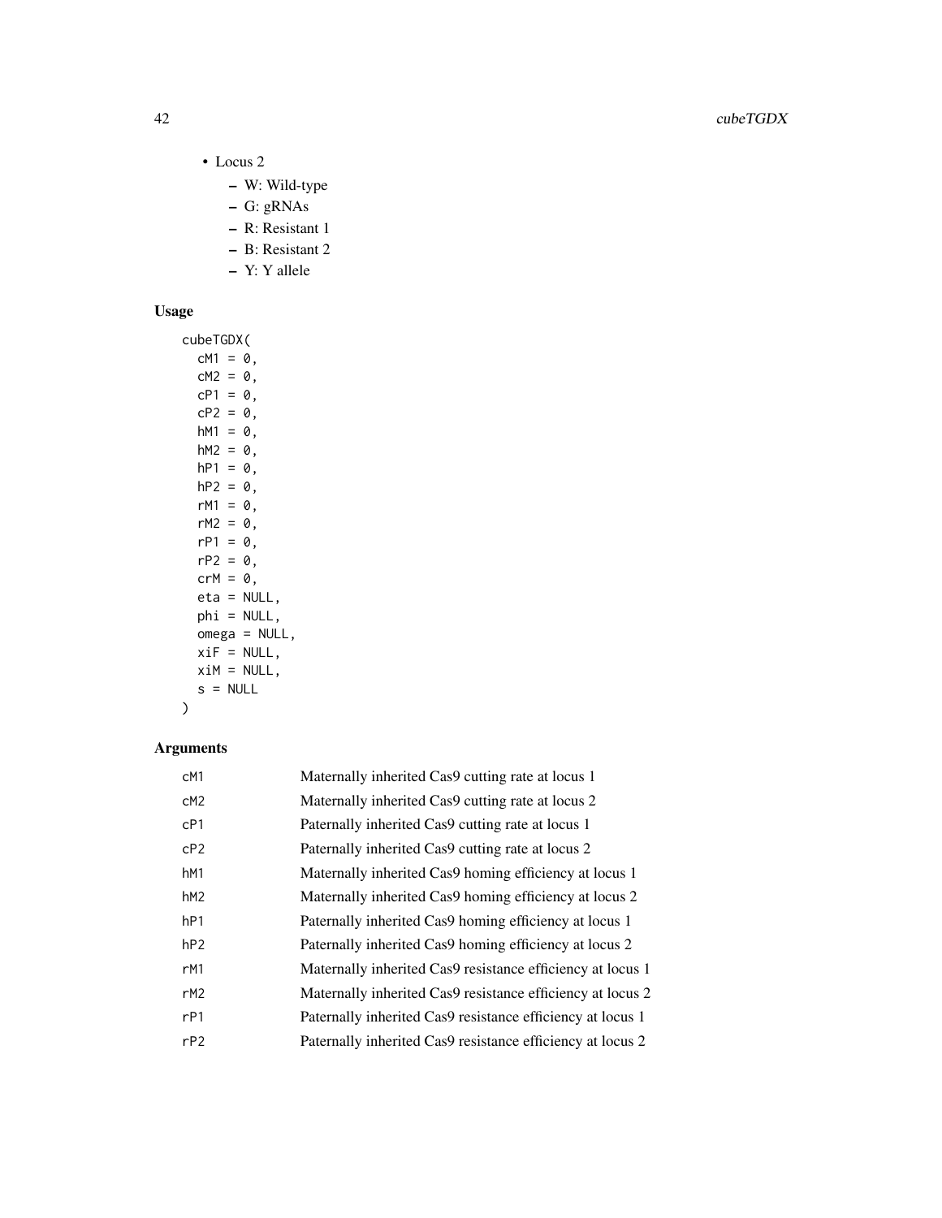- Locus 2
  - W: Wild-type
  - G: gRNAs
  - R: Resistant 1
  - B: Resistant 2
  - Y: Y allele

### Usage

```
cubeTGDX(
  cM1 = 0,
  cM2 = 0,
  cP1 = 0,
  cP2 = 0,
  hM1 = 0,
  hM2 = 0,
  hP1 = 0,
  hP2 = 0,
  rM1 = 0,
  rM2 = 0,
  rP1 = 0,
  rP2 = 0,
  crM = 0,
  eta = NULL,
  phi = NULL,
  omega = NULL,
  xiF = NULL,
  xiM = NULL,
  s = NULL
)
```

### Arguments

| | |
|---|---|
| cM1 | Maternally inherited Cas9 cutting rate at locus 1 |
| cM2 | Maternally inherited Cas9 cutting rate at locus 2 |
| cP1 | Paternally inherited Cas9 cutting rate at locus 1 |
| cP2 | Paternally inherited Cas9 cutting rate at locus 2 |
| hM1 | Maternally inherited Cas9 homing efficiency at locus 1 |
| hM2 | Maternally inherited Cas9 homing efficiency at locus 2 |
| hP1 | Paternally inherited Cas9 homing efficiency at locus 1 |
| hP2 | Paternally inherited Cas9 homing efficiency at locus 2 |
| rM1 | Maternally inherited Cas9 resistance efficiency at locus 1 |
| rM2 | Maternally inherited Cas9 resistance efficiency at locus 2 |
| rP1 | Paternally inherited Cas9 resistance efficiency at locus 1 |
| rP2 | Paternally inherited Cas9 resistance efficiency at locus 2 |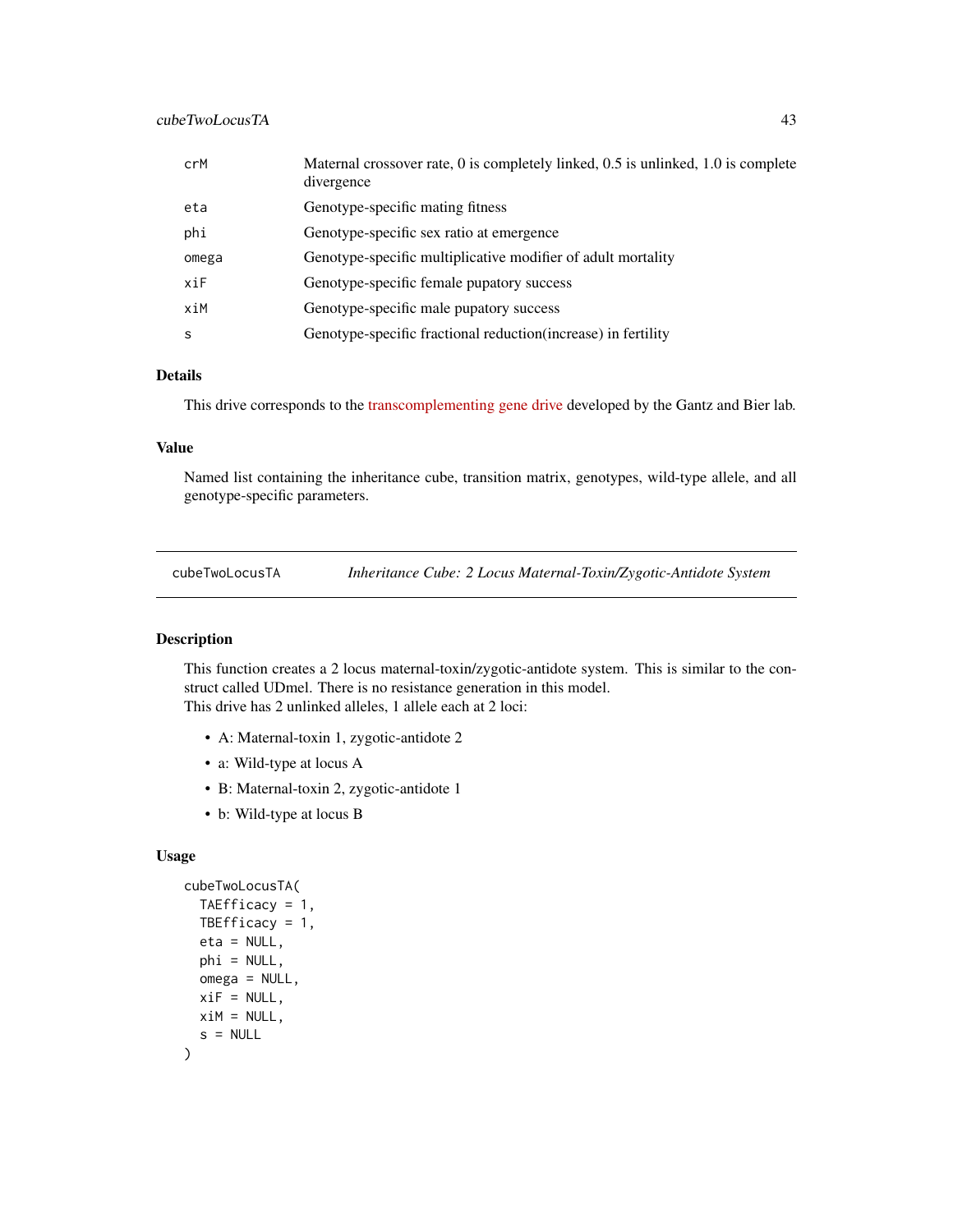| | |
|---|---|
| crM | Maternal crossover rate, 0 is completely linked, 0.5 is unlinked, 1.0 is complete divergence |
| eta | Genotype-specific mating fitness |
| phi | Genotype-specific sex ratio at emergence |
| omega | Genotype-specific multiplicative modifier of adult mortality |
| xiF | Genotype-specific female pupatory success |
| xiM | Genotype-specific male pupatory success |
| s | Genotype-specific fractional reduction(increase) in fertility |

### Details

This drive corresponds to the transcomplementing gene drive developed by the Gantz and Bier lab.

### Value

Named list containing the inheritance cube, transition matrix, genotypes, wild-type allele, and all genotype-specific parameters.

---

## cubeTwoLocusTA — *Inheritance Cube: 2 Locus Maternal-Toxin/Zygotic-Antidote System*

---

### Description

This function creates a 2 locus maternal-toxin/zygotic-antidote system. This is similar to the construct called UDmel. There is no resistance generation in this model.
This drive has 2 unlinked alleles, 1 allele each at 2 loci:

- A: Maternal-toxin 1, zygotic-antidote 2
- a: Wild-type at locus A
- B: Maternal-toxin 2, zygotic-antidote 1
- b: Wild-type at locus B

### Usage

```
cubeTwoLocusTA(
  TAEfficacy = 1,
  TBEfficacy = 1,
  eta = NULL,
  phi = NULL,
  omega = NULL,
  xiF = NULL,
  xiM = NULL,
  s = NULL
)
```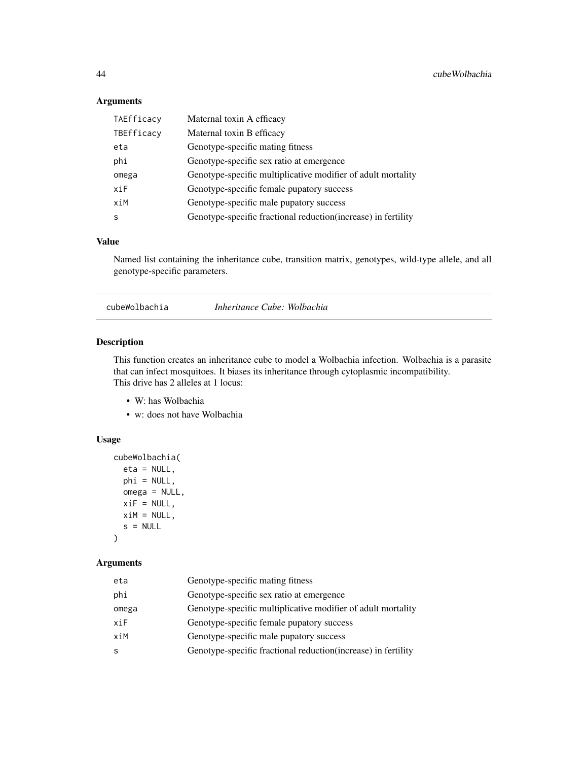### Arguments

| | |
|---|---|
| TAEfficacy | Maternal toxin A efficacy |
| TBEfficacy | Maternal toxin B efficacy |
| eta | Genotype-specific mating fitness |
| phi | Genotype-specific sex ratio at emergence |
| omega | Genotype-specific multiplicative modifier of adult mortality |
| xiF | Genotype-specific female pupatory success |
| xiM | Genotype-specific male pupatory success |
| s | Genotype-specific fractional reduction(increase) in fertility |

### Value

Named list containing the inheritance cube, transition matrix, genotypes, wild-type allele, and all genotype-specific parameters.

---

## cubeWolbachia — *Inheritance Cube: Wolbachia*

---

### Description

This function creates an inheritance cube to model a Wolbachia infection. Wolbachia is a parasite that can infect mosquitoes. It biases its inheritance through cytoplasmic incompatibility.
This drive has 2 alleles at 1 locus:

- W: has Wolbachia
- w: does not have Wolbachia

### Usage

```
cubeWolbachia(
  eta = NULL,
  phi = NULL,
  omega = NULL,
  xiF = NULL,
  xiM = NULL,
  s = NULL
)
```

### Arguments

| | |
|---|---|
| eta | Genotype-specific mating fitness |
| phi | Genotype-specific sex ratio at emergence |
| omega | Genotype-specific multiplicative modifier of adult mortality |
| xiF | Genotype-specific female pupatory success |
| xiM | Genotype-specific male pupatory success |
| s | Genotype-specific fractional reduction(increase) in fertility |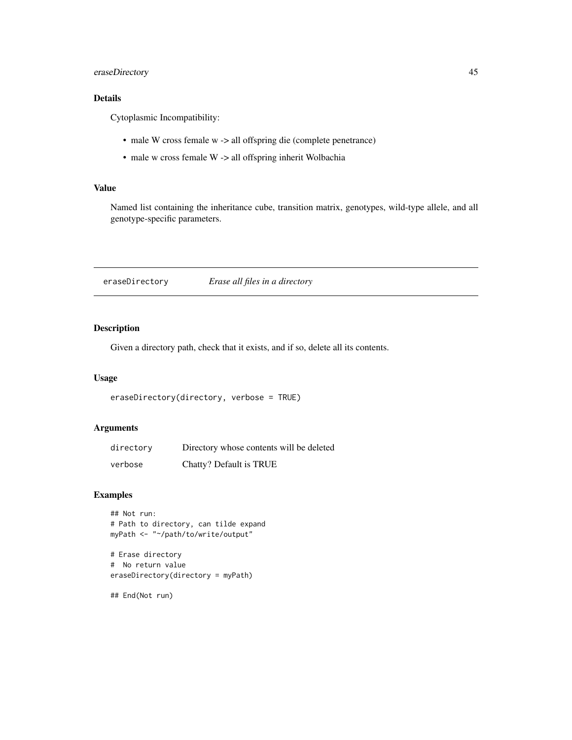### Details

Cytoplasmic Incompatibility:

- male W cross female w -> all offspring die (complete penetrance)
- male w cross female W -> all offspring inherit Wolbachia

### Value

Named list containing the inheritance cube, transition matrix, genotypes, wild-type allele, and all genotype-specific parameters.

---

## eraseDirectory — *Erase all files in a directory*

### Description

Given a directory path, check that it exists, and if so, delete all its contents.

### Usage

```
eraseDirectory(directory, verbose = TRUE)
```

### Arguments

| | |
|---|---|
| directory | Directory whose contents will be deleted |
| verbose | Chatty? Default is TRUE |

### Examples

```
## Not run:
# Path to directory, can tilde expand
myPath <- "~/path/to/write/output"

# Erase directory
#  No return value
eraseDirectory(directory = myPath)

## End(Not run)
```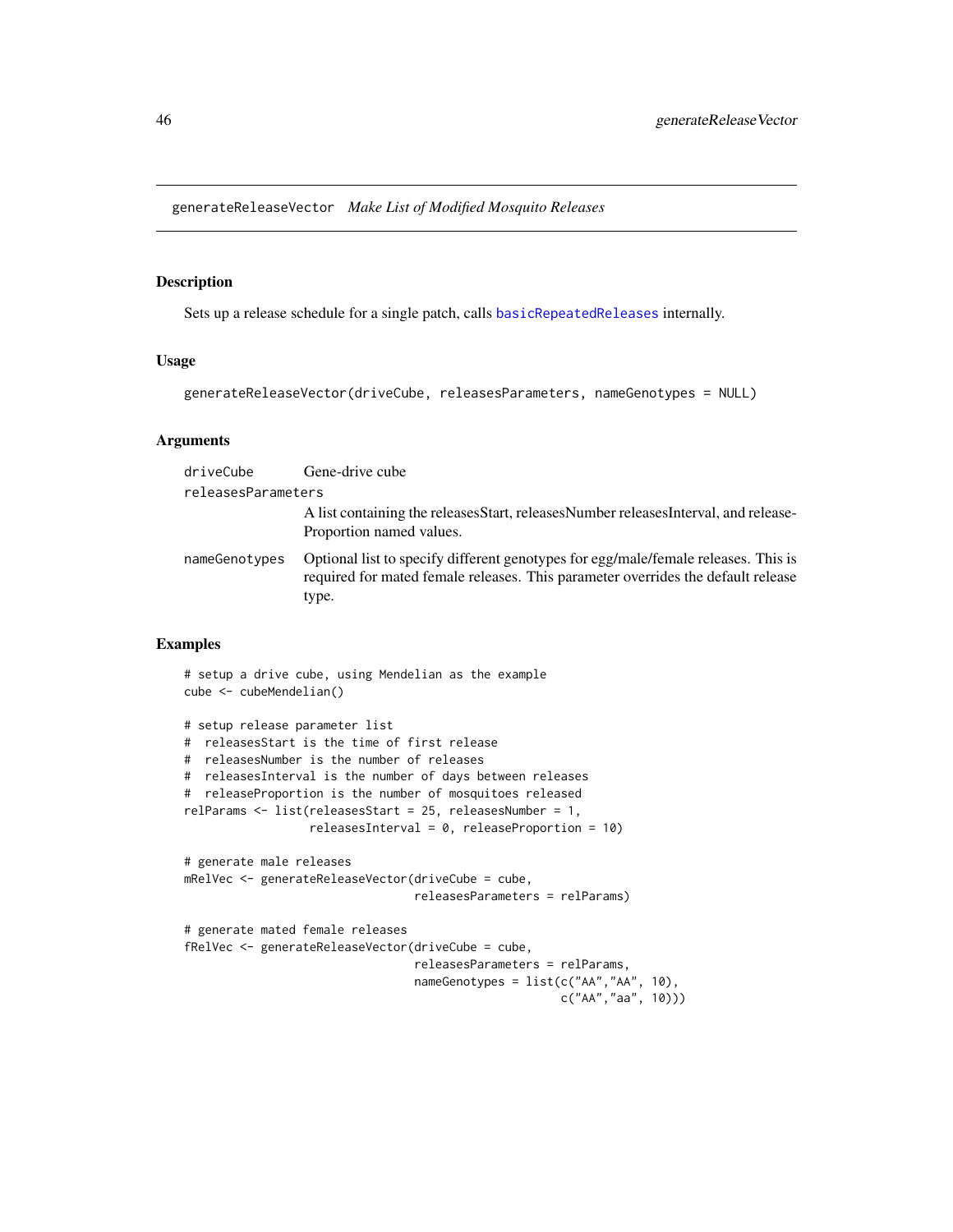## generateReleaseVector *Make List of Modified Mosquito Releases*

### Description

Sets up a release schedule for a single patch, calls basicRepeatedReleases internally.

### Usage

```
generateReleaseVector(driveCube, releasesParameters, nameGenotypes = NULL)
```

### Arguments

| | |
|---|---|
| driveCube | Gene-drive cube |
| releasesParameters | A list containing the releasesStart, releasesNumber releasesInterval, and releaseProportion named values. |
| nameGenotypes | Optional list to specify different genotypes for egg/male/female releases. This is required for mated female releases. This parameter overrides the default release type. |

### Examples

```
# setup a drive cube, using Mendelian as the example
cube <- cubeMendelian()

# setup release parameter list
#  releasesStart is the time of first release
#  releasesNumber is the number of releases
#  releasesInterval is the number of days between releases
#  releaseProportion is the number of mosquitoes released
relParams <- list(releasesStart = 25, releasesNumber = 1,
                  releasesInterval = 0, releaseProportion = 10)

# generate male releases
mRelVec <- generateReleaseVector(driveCube = cube,
                                 releasesParameters = relParams)

# generate mated female releases
fRelVec <- generateReleaseVector(driveCube = cube,
                                 releasesParameters = relParams,
                                 nameGenotypes = list(c("AA","AA", 10),
                                                      c("AA","aa", 10)))
```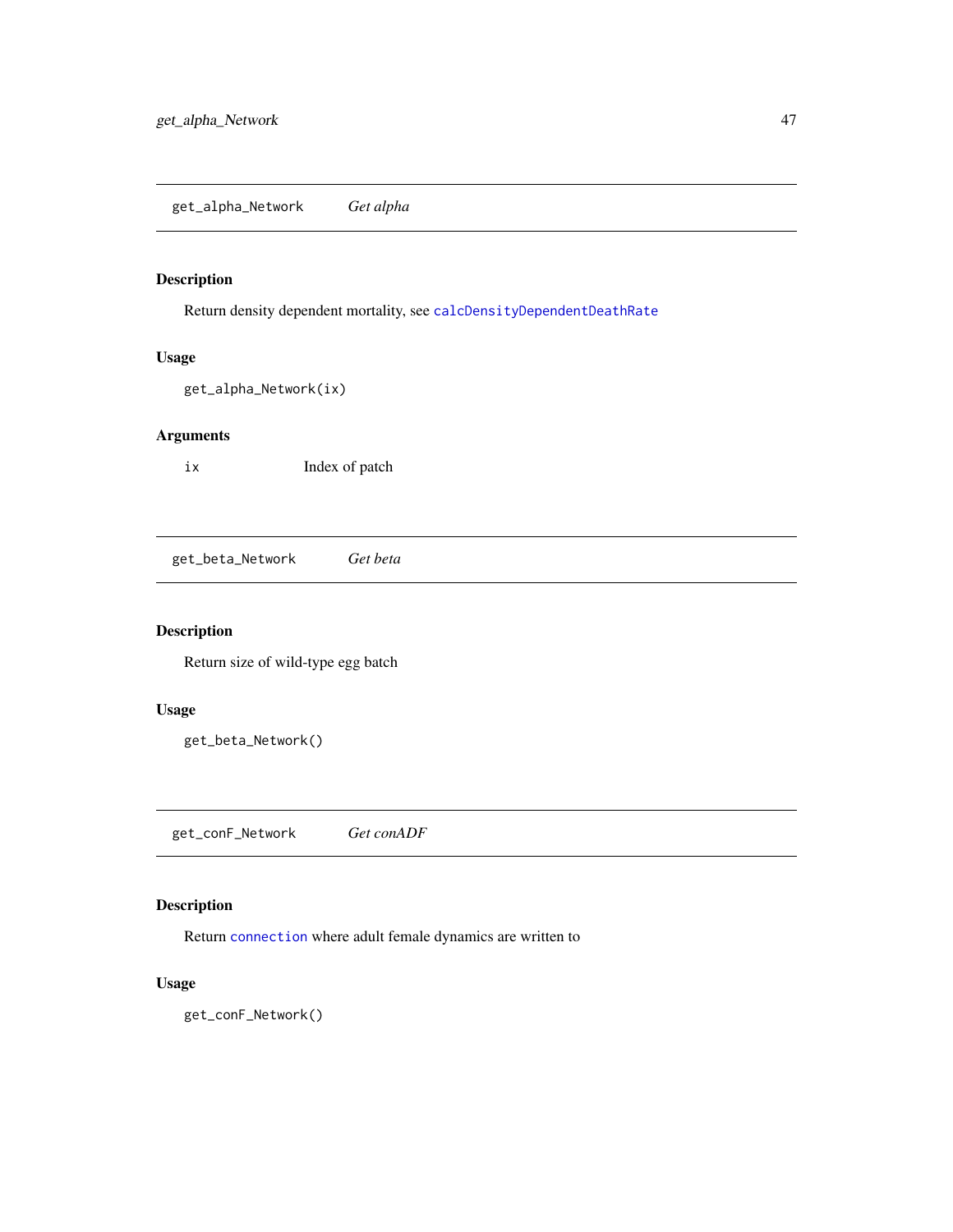## get_alpha_Network *Get alpha*

### Description

Return density dependent mortality, see calcDensityDependentDeathRate

### Usage

```
get_alpha_Network(ix)
```

### Arguments

| | |
|---|---|
| ix | Index of patch |

## get_beta_Network *Get beta*

### Description

Return size of wild-type egg batch

### Usage

```
get_beta_Network()
```

## get_conF_Network *Get conADF*

### Description

Return connection where adult female dynamics are written to

### Usage

```
get_conF_Network()
```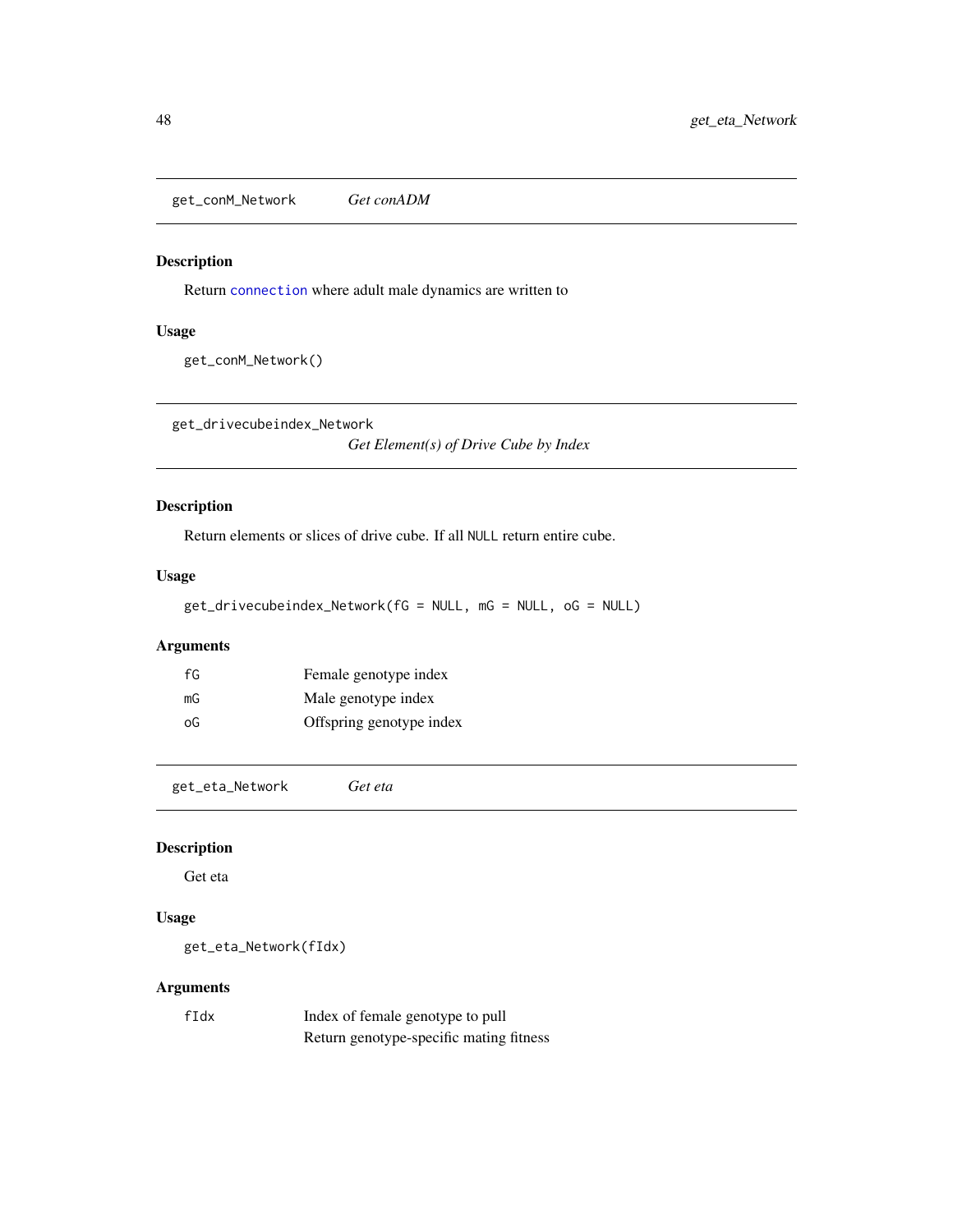## get_conM_Network — *Get conADM*

### Description

Return `connection` where adult male dynamics are written to

### Usage

```
get_conM_Network()
```

## get_drivecubeindex_Network — *Get Element(s) of Drive Cube by Index*

### Description

Return elements or slices of drive cube. If all NULL return entire cube.

### Usage

```
get_drivecubeindex_Network(fG = NULL, mG = NULL, oG = NULL)
```

### Arguments

| | |
|---|---|
| fG | Female genotype index |
| mG | Male genotype index |
| oG | Offspring genotype index |

## get_eta_Network — *Get eta*

### Description

Get eta

### Usage

```
get_eta_Network(fIdx)
```

### Arguments

| | |
|---|---|
| fIdx | Index of female genotype to pull<br>Return genotype-specific mating fitness |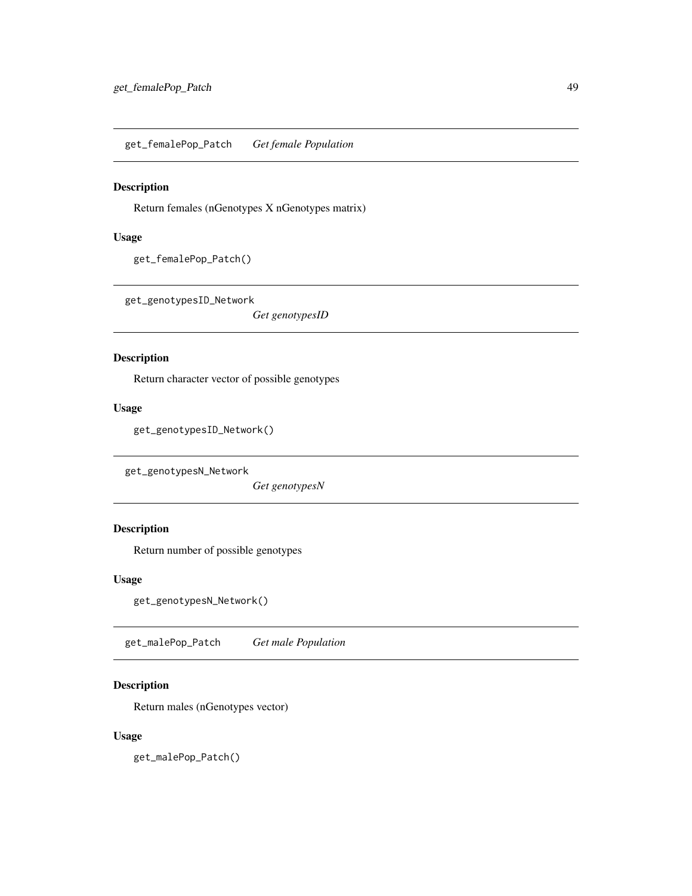## get_femalePop_Patch *Get female Population*

### Description

Return females (nGenotypes X nGenotypes matrix)

### Usage

```
get_femalePop_Patch()
```

## get_genotypesID_Network *Get genotypesID*

### Description

Return character vector of possible genotypes

### Usage

```
get_genotypesID_Network()
```

## get_genotypesN_Network *Get genotypesN*

### Description

Return number of possible genotypes

### Usage

```
get_genotypesN_Network()
```

## get_malePop_Patch *Get male Population*

### Description

Return males (nGenotypes vector)

### Usage

```
get_malePop_Patch()
```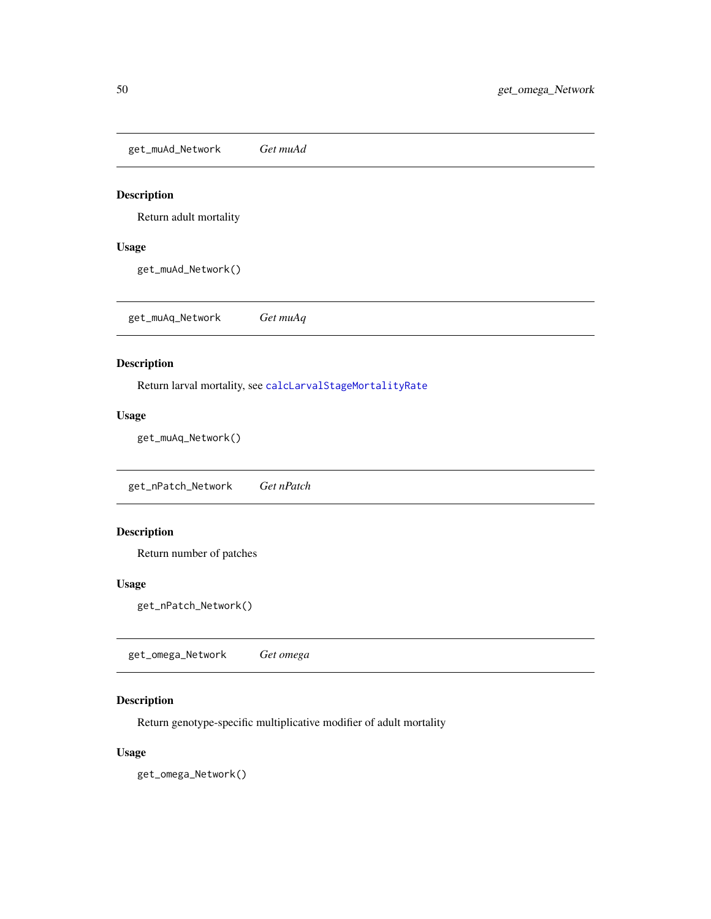## get_muAd_Network — *Get muAd*

### Description

Return adult mortality

### Usage

```
get_muAd_Network()
```

## get_muAq_Network — *Get muAq*

### Description

Return larval mortality, see calcLarvalStageMortalityRate

### Usage

```
get_muAq_Network()
```

## get_nPatch_Network — *Get nPatch*

### Description

Return number of patches

### Usage

```
get_nPatch_Network()
```

## get_omega_Network — *Get omega*

### Description

Return genotype-specific multiplicative modifier of adult mortality

### Usage

```
get_omega_Network()
```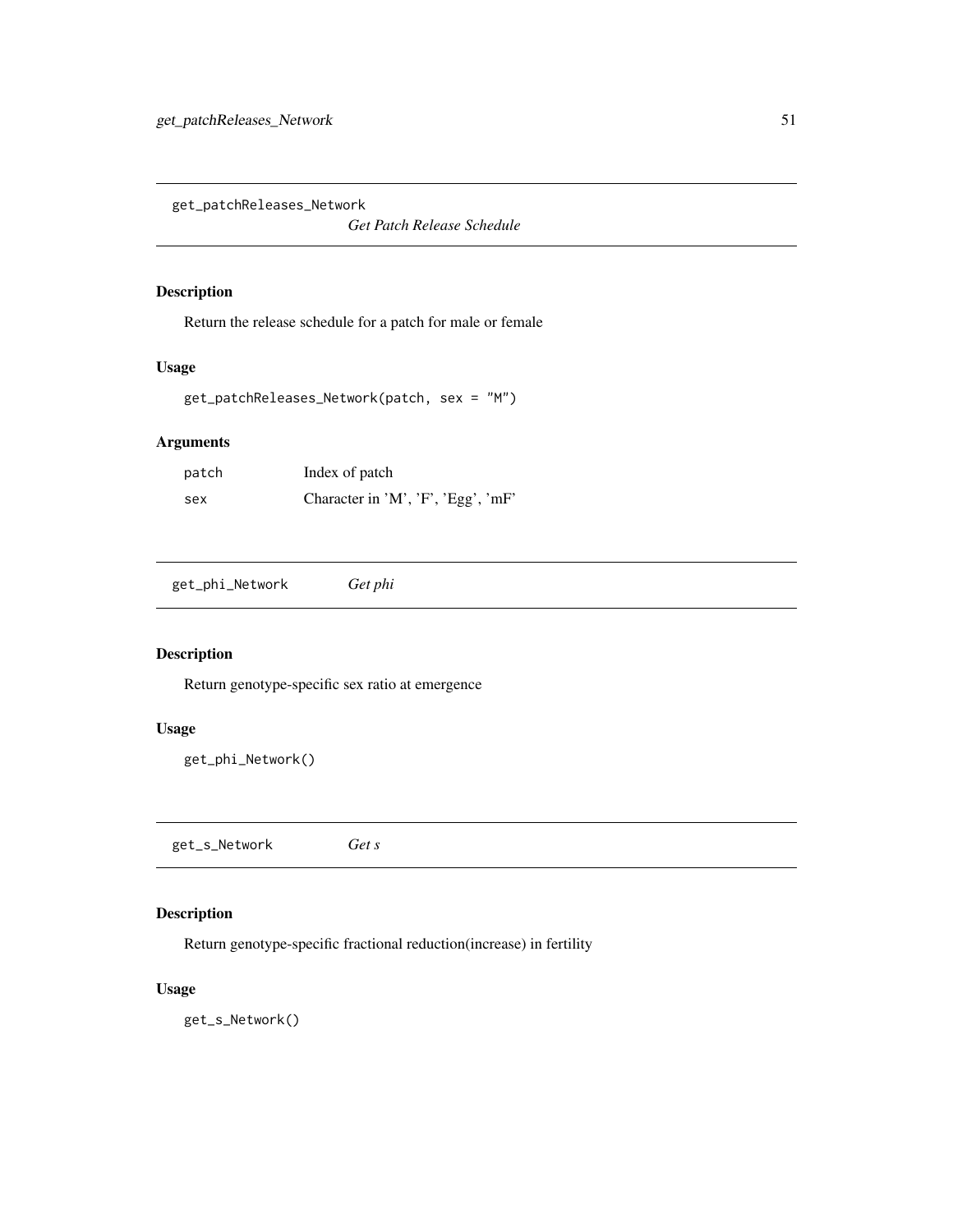## get_patchReleases_Network

*Get Patch Release Schedule*

### Description

Return the release schedule for a patch for male or female

### Usage

```
get_patchReleases_Network(patch, sex = "M")
```

### Arguments

| | |
|---|---|
| patch | Index of patch |
| sex | Character in 'M', 'F', 'Egg', 'mF' |

## get_phi_Network

*Get phi*

### Description

Return genotype-specific sex ratio at emergence

### Usage

```
get_phi_Network()
```

## get_s_Network

*Get s*

### Description

Return genotype-specific fractional reduction(increase) in fertility

### Usage

```
get_s_Network()
```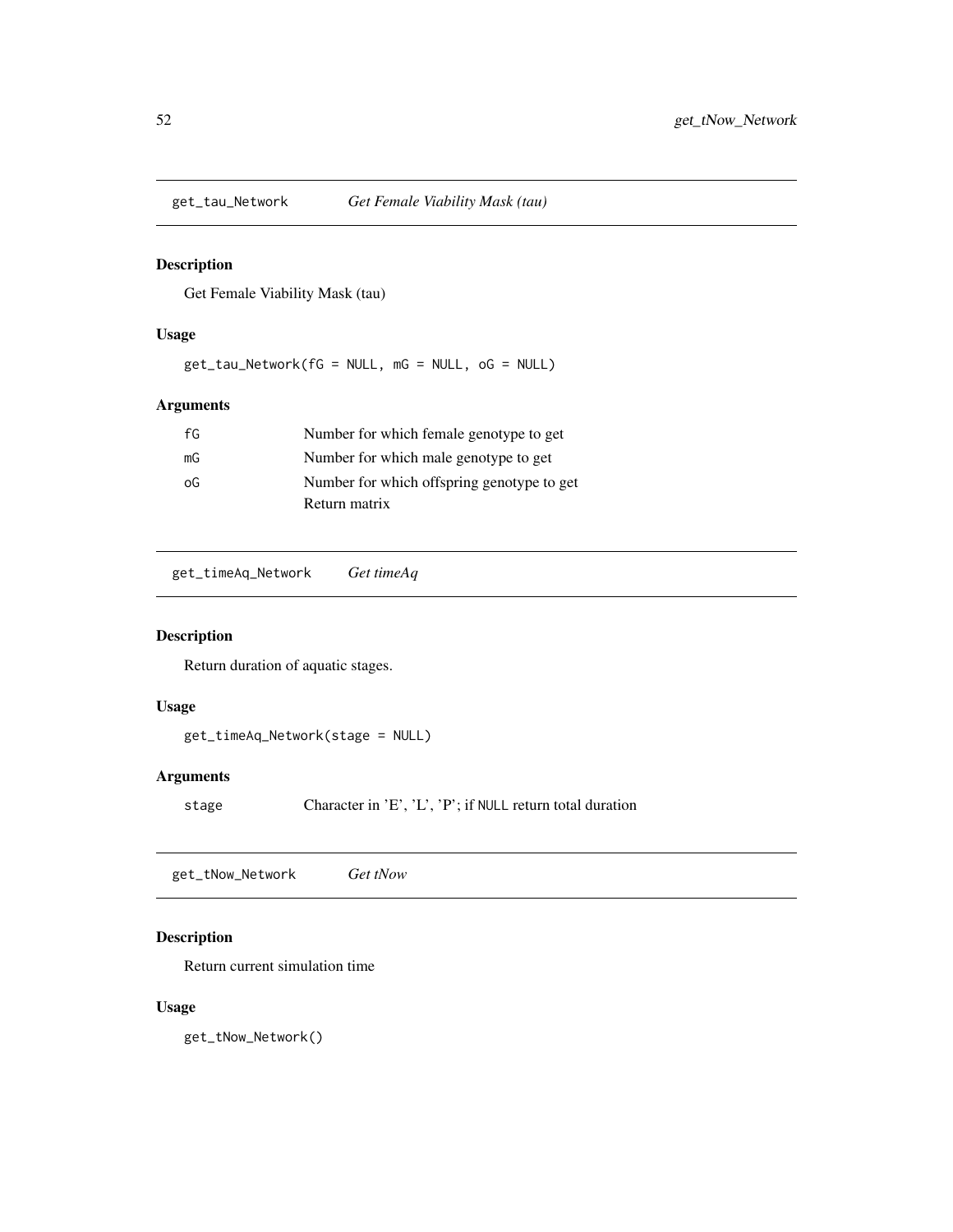## get_tau_Network — *Get Female Viability Mask (tau)*

### Description

Get Female Viability Mask (tau)

### Usage

```
get_tau_Network(fG = NULL, mG = NULL, oG = NULL)
```

### Arguments

| | |
|---|---|
| fG | Number for which female genotype to get |
| mG | Number for which male genotype to get |
| oG | Number for which offspring genotype to get<br>Return matrix |

## get_timeAq_Network — *Get timeAq*

### Description

Return duration of aquatic stages.

### Usage

```
get_timeAq_Network(stage = NULL)
```

### Arguments

| | |
|---|---|
| stage | Character in 'E', 'L', 'P'; if NULL return total duration |

## get_tNow_Network — *Get tNow*

### Description

Return current simulation time

### Usage

```
get_tNow_Network()
```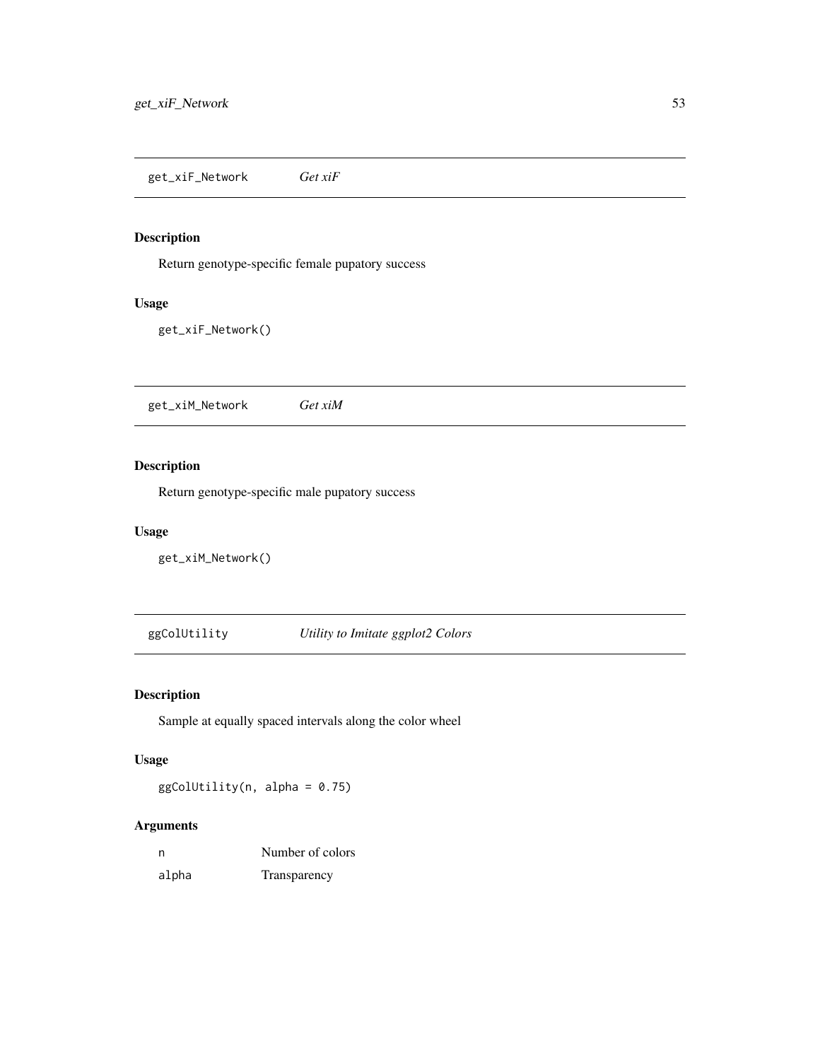## get_xiF_Network — *Get xiF*

### Description

Return genotype-specific female pupatory success

### Usage

```
get_xiF_Network()
```

## get_xiM_Network — *Get xiM*

### Description

Return genotype-specific male pupatory success

### Usage

```
get_xiM_Network()
```

## ggColUtility — *Utility to Imitate ggplot2 Colors*

### Description

Sample at equally spaced intervals along the color wheel

### Usage

```
ggColUtility(n, alpha = 0.75)
```

### Arguments

| | |
|---|---|
| n | Number of colors |
| alpha | Transparency |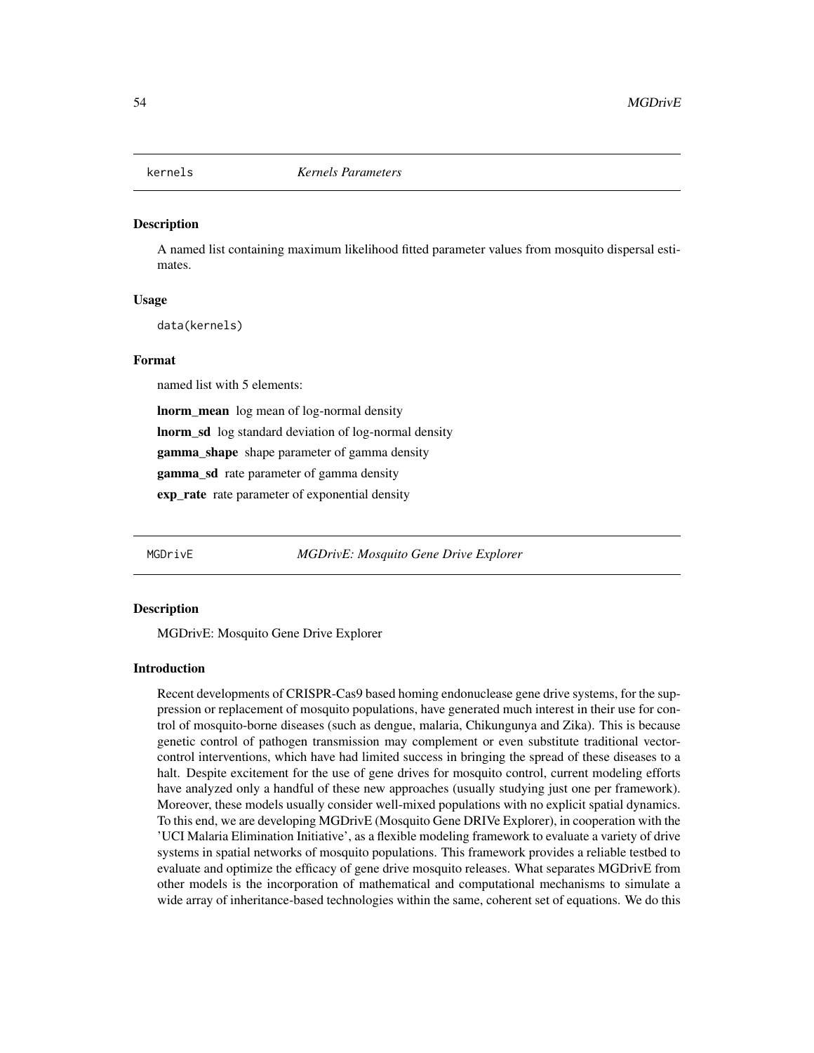## kernels *Kernels Parameters*

### Description

A named list containing maximum likelihood fitted parameter values from mosquito dispersal estimates.

### Usage

```
data(kernels)
```

### Format

named list with 5 elements:

**lnorm_mean** log mean of log-normal density

**lnorm_sd** log standard deviation of log-normal density

**gamma_shape** shape parameter of gamma density

**gamma_sd** rate parameter of gamma density

**exp_rate** rate parameter of exponential density

## MGDrivE *MGDrivE: Mosquito Gene Drive Explorer*

### Description

MGDrivE: Mosquito Gene Drive Explorer

### Introduction

Recent developments of CRISPR-Cas9 based homing endonuclease gene drive systems, for the suppression or replacement of mosquito populations, have generated much interest in their use for control of mosquito-borne diseases (such as dengue, malaria, Chikungunya and Zika). This is because genetic control of pathogen transmission may complement or even substitute traditional vector-control interventions, which have had limited success in bringing the spread of these diseases to a halt. Despite excitement for the use of gene drives for mosquito control, current modeling efforts have analyzed only a handful of these new approaches (usually studying just one per framework). Moreover, these models usually consider well-mixed populations with no explicit spatial dynamics. To this end, we are developing MGDrivE (Mosquito Gene DRIVe Explorer), in cooperation with the 'UCI Malaria Elimination Initiative', as a flexible modeling framework to evaluate a variety of drive systems in spatial networks of mosquito populations. This framework provides a reliable testbed to evaluate and optimize the efficacy of gene drive mosquito releases. What separates MGDrivE from other models is the incorporation of mathematical and computational mechanisms to simulate a wide array of inheritance-based technologies within the same, coherent set of equations. We do this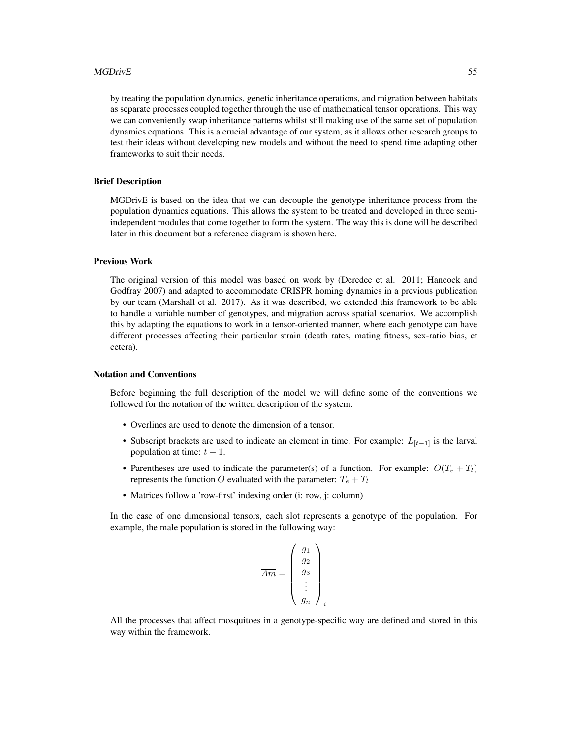by treating the population dynamics, genetic inheritance operations, and migration between habitats as separate processes coupled together through the use of mathematical tensor operations. This way we can conveniently swap inheritance patterns whilst still making use of the same set of population dynamics equations. This is a crucial advantage of our system, as it allows other research groups to test their ideas without developing new models and without the need to spend time adapting other frameworks to suit their needs.

### Brief Description

MGDrivE is based on the idea that we can decouple the genotype inheritance process from the population dynamics equations. This allows the system to be treated and developed in three semi-independent modules that come together to form the system. The way this is done will be described later in this document but a reference diagram is shown here.

### Previous Work

The original version of this model was based on work by (Deredec et al. 2011; Hancock and Godfray 2007) and adapted to accommodate CRISPR homing dynamics in a previous publication by our team (Marshall et al. 2017). As it was described, we extended this framework to be able to handle a variable number of genotypes, and migration across spatial scenarios. We accomplish this by adapting the equations to work in a tensor-oriented manner, where each genotype can have different processes affecting their particular strain (death rates, mating fitness, sex-ratio bias, et cetera).

### Notation and Conventions

Before beginning the full description of the model we will define some of the conventions we followed for the notation of the written description of the system.

- Overlines are used to denote the dimension of a tensor.
- Subscript brackets are used to indicate an element in time. For example: $L_{[t-1]}$ is the larval population at time: $t-1$.
- Parentheses are used to indicate the parameter(s) of a function. For example: $\overline{O(T_e + T_l)}$ represents the function $O$ evaluated with the parameter: $T_e + T_l$
- Matrices follow a 'row-first' indexing order (i: row, j: column)

In the case of one dimensional tensors, each slot represents a genotype of the population. For example, the male population is stored in the following way:

$$\overline{Am} = \begin{pmatrix} g_1 \\ g_2 \\ g_3 \\ \vdots \\ g_n \end{pmatrix}_i$$

All the processes that affect mosquitoes in a genotype-specific way are defined and stored in this way within the framework.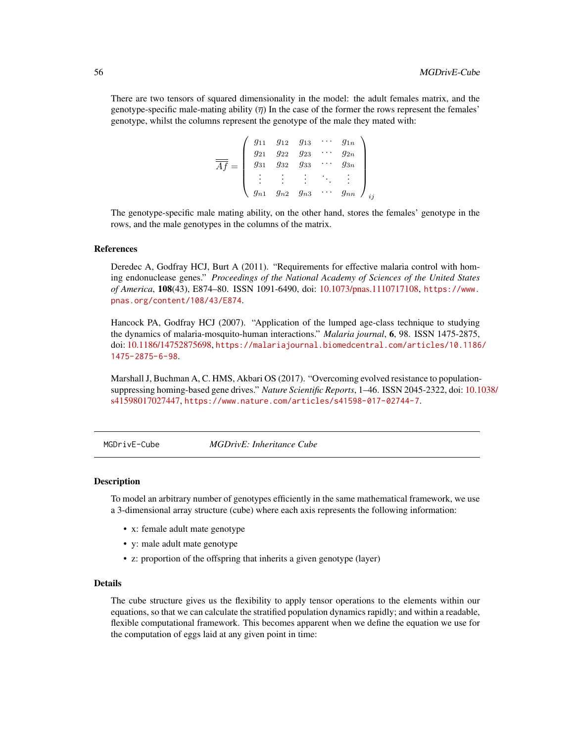There are two tensors of squared dimensionality in the model: the adult females matrix, and the genotype-specific male-mating ability ($\overline{\eta}$) In the case of the former the rows represent the females' genotype, whilst the columns represent the genotype of the male they mated with:

$$\overline{\overline{Af}} = \begin{pmatrix} g_{11} & g_{12} & g_{13} & \cdots & g_{1n} \\ g_{21} & g_{22} & g_{23} & \cdots & g_{2n} \\ g_{31} & g_{32} & g_{33} & \cdots & g_{3n} \\ \vdots & \vdots & \vdots & \ddots & \vdots \\ g_{n1} & g_{n2} & g_{n3} & \cdots & g_{nn} \end{pmatrix}_{ij}$$

The genotype-specific male mating ability, on the other hand, stores the females' genotype in the rows, and the male genotypes in the columns of the matrix.

### References

Deredec A, Godfray HCJ, Burt A (2011). "Requirements for effective malaria control with homing endonuclease genes." *Proceedings of the National Academy of Sciences of the United States of America*, **108**(43), E874–80. ISSN 1091-6490, doi: 10.1073/pnas.1110717108, https://www.pnas.org/content/108/43/E874.

Hancock PA, Godfray HCJ (2007). "Application of the lumped age-class technique to studying the dynamics of malaria-mosquito-human interactions." *Malaria journal*, **6**, 98. ISSN 1475-2875, doi: 10.1186/14752875698, https://malariajournal.biomedcentral.com/articles/10.1186/1475-2875-6-98.

Marshall J, Buchman A, C. HMS, Akbari OS (2017). "Overcoming evolved resistance to population-suppressing homing-based gene drives." *Nature Scientific Reports*, 1–46. ISSN 2045-2322, doi: 10.1038/s41598017027447, https://www.nature.com/articles/s41598-017-02744-7.

---

## MGDrivE-Cube — *MGDrivE: Inheritance Cube*

### Description

To model an arbitrary number of genotypes efficiently in the same mathematical framework, we use a 3-dimensional array structure (cube) where each axis represents the following information:

- x: female adult mate genotype
- y: male adult mate genotype
- z: proportion of the offspring that inherits a given genotype (layer)

### Details

The cube structure gives us the flexibility to apply tensor operations to the elements within our equations, so that we can calculate the stratified population dynamics rapidly; and within a readable, flexible computational framework. This becomes apparent when we define the equation we use for the computation of eggs laid at any given point in time: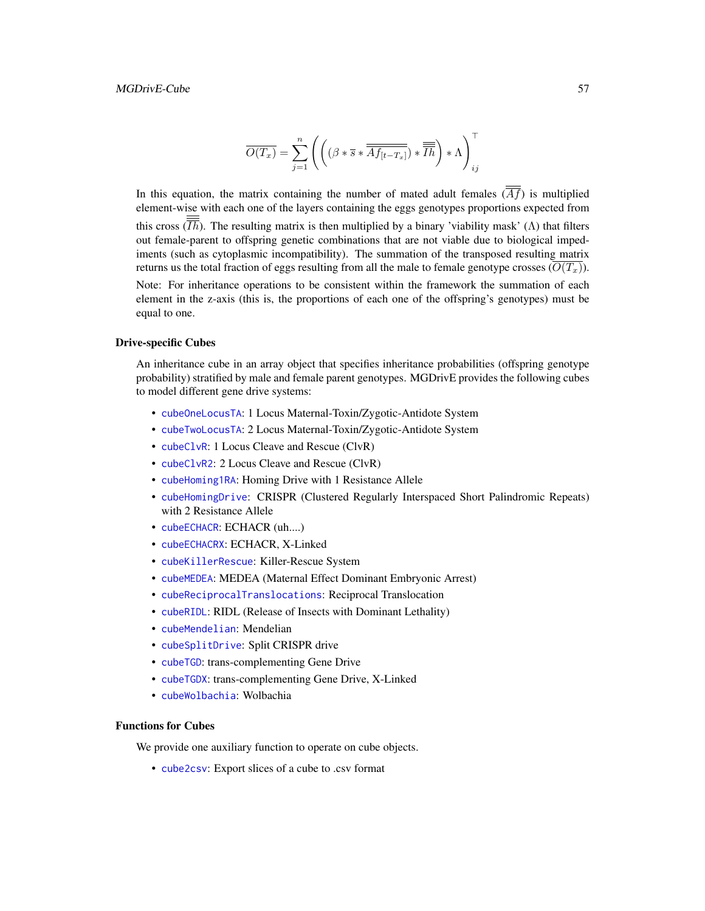$$\overline{O(T_x)} = \sum_{j=1}^{n} \left( \left( (\beta * \overline{s} * \overline{\overline{Af_{[t-T_x]}}}) * \overline{\overline{\overline{Ih}}} \right) * \Lambda \right)_{ij}^{\top}$$

In this equation, the matrix containing the number of mated adult females ($\overline{\overline{Af}}$) is multiplied element-wise with each one of the layers containing the eggs genotypes proportions expected from this cross ($\overline{\overline{\overline{Ih}}}$). The resulting matrix is then multiplied by a binary 'viability mask' ($\Lambda$) that filters out female-parent to offspring genetic combinations that are not viable due to biological impediments (such as cytoplasmic incompatibility). The summation of the transposed resulting matrix returns us the total fraction of eggs resulting from all the male to female genotype crosses ($\overline{O(T_x)}$).

Note: For inheritance operations to be consistent within the framework the summation of each element in the z-axis (this is, the proportions of each one of the offspring's genotypes) must be equal to one.

### Drive-specific Cubes

An inheritance cube in an array object that specifies inheritance probabilities (offspring genotype probability) stratified by male and female parent genotypes. MGDrivE provides the following cubes to model different gene drive systems:

- `cubeOneLocusTA`: 1 Locus Maternal-Toxin/Zygotic-Antidote System
- `cubeTwoLocusTA`: 2 Locus Maternal-Toxin/Zygotic-Antidote System
- `cubeClvR`: 1 Locus Cleave and Rescue (ClvR)
- `cubeClvR2`: 2 Locus Cleave and Rescue (ClvR)
- `cubeHoming1RA`: Homing Drive with 1 Resistance Allele
- `cubeHomingDrive`: CRISPR (Clustered Regularly Interspaced Short Palindromic Repeats) with 2 Resistance Allele
- `cubeECHACR`: ECHACR (uh....)
- `cubeECHACRX`: ECHACR, X-Linked
- `cubeKillerRescue`: Killer-Rescue System
- `cubeMEDEA`: MEDEA (Maternal Effect Dominant Embryonic Arrest)
- `cubeReciprocalTranslocations`: Reciprocal Translocation
- `cubeRIDL`: RIDL (Release of Insects with Dominant Lethality)
- `cubeMendelian`: Mendelian
- `cubeSplitDrive`: Split CRISPR drive
- `cubeTGD`: trans-complementing Gene Drive
- `cubeTGDX`: trans-complementing Gene Drive, X-Linked
- `cubeWolbachia`: Wolbachia

### Functions for Cubes

We provide one auxiliary function to operate on cube objects.

- `cube2csv`: Export slices of a cube to .csv format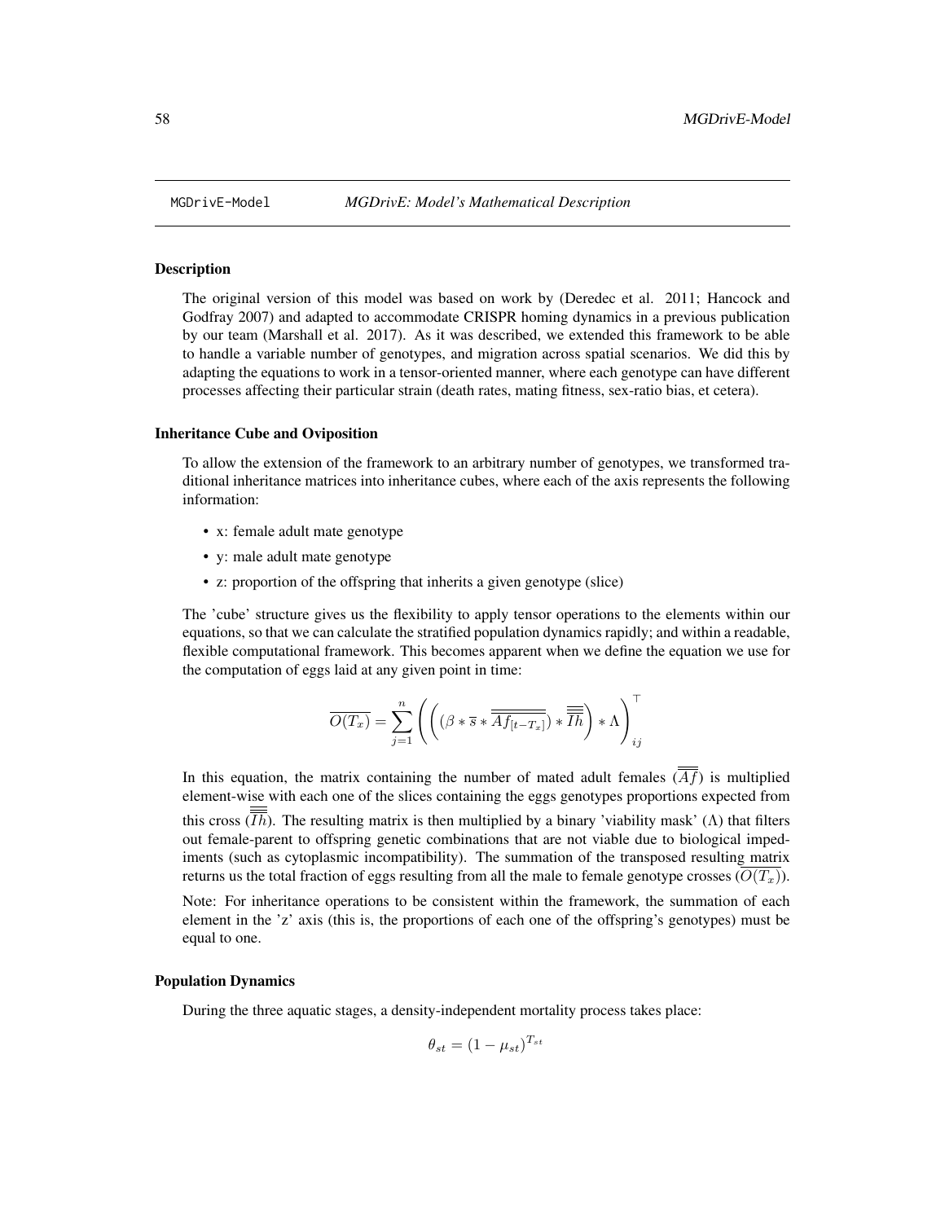## MGDrivE-Model — *MGDrivE: Model's Mathematical Description*

### Description

The original version of this model was based on work by (Deredec et al. 2011; Hancock and Godfray 2007) and adapted to accommodate CRISPR homing dynamics in a previous publication by our team (Marshall et al. 2017). As it was described, we extended this framework to be able to handle a variable number of genotypes, and migration across spatial scenarios. We did this by adapting the equations to work in a tensor-oriented manner, where each genotype can have different processes affecting their particular strain (death rates, mating fitness, sex-ratio bias, et cetera).

### Inheritance Cube and Oviposition

To allow the extension of the framework to an arbitrary number of genotypes, we transformed traditional inheritance matrices into inheritance cubes, where each of the axis represents the following information:

- x: female adult mate genotype
- y: male adult mate genotype
- z: proportion of the offspring that inherits a given genotype (slice)

The 'cube' structure gives us the flexibility to apply tensor operations to the elements within our equations, so that we can calculate the stratified population dynamics rapidly; and within a readable, flexible computational framework. This becomes apparent when we define the equation we use for the computation of eggs laid at any given point in time:

$$\overline{O(T_x)} = \sum_{j=1}^{n} \left( \left( (\beta * \overline{s} * \overline{\overline{Af_{[t-T_x]}}}) * \overline{\overline{\overline{Ih}}} \right) * \Lambda \right)^{\top}_{ij}$$

In this equation, the matrix containing the number of mated adult females ($\overline{\overline{Af}}$) is multiplied element-wise with each one of the slices containing the eggs genotypes proportions expected from this cross ($\overline{\overline{\overline{Ih}}}$). The resulting matrix is then multiplied by a binary 'viability mask' ($\Lambda$) that filters out female-parent to offspring genetic combinations that are not viable due to biological impediments (such as cytoplasmic incompatibility). The summation of the transposed resulting matrix returns us the total fraction of eggs resulting from all the male to female genotype crosses ($\overline{O(T_x)}$).

Note: For inheritance operations to be consistent within the framework, the summation of each element in the 'z' axis (this is, the proportions of each one of the offspring's genotypes) must be equal to one.

### Population Dynamics

During the three aquatic stages, a density-independent mortality process takes place:

$$\theta_{st} = (1 - \mu_{st})^{T_{st}}$$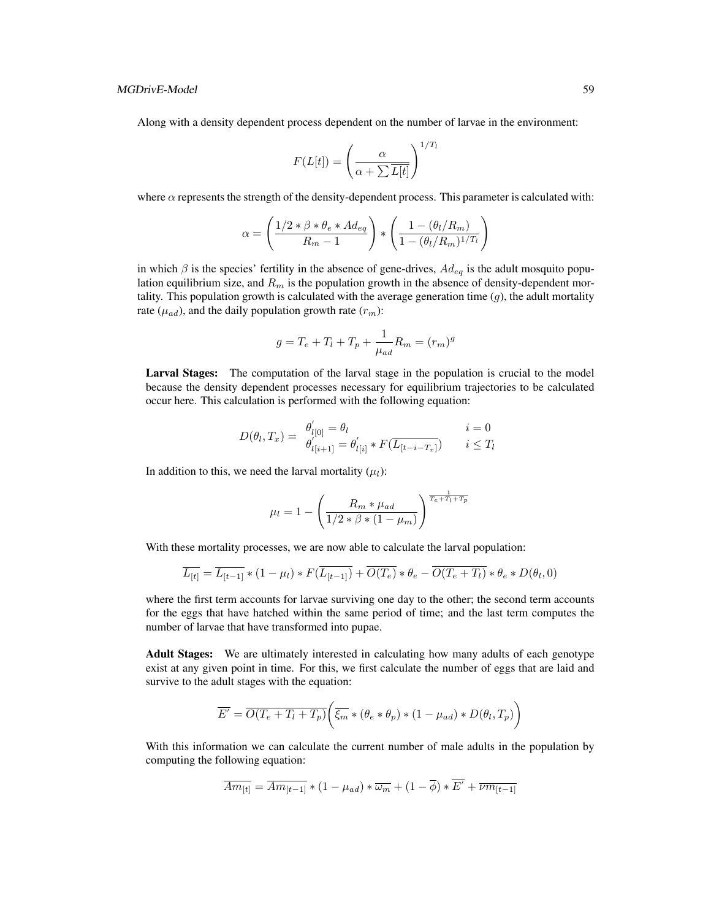Along with a density dependent process dependent on the number of larvae in the environment:

$$F(L[t]) = \left( \frac{\alpha}{\alpha + \sum \overline{L[t]}} \right)^{1/T_l}$$

where $\alpha$ represents the strength of the density-dependent process. This parameter is calculated with:

$$\alpha = \left( \frac{1/2 * \beta * \theta_e * Ad_{eq}}{R_m - 1} \right) * \left( \frac{1 - (\theta_l / R_m)}{1 - (\theta_l / R_m)^{1/T_l}} \right)$$

in which $\beta$ is the species' fertility in the absence of gene-drives, $Ad_{eq}$ is the adult mosquito population equilibrium size, and $R_m$ is the population growth in the absence of density-dependent mortality. This population growth is calculated with the average generation time ($g$), the adult mortality rate ($\mu_{ad}$), and the daily population growth rate ($r_m$):

$$g = T_e + T_l + T_p + \frac{1}{\mu_{ad}} R_m = (r_m)^g$$

**Larval Stages:** The computation of the larval stage in the population is crucial to the model because the density dependent processes necessary for equilibrium trajectories to be calculated occur here. This calculation is performed with the following equation:

$$D(\theta_l, T_x) = \begin{array}{ll} \theta^{'}_{l[0]} = \theta_l & i = 0 \\ \theta^{'}_{l[i+1]} = \theta^{'}_{l[i]} * F(\overline{L_{[t-i-T_x]}}) & i \leq T_l \end{array}$$

In addition to this, we need the larval mortality ($\mu_l$):

$$\mu_l = 1 - \left( \frac{R_m * \mu_{ad}}{1/2 * \beta * (1 - \mu_m)} \right)^{\frac{1}{T_e + T_l + T_p}}$$

With these mortality processes, we are now able to calculate the larval population:

$$\overline{L_{[t]}} = \overline{L_{[t-1]}} * (1 - \mu_l) * F(\overline{L_{[t-1]}}) + \overline{O(T_e)} * \theta_e - \overline{O(T_e + T_l)} * \theta_e * D(\theta_l, 0)$$

where the first term accounts for larvae surviving one day to the other; the second term accounts for the eggs that have hatched within the same period of time; and the last term computes the number of larvae that have transformed into pupae.

**Adult Stages:** We are ultimately interested in calculating how many adults of each genotype exist at any given point in time. For this, we first calculate the number of eggs that are laid and survive to the adult stages with the equation:

$$\overline{E^{'}} = \overline{O(T_e + T_l + T_p)} \bigg( \overline{\xi_m} * (\theta_e * \theta_p) * (1 - \mu_{ad}) * D(\theta_l, T_p) \bigg)$$

With this information we can calculate the current number of male adults in the population by computing the following equation:

$$\overline{Am_{[t]}} = \overline{Am_{[t-1]}} * (1 - \mu_{ad}) * \overline{\omega_m} + (1 - \overline{\phi}) * \overline{E^{'}} + \overline{\nu m_{[t-1]}}$$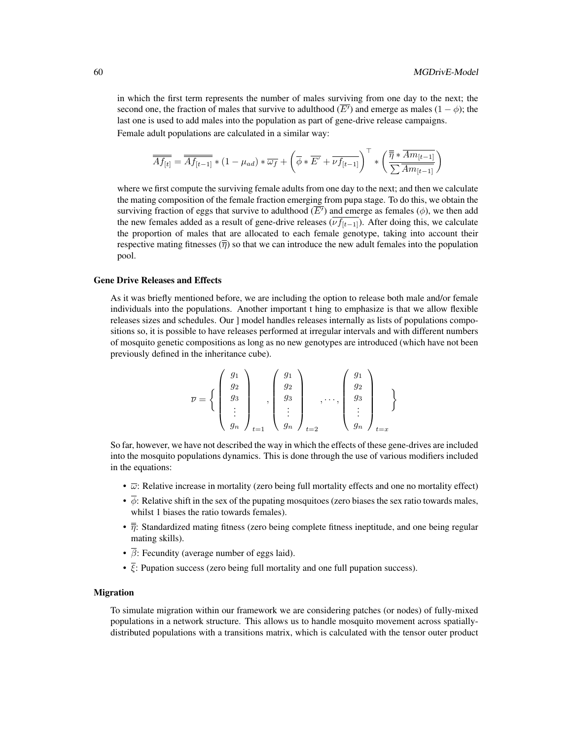in which the first term represents the number of males surviving from one day to the next; the second one, the fraction of males that survive to adulthood ($\overline{E'}$) and emerge as males ($1-\phi$); the last one is used to add males into the population as part of gene-drive release campaigns.

Female adult populations are calculated in a similar way:

$$\overline{\overline{Af_{[t]}}} = \overline{\overline{Af_{[t-1]}}} * (1-\mu_{ad}) * \overline{\omega_f} + \left(\overline{\phi} * \overline{E'} + \overline{\nu f_{[t-1]}}\right)^{\top} * \left(\frac{\overline{\overline{\eta}} * \overline{Am_{[t-1]}}}{\sum \overline{Am_{[t-1]}}}\right)$$

where we first compute the surviving female adults from one day to the next; and then we calculate the mating composition of the female fraction emerging from pupa stage. To do this, we obtain the surviving fraction of eggs that survive to adulthood ($\overline{E'}$) and emerge as females ($\phi$), we then add the new females added as a result of gene-drive releases ($\overline{\nu f_{[t-1]}}$). After doing this, we calculate the proportion of males that are allocated to each female genotype, taking into account their respective mating fitnesses ($\overline{\overline{\eta}}$) so that we can introduce the new adult females into the population pool.

## Gene Drive Releases and Effects

As it was briefly mentioned before, we are including the option to release both male and/or female individuals into the populations. Another important t hing to emphasize is that we allow flexible releases sizes and schedules. Our ] model handles releases internally as lists of populations compositions so, it is possible to have releases performed at irregular intervals and with different numbers of mosquito genetic compositions as long as no new genotypes are introduced (which have not been previously defined in the inheritance cube).

$$\overline{\nu} = \left\{ \begin{pmatrix} g_1 \\ g_2 \\ g_3 \\ \vdots \\ g_n \end{pmatrix}_{t=1}, \begin{pmatrix} g_1 \\ g_2 \\ g_3 \\ \vdots \\ g_n \end{pmatrix}_{t=2}, \cdots, \begin{pmatrix} g_1 \\ g_2 \\ g_3 \\ \vdots \\ g_n \end{pmatrix}_{t=x} \right\}$$

So far, however, we have not described the way in which the effects of these gene-drives are included into the mosquito populations dynamics. This is done through the use of various modifiers included in the equations:

- $\overline{\omega}$: Relative increase in mortality (zero being full mortality effects and one no mortality effect)
- $\overline{\phi}$: Relative shift in the sex of the pupating mosquitoes (zero biases the sex ratio towards males, whilst 1 biases the ratio towards females).
- $\overline{\overline{\eta}}$: Standardized mating fitness (zero being complete fitness ineptitude, and one being regular mating skills).
- $\overline{\beta}$: Fecundity (average number of eggs laid).
- $\overline{\xi}$: Pupation success (zero being full mortality and one full pupation success).

## Migration

To simulate migration within our framework we are considering patches (or nodes) of fully-mixed populations in a network structure. This allows us to handle mosquito movement across spatially-distributed populations with a transitions matrix, which is calculated with the tensor outer product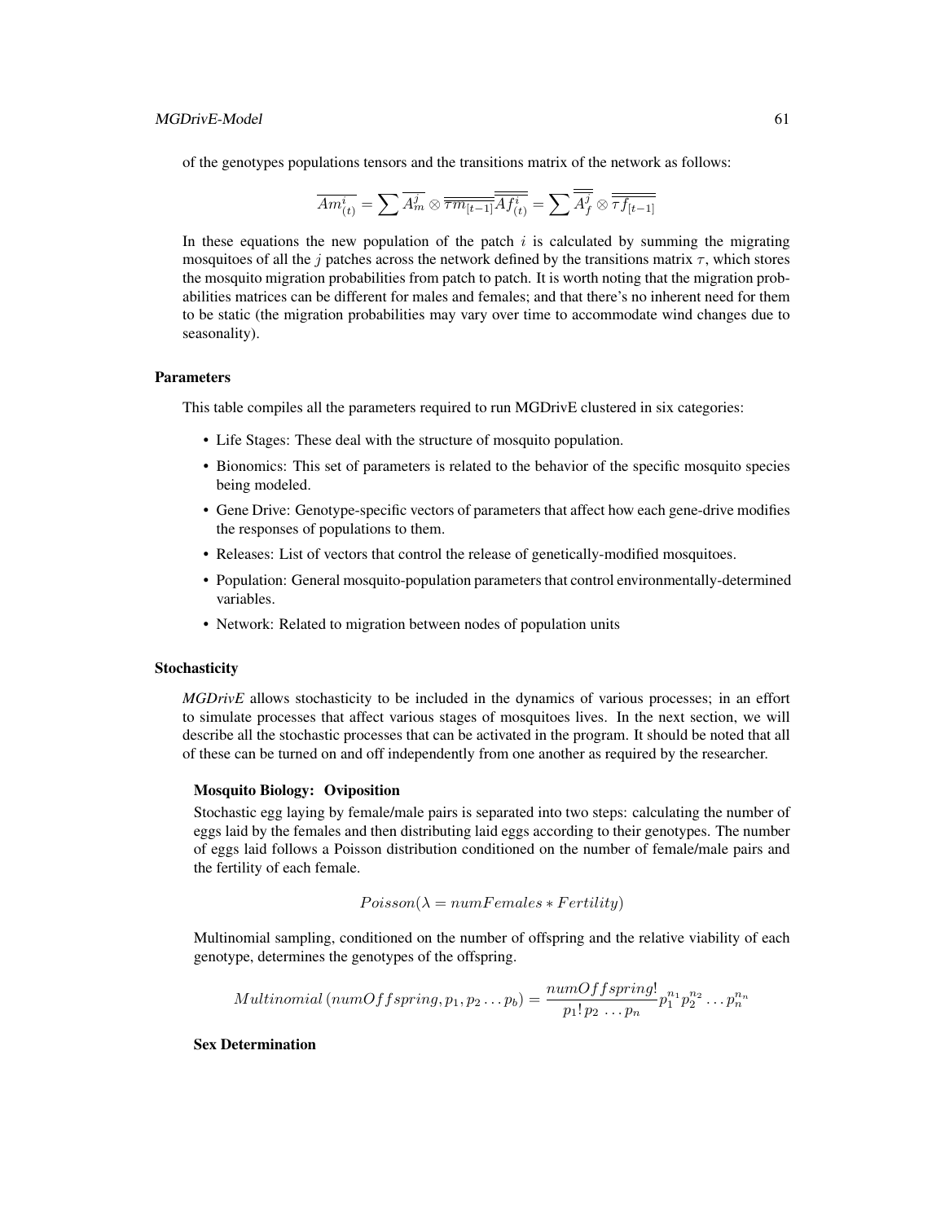of the genotypes populations tensors and the transitions matrix of the network as follows:

$$\overline{Am^i_{(t)}} = \sum \overline{A^j_m} \otimes \overline{\tau m_{[t-1]}} \overline{\overline{Af^i_{(t)}}} = \sum \overline{\overline{A^j_f}} \otimes \overline{\overline{\tau f_{[t-1]}}}$$

In these equations the new population of the patch $i$ is calculated by summing the migrating mosquitoes of all the $j$ patches across the network defined by the transitions matrix $\tau$, which stores the mosquito migration probabilities from patch to patch. It is worth noting that the migration probabilities matrices can be different for males and females; and that there's no inherent need for them to be static (the migration probabilities may vary over time to accommodate wind changes due to seasonality).

### Parameters

This table compiles all the parameters required to run MGDrivE clustered in six categories:

- Life Stages: These deal with the structure of mosquito population.
- Bionomics: This set of parameters is related to the behavior of the specific mosquito species being modeled.
- Gene Drive: Genotype-specific vectors of parameters that affect how each gene-drive modifies the responses of populations to them.
- Releases: List of vectors that control the release of genetically-modified mosquitoes.
- Population: General mosquito-population parameters that control environmentally-determined variables.
- Network: Related to migration between nodes of population units

### Stochasticity

*MGDrivE* allows stochasticity to be included in the dynamics of various processes; in an effort to simulate processes that affect various stages of mosquitoes lives. In the next section, we will describe all the stochastic processes that can be activated in the program. It should be noted that all of these can be turned on and off independently from one another as required by the researcher.

#### Mosquito Biology: Oviposition

Stochastic egg laying by female/male pairs is separated into two steps: calculating the number of eggs laid by the females and then distributing laid eggs according to their genotypes. The number of eggs laid follows a Poisson distribution conditioned on the number of female/male pairs and the fertility of each female.

$$Poisson(\lambda = numFemales * Fertility)$$

Multinomial sampling, conditioned on the number of offspring and the relative viability of each genotype, determines the genotypes of the offspring.

$$Multinomial\,(numOffspring, p_1, p_2 \ldots p_b) = \frac{numOffspring!}{p_1!\,p_2\,\ldots p_n} p_1^{n_1} p_2^{n_2} \ldots p_n^{n_n}$$

#### Sex Determination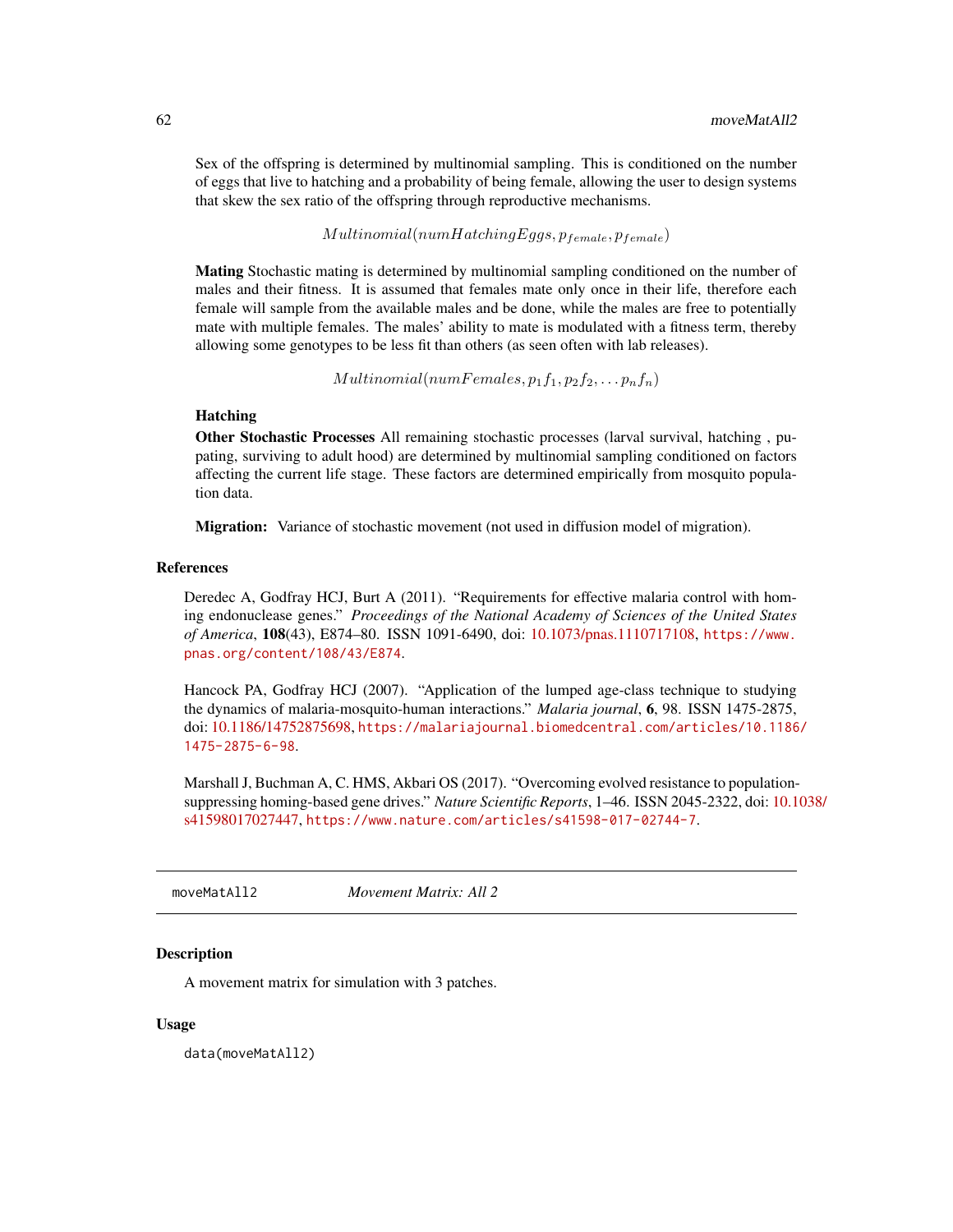Sex of the offspring is determined by multinomial sampling. This is conditioned on the number of eggs that live to hatching and a probability of being female, allowing the user to design systems that skew the sex ratio of the offspring through reproductive mechanisms.

$$Multinomial(numHatchingEggs, p_{female}, p_{female})$$

**Mating** Stochastic mating is determined by multinomial sampling conditioned on the number of males and their fitness. It is assumed that females mate only once in their life, therefore each female will sample from the available males and be done, while the males are free to potentially mate with multiple females. The males' ability to mate is modulated with a fitness term, thereby allowing some genotypes to be less fit than others (as seen often with lab releases).

$$Multinomial(numFemales, p_1 f_1, p_2 f_2, \ldots p_n f_n)$$

**Hatching**

**Other Stochastic Processes** All remaining stochastic processes (larval survival, hatching , pupating, surviving to adult hood) are determined by multinomial sampling conditioned on factors affecting the current life stage. These factors are determined empirically from mosquito population data.

**Migration:** Variance of stochastic movement (not used in diffusion model of migration).

### References

Deredec A, Godfray HCJ, Burt A (2011). "Requirements for effective malaria control with homing endonuclease genes." *Proceedings of the National Academy of Sciences of the United States of America*, **108**(43), E874–80. ISSN 1091-6490, doi: 10.1073/pnas.1110717108, https://www.pnas.org/content/108/43/E874.

Hancock PA, Godfray HCJ (2007). "Application of the lumped age-class technique to studying the dynamics of malaria-mosquito-human interactions." *Malaria journal*, **6**, 98. ISSN 1475-2875, doi: 10.1186/14752875698, https://malariajournal.biomedcentral.com/articles/10.1186/1475-2875-6-98.

Marshall J, Buchman A, C. HMS, Akbari OS (2017). "Overcoming evolved resistance to population-suppressing homing-based gene drives." *Nature Scientific Reports*, 1–46. ISSN 2045-2322, doi: 10.1038/s41598017027447, https://www.nature.com/articles/s41598-017-02744-7.

---

## moveMatAll2 — *Movement Matrix: All 2*

### Description

A movement matrix for simulation with 3 patches.

### Usage

```
data(moveMatAll2)
```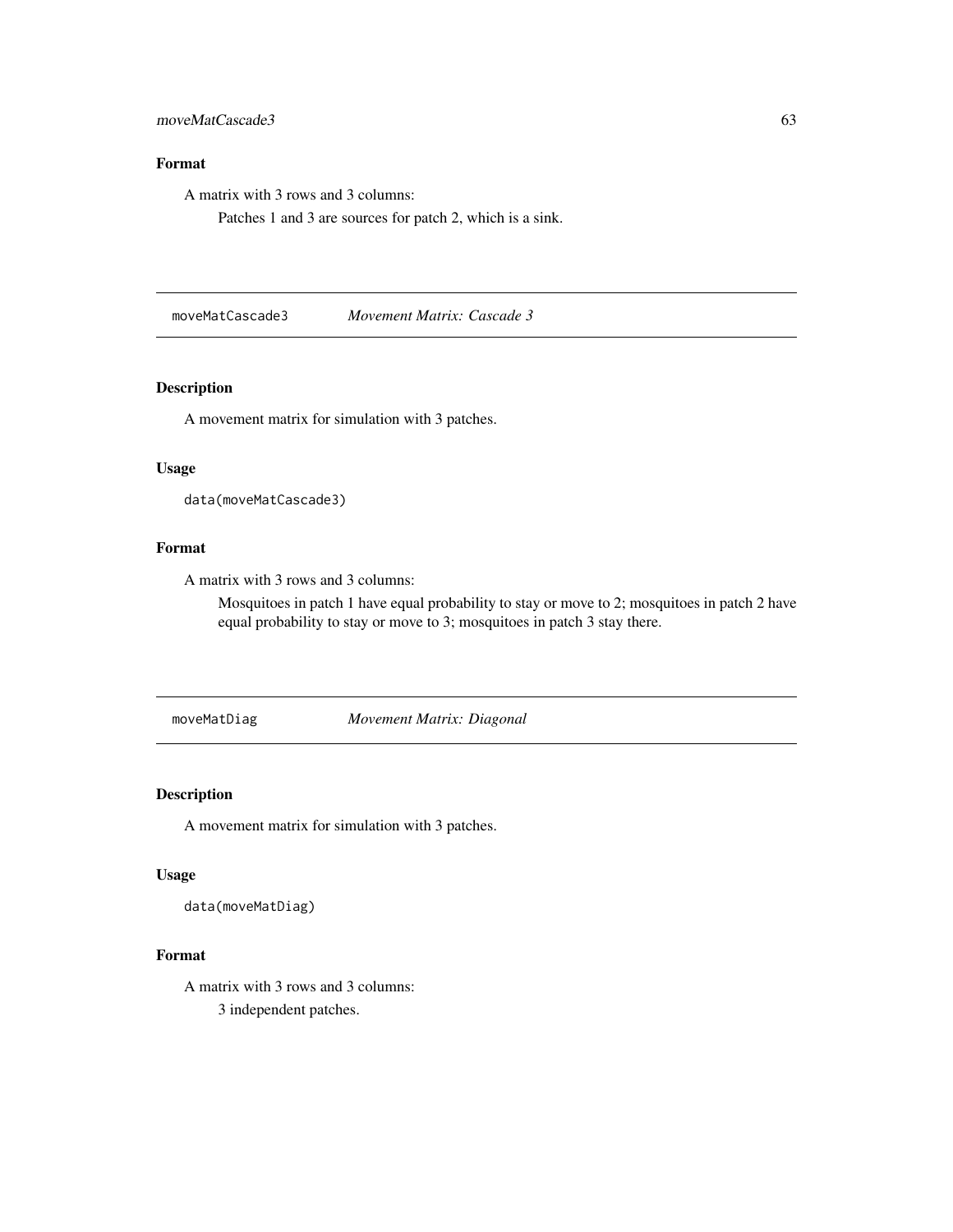### Format

A matrix with 3 rows and 3 columns:

Patches 1 and 3 are sources for patch 2, which is a sink.

## moveMatCascade3 *Movement Matrix: Cascade 3*

### Description

A movement matrix for simulation with 3 patches.

### Usage

```
data(moveMatCascade3)
```

### Format

A matrix with 3 rows and 3 columns:

Mosquitoes in patch 1 have equal probability to stay or move to 2; mosquitoes in patch 2 have equal probability to stay or move to 3; mosquitoes in patch 3 stay there.

## moveMatDiag *Movement Matrix: Diagonal*

### Description

A movement matrix for simulation with 3 patches.

### Usage

```
data(moveMatDiag)
```

### Format

A matrix with 3 rows and 3 columns:

3 independent patches.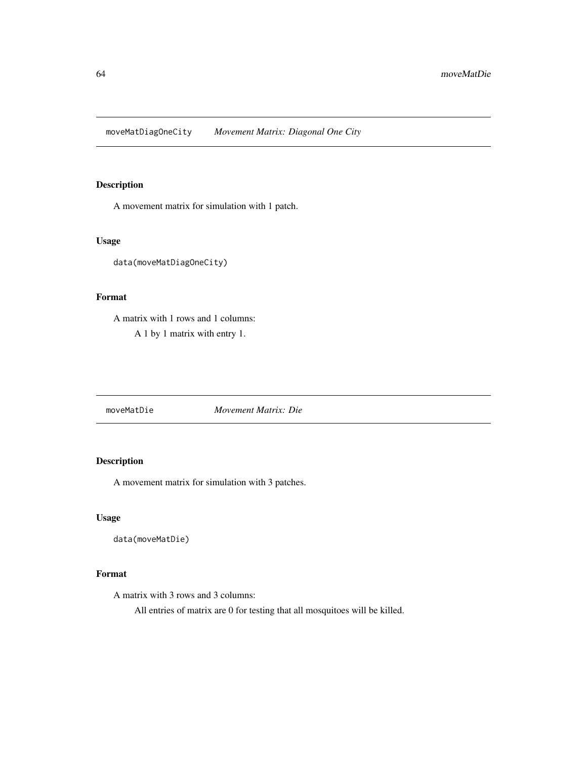## moveMatDiagOneCity — *Movement Matrix: Diagonal One City*

### Description

A movement matrix for simulation with 1 patch.

### Usage

```
data(moveMatDiagOneCity)
```

### Format

A matrix with 1 rows and 1 columns:

A 1 by 1 matrix with entry 1.

## moveMatDie — *Movement Matrix: Die*

### Description

A movement matrix for simulation with 3 patches.

### Usage

```
data(moveMatDie)
```

### Format

A matrix with 3 rows and 3 columns:

All entries of matrix are 0 for testing that all mosquitoes will be killed.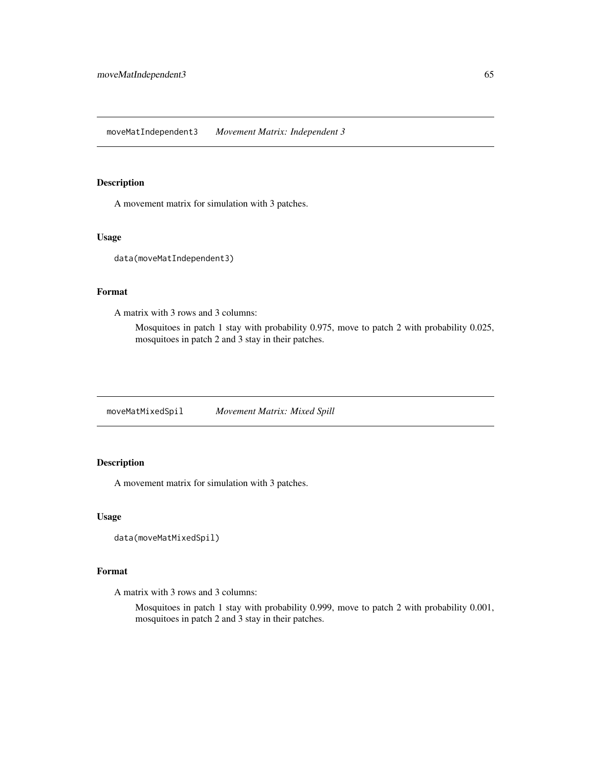## moveMatIndependent3 *Movement Matrix: Independent 3*

### Description

A movement matrix for simulation with 3 patches.

### Usage

```
data(moveMatIndependent3)
```

### Format

A matrix with 3 rows and 3 columns:

Mosquitoes in patch 1 stay with probability 0.975, move to patch 2 with probability 0.025, mosquitoes in patch 2 and 3 stay in their patches.

## moveMatMixedSpil *Movement Matrix: Mixed Spill*

### Description

A movement matrix for simulation with 3 patches.

### Usage

```
data(moveMatMixedSpil)
```

### Format

A matrix with 3 rows and 3 columns:

Mosquitoes in patch 1 stay with probability 0.999, move to patch 2 with probability 0.001, mosquitoes in patch 2 and 3 stay in their patches.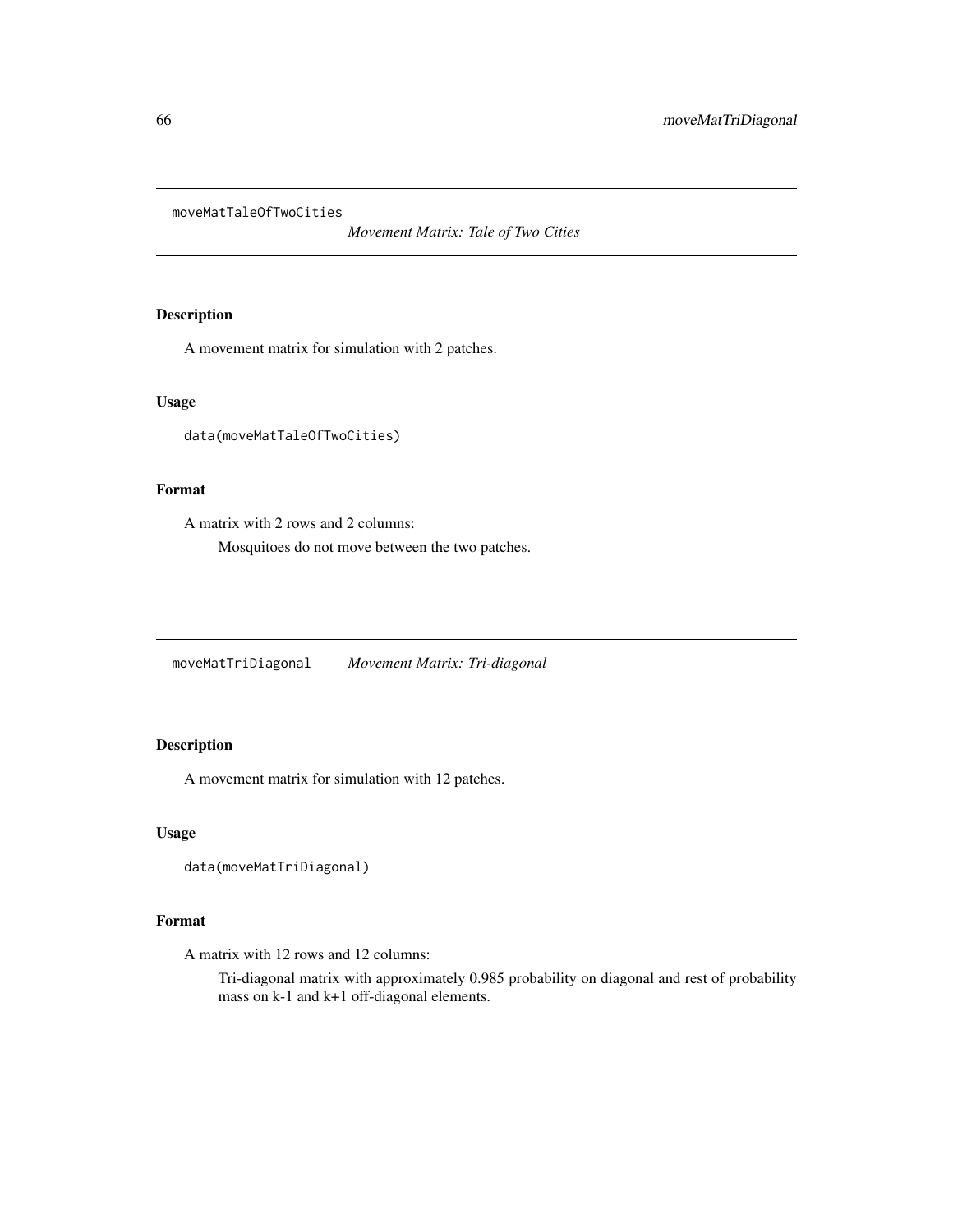## moveMatTaleOfTwoCities — *Movement Matrix: Tale of Two Cities*

### Description

A movement matrix for simulation with 2 patches.

### Usage

```
data(moveMatTaleOfTwoCities)
```

### Format

A matrix with 2 rows and 2 columns:

Mosquitoes do not move between the two patches.

## moveMatTriDiagonal — *Movement Matrix: Tri-diagonal*

### Description

A movement matrix for simulation with 12 patches.

### Usage

```
data(moveMatTriDiagonal)
```

### Format

A matrix with 12 rows and 12 columns:

Tri-diagonal matrix with approximately 0.985 probability on diagonal and rest of probability mass on k-1 and k+1 off-diagonal elements.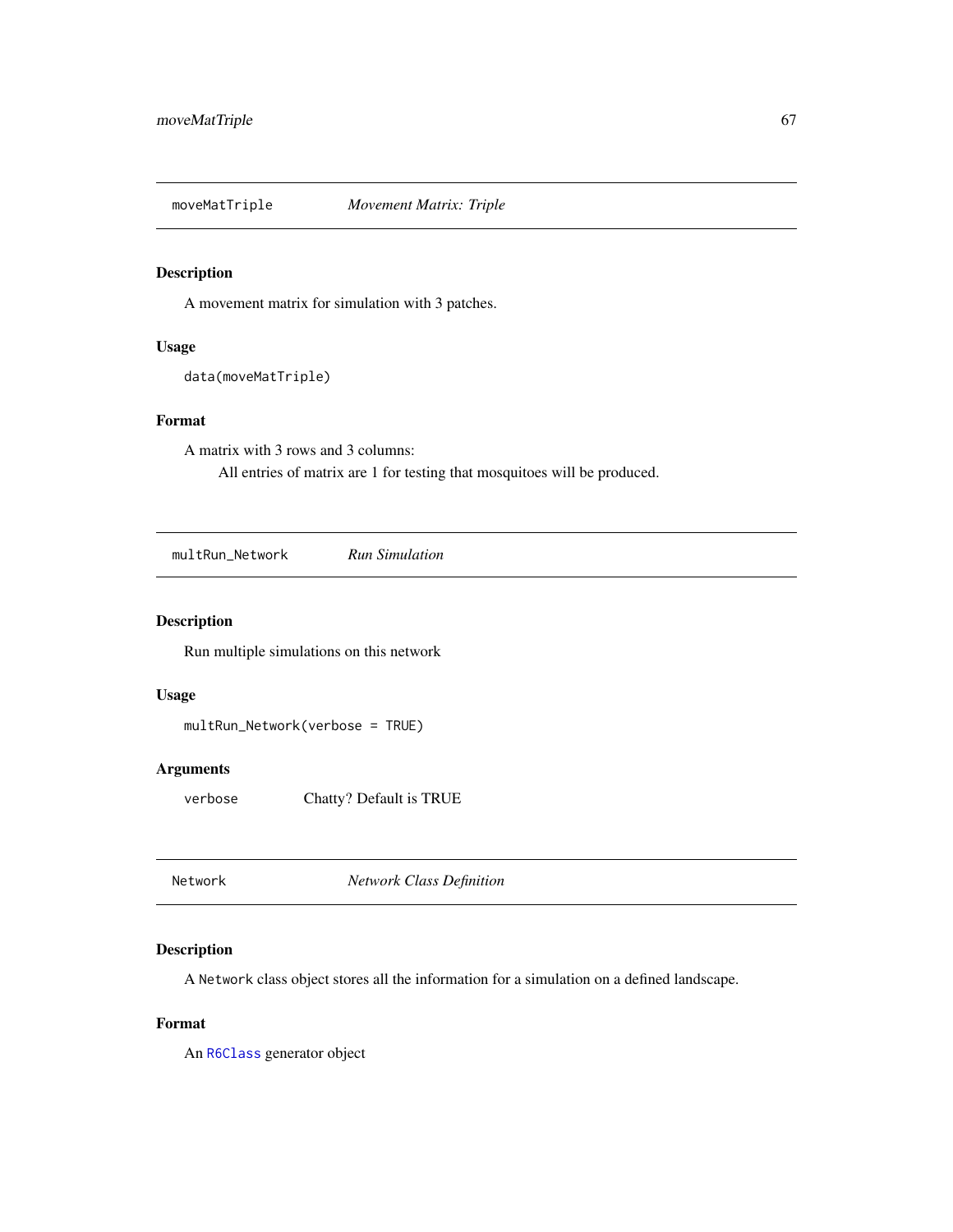## moveMatTriple *Movement Matrix: Triple*

### Description

A movement matrix for simulation with 3 patches.

### Usage

```
data(moveMatTriple)
```

### Format

A matrix with 3 rows and 3 columns:

All entries of matrix are 1 for testing that mosquitoes will be produced.

## multRun_Network *Run Simulation*

### Description

Run multiple simulations on this network

### Usage

```
multRun_Network(verbose = TRUE)
```

### Arguments

| | |
|---|---|
| verbose | Chatty? Default is TRUE |

## Network *Network Class Definition*

### Description

A `Network` class object stores all the information for a simulation on a defined landscape.

### Format

An `R6Class` generator object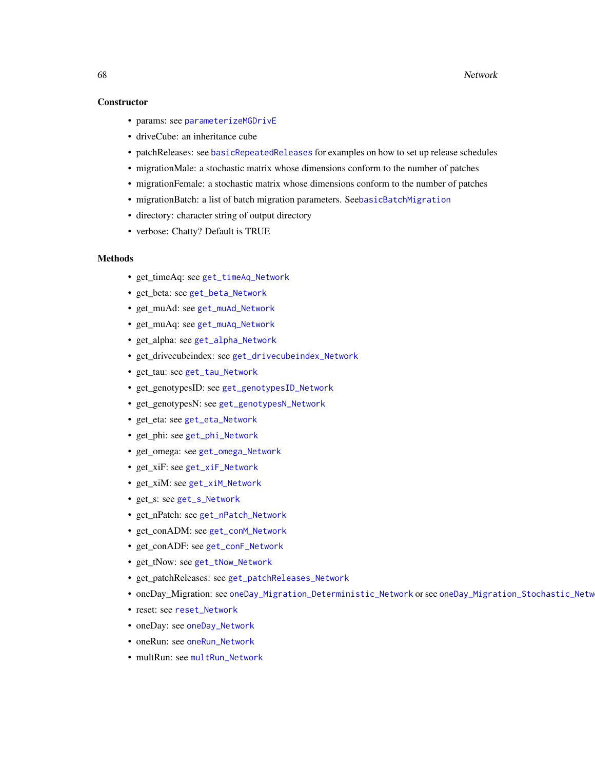## Constructor

- params: see parameterizeMGDrivE
- driveCube: an inheritance cube
- patchReleases: see basicRepeatedReleases for examples on how to set up release schedules
- migrationMale: a stochastic matrix whose dimensions conform to the number of patches
- migrationFemale: a stochastic matrix whose dimensions conform to the number of patches
- migrationBatch: a list of batch migration parameters. SeebasicBatchMigration
- directory: character string of output directory
- verbose: Chatty? Default is TRUE

## Methods

- get_timeAq: see get_timeAq_Network
- get_beta: see get_beta_Network
- get_muAd: see get_muAd_Network
- get_muAq: see get_muAq_Network
- get_alpha: see get_alpha_Network
- get_drivecubeindex: see get_drivecubeindex_Network
- get_tau: see get_tau_Network
- get_genotypesID: see get_genotypesID_Network
- get_genotypesN: see get_genotypesN_Network
- get_eta: see get_eta_Network
- get_phi: see get_phi_Network
- get_omega: see get_omega_Network
- get_xiF: see get_xiF_Network
- get_xiM: see get_xiM_Network
- get_s: see get_s_Network
- get_nPatch: see get_nPatch_Network
- get_conADM: see get_conM_Network
- get_conADF: see get_conF_Network
- get_tNow: see get_tNow_Network
- get_patchReleases: see get_patchReleases_Network
- oneDay_Migration: see oneDay_Migration_Deterministic_Network or see oneDay_Migration_Stochastic_Netwo
- reset: see reset_Network
- oneDay: see oneDay_Network
- oneRun: see oneRun_Network
- multRun: see multRun_Network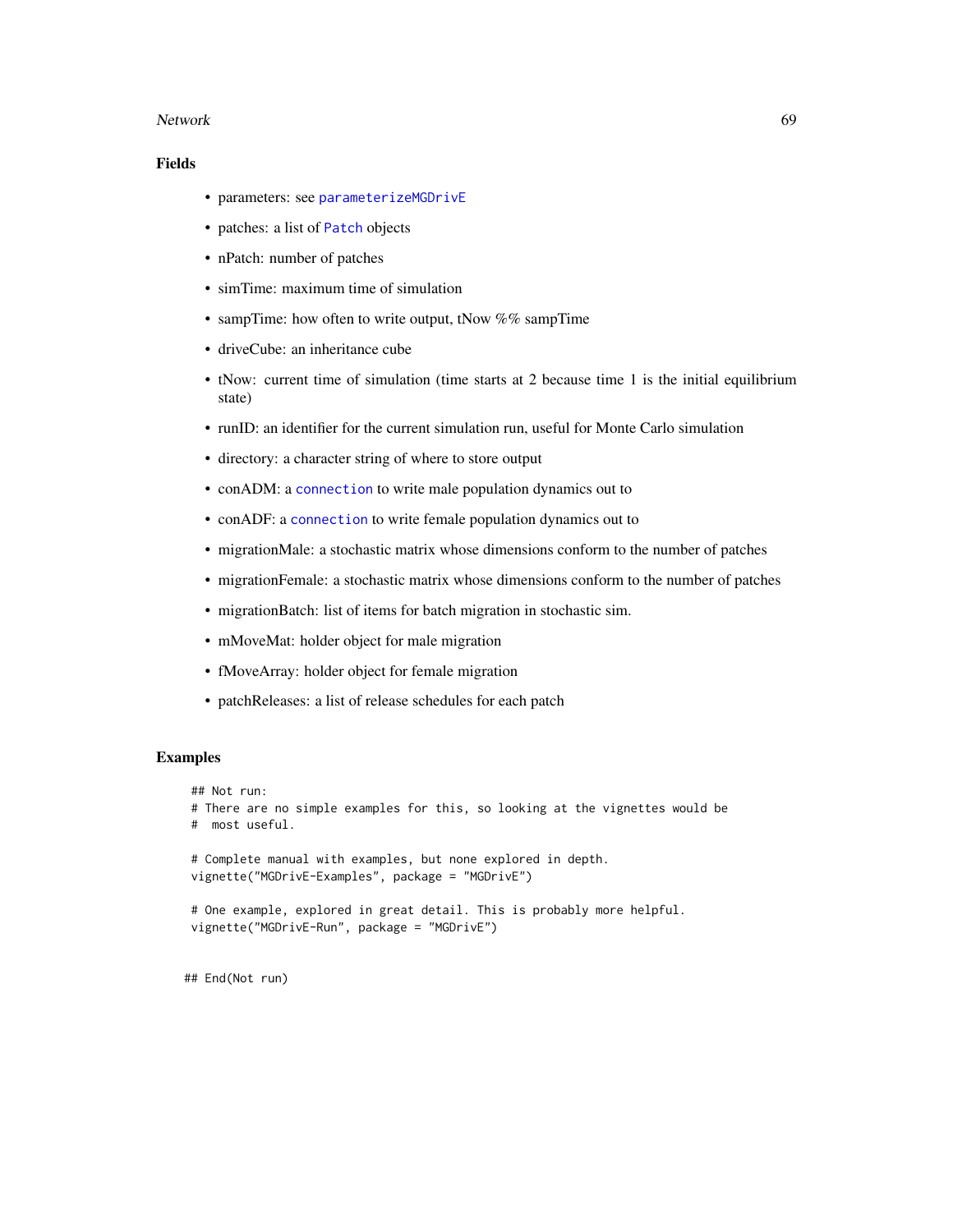### Fields

- parameters: see parameterizeMGDrivE
- patches: a list of Patch objects
- nPatch: number of patches
- simTime: maximum time of simulation
- sampTime: how often to write output, tNow %% sampTime
- driveCube: an inheritance cube
- tNow: current time of simulation (time starts at 2 because time 1 is the initial equilibrium state)
- runID: an identifier for the current simulation run, useful for Monte Carlo simulation
- directory: a character string of where to store output
- conADM: a connection to write male population dynamics out to
- conADF: a connection to write female population dynamics out to
- migrationMale: a stochastic matrix whose dimensions conform to the number of patches
- migrationFemale: a stochastic matrix whose dimensions conform to the number of patches
- migrationBatch: list of items for batch migration in stochastic sim.
- mMoveMat: holder object for male migration
- fMoveArray: holder object for female migration
- patchReleases: a list of release schedules for each patch

### Examples

```
## Not run:
# There are no simple examples for this, so looking at the vignettes would be
#  most useful.

# Complete manual with examples, but none explored in depth.
vignette("MGDrivE-Examples", package = "MGDrivE")

# One example, explored in great detail. This is probably more helpful.
vignette("MGDrivE-Run", package = "MGDrivE")

## End(Not run)
```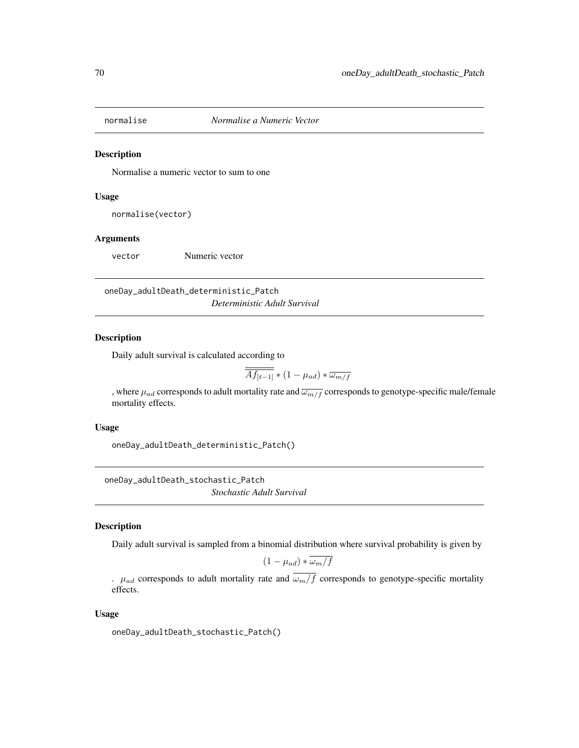## normalise *Normalise a Numeric Vector*

### Description

Normalise a numeric vector to sum to one

### Usage

```
normalise(vector)
```

### Arguments

| | |
|---|---|
| vector | Numeric vector |

## oneDay_adultDeath_deterministic_Patch *Deterministic Adult Survival*

### Description

Daily adult survival is calculated according to

$$\overline{\overline{Af_{[t-1]}}} * (1 - \mu_{ad}) * \overline{\omega_{m/f}}$$

, where $\mu_{ad}$ corresponds to adult mortality rate and $\overline{\omega_{m/f}}$ corresponds to genotype-specific male/female mortality effects.

### Usage

```
oneDay_adultDeath_deterministic_Patch()
```

## oneDay_adultDeath_stochastic_Patch *Stochastic Adult Survival*

### Description

Daily adult survival is sampled from a binomial distribution where survival probability is given by

$$(1 - \mu_{ad}) * \overline{\omega_m/f}$$

. $\mu_{ad}$ corresponds to adult mortality rate and $\overline{\omega_m/f}$ corresponds to genotype-specific mortality effects.

### Usage

```
oneDay_adultDeath_stochastic_Patch()
```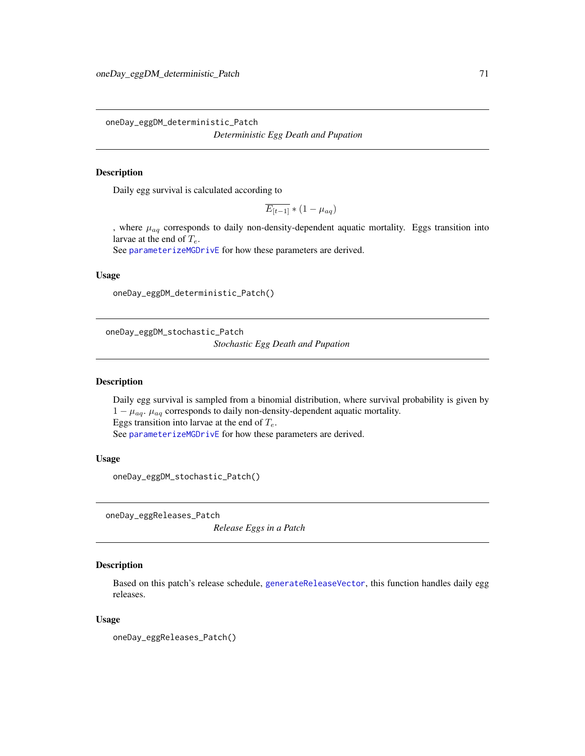## oneDay_eggDM_deterministic_Patch

*Deterministic Egg Death and Pupation*

### Description

Daily egg survival is calculated according to

$$\overline{E_{[t-1]}} * (1 - \mu_{aq})$$

, where $\mu_{aq}$ corresponds to daily non-density-dependent aquatic mortality. Eggs transition into larvae at the end of $T_e$.
See parameterizeMGDrivE for how these parameters are derived.

### Usage

```
oneDay_eggDM_deterministic_Patch()
```

## oneDay_eggDM_stochastic_Patch

*Stochastic Egg Death and Pupation*

### Description

Daily egg survival is sampled from a binomial distribution, where survival probability is given by $1 - \mu_{aq}$. $\mu_{aq}$ corresponds to daily non-density-dependent aquatic mortality.
Eggs transition into larvae at the end of $T_e$.
See parameterizeMGDrivE for how these parameters are derived.

### Usage

```
oneDay_eggDM_stochastic_Patch()
```

## oneDay_eggReleases_Patch

*Release Eggs in a Patch*

### Description

Based on this patch's release schedule, generateReleaseVector, this function handles daily egg releases.

### Usage

```
oneDay_eggReleases_Patch()
```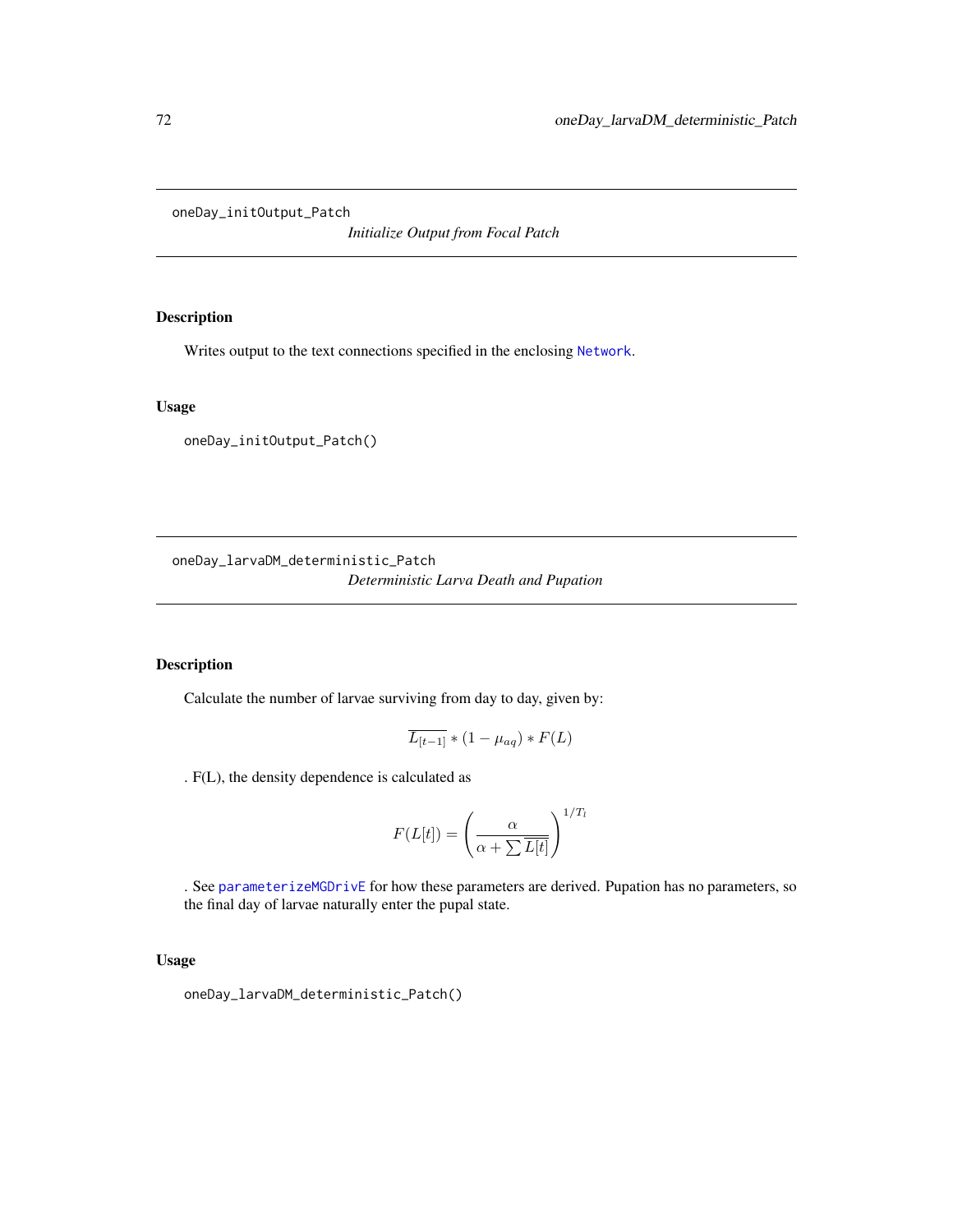## oneDay_initOutput_Patch

*Initialize Output from Focal Patch*

### Description

Writes output to the text connections specified in the enclosing Network.

### Usage

```
oneDay_initOutput_Patch()
```

## oneDay_larvaDM_deterministic_Patch

*Deterministic Larva Death and Pupation*

### Description

Calculate the number of larvae surviving from day to day, given by:

$$\overline{L_{[t-1]}} * (1 - \mu_{aq}) * F(L)$$

. F(L), the density dependence is calculated as

$$F(L[t]) = \left( \frac{\alpha}{\alpha + \sum \overline{L[t]}} \right)^{1/T_l}$$

. See parameterizeMGDrivE for how these parameters are derived. Pupation has no parameters, so the final day of larvae naturally enter the pupal state.

### Usage

```
oneDay_larvaDM_deterministic_Patch()
```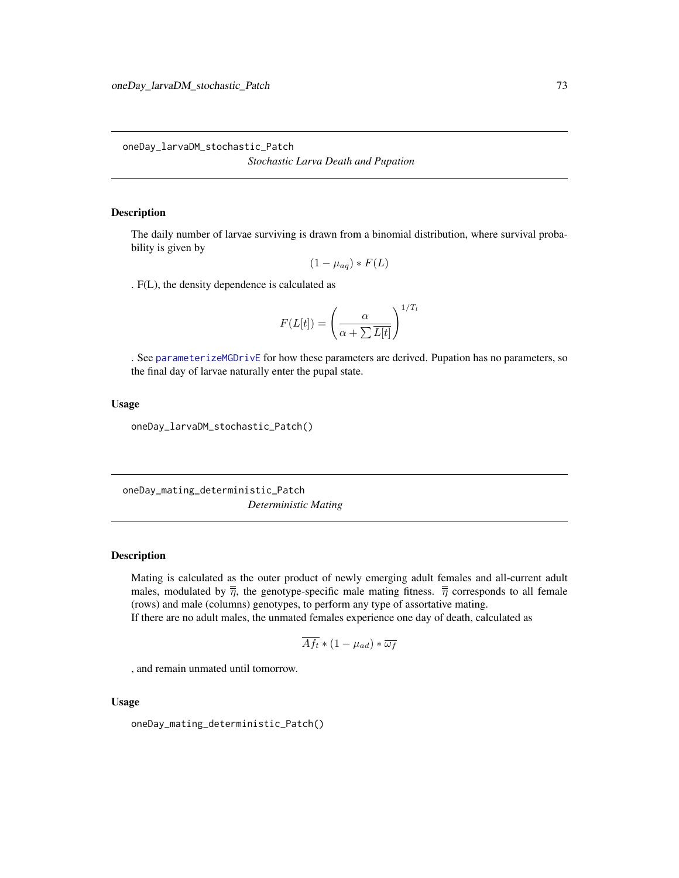## oneDay_larvaDM_stochastic_Patch

*Stochastic Larva Death and Pupation*

### Description

The daily number of larvae surviving is drawn from a binomial distribution, where survival probability is given by

$$(1 - \mu_{aq}) * F(L)$$

. F(L), the density dependence is calculated as

$$F(L[t]) = \left( \frac{\alpha}{\alpha + \sum \overline{L[t]}} \right)^{1/T_l}$$

. See parameterizeMGDrivE for how these parameters are derived. Pupation has no parameters, so the final day of larvae naturally enter the pupal state.

### Usage

```
oneDay_larvaDM_stochastic_Patch()
```

## oneDay_mating_deterministic_Patch

*Deterministic Mating*

### Description

Mating is calculated as the outer product of newly emerging adult females and all-current adult males, modulated by $\overline{\overline{\eta}}$, the genotype-specific male mating fitness. $\overline{\overline{\eta}}$ corresponds to all female (rows) and male (columns) genotypes, to perform any type of assortative mating.
If there are no adult males, the unmated females experience one day of death, calculated as

$$\overline{Af_t} * (1 - \mu_{ad}) * \overline{\omega_f}$$

, and remain unmated until tomorrow.

### Usage

```
oneDay_mating_deterministic_Patch()
```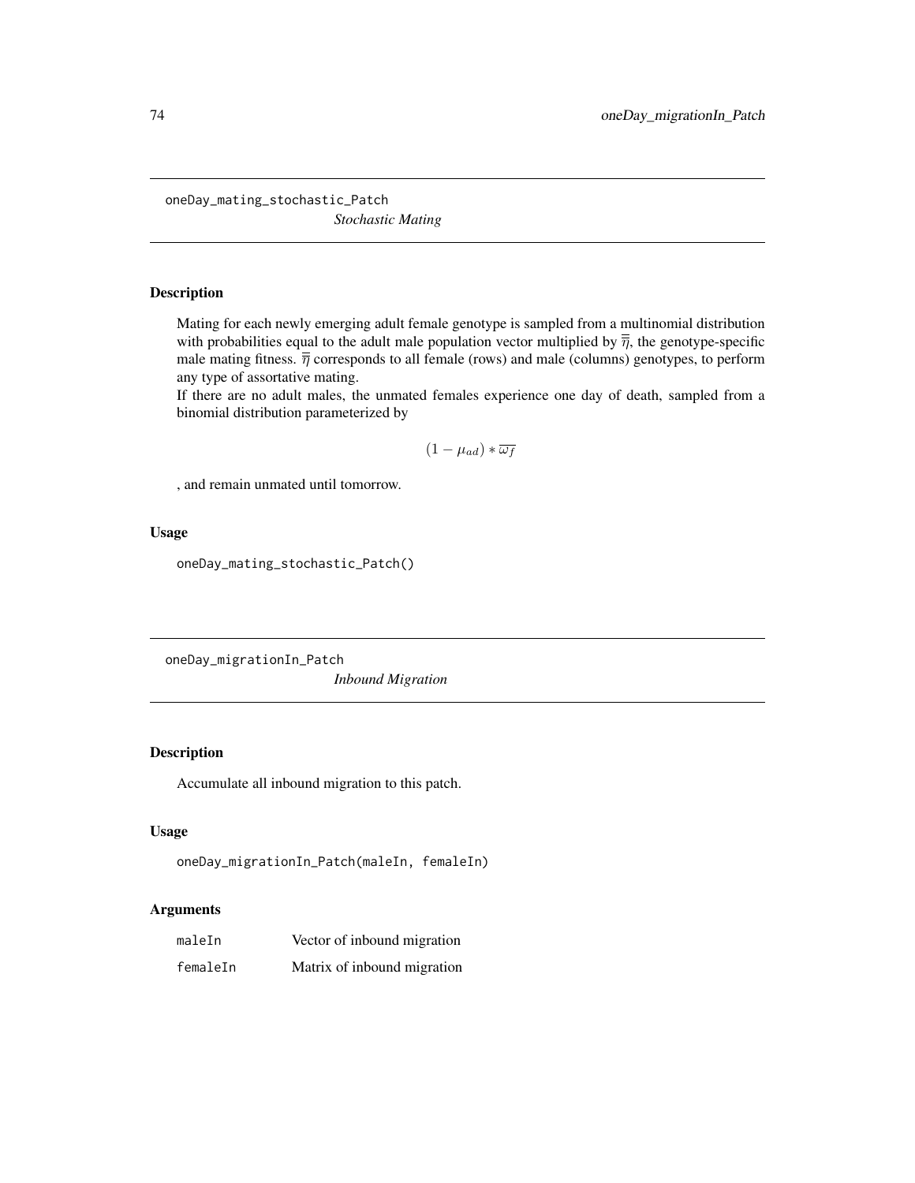## oneDay_mating_stochastic_Patch

*Stochastic Mating*

### Description

Mating for each newly emerging adult female genotype is sampled from a multinomial distribution with probabilities equal to the adult male population vector multiplied by $\overline{\overline{\eta}}$, the genotype-specific male mating fitness. $\overline{\overline{\eta}}$ corresponds to all female (rows) and male (columns) genotypes, to perform any type of assortative mating.

If there are no adult males, the unmated females experience one day of death, sampled from a binomial distribution parameterized by

$$(1 - \mu_{ad}) * \overline{\omega_f}$$

, and remain unmated until tomorrow.

### Usage

```
oneDay_mating_stochastic_Patch()
```

## oneDay_migrationIn_Patch

*Inbound Migration*

### Description

Accumulate all inbound migration to this patch.

### Usage

```
oneDay_migrationIn_Patch(maleIn, femaleIn)
```

### Arguments

| | |
|---|---|
| maleIn | Vector of inbound migration |
| femaleIn | Matrix of inbound migration |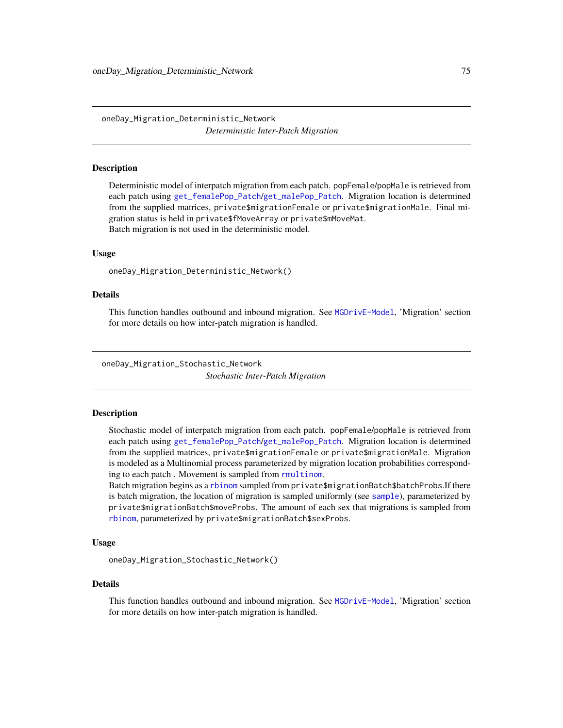## oneDay_Migration_Deterministic_Network

*Deterministic Inter-Patch Migration*

### Description

Deterministic model of interpatch migration from each patch. popFemale/popMale is retrieved from each patch using get_femalePop_Patch/get_malePop_Patch. Migration location is determined from the supplied matrices, private$migrationFemale or private$migrationMale. Final migration status is held in private$fMoveArray or private$mMoveMat.
Batch migration is not used in the deterministic model.

### Usage

```
oneDay_Migration_Deterministic_Network()
```

### Details

This function handles outbound and inbound migration. See MGDrivE-Model, 'Migration' section for more details on how inter-patch migration is handled.

## oneDay_Migration_Stochastic_Network

*Stochastic Inter-Patch Migration*

### Description

Stochastic model of interpatch migration from each patch. popFemale/popMale is retrieved from each patch using get_femalePop_Patch/get_malePop_Patch. Migration location is determined from the supplied matrices, private$migrationFemale or private$migrationMale. Migration is modeled as a Multinomial process parameterized by migration location probabilities corresponding to each patch . Movement is sampled from rmultinom.
Batch migration begins as a rbinom sampled from private$migrationBatch$batchProbs.If there is batch migration, the location of migration is sampled uniformly (see sample), parameterized by private$migrationBatch$moveProbs. The amount of each sex that migrations is sampled from rbinom, parameterized by private$migrationBatch$sexProbs.

### Usage

```
oneDay_Migration_Stochastic_Network()
```

### Details

This function handles outbound and inbound migration. See MGDrivE-Model, 'Migration' section for more details on how inter-patch migration is handled.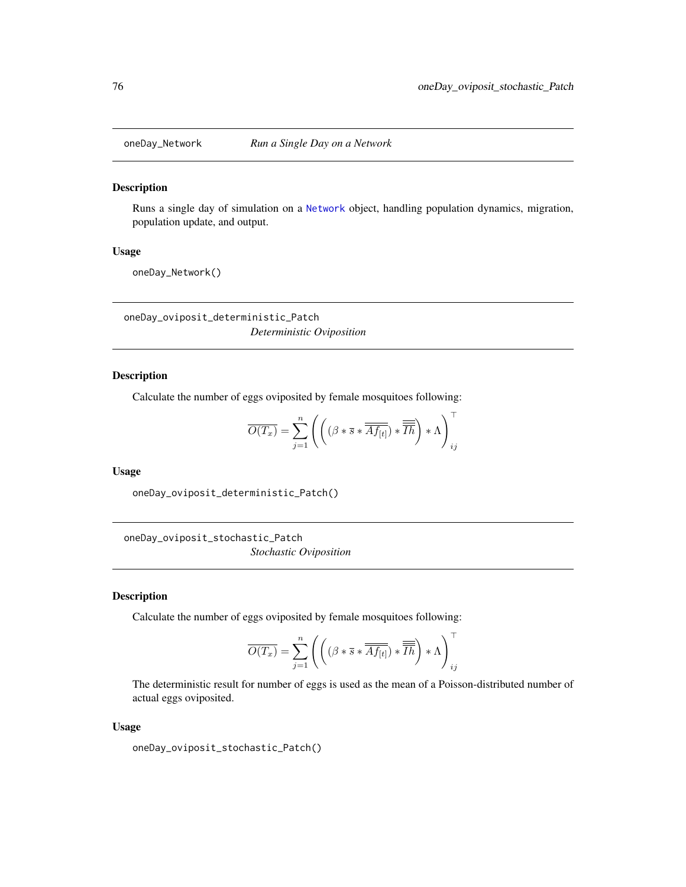## oneDay_Network — *Run a Single Day on a Network*

### Description

Runs a single day of simulation on a Network object, handling population dynamics, migration, population update, and output.

### Usage

```
oneDay_Network()
```

## oneDay_oviposit_deterministic_Patch — *Deterministic Oviposition*

### Description

Calculate the number of eggs oviposited by female mosquitoes following:

$$\overline{O(T_x)} = \sum_{j=1}^{n} \left( \left( (\beta * \overline{s} * \overline{\overline{Af_{[t]}}}) * \overline{\overline{\overline{Ih}}} \right) * \Lambda \right)^{\top}_{ij}$$

### Usage

```
oneDay_oviposit_deterministic_Patch()
```

## oneDay_oviposit_stochastic_Patch — *Stochastic Oviposition*

### Description

Calculate the number of eggs oviposited by female mosquitoes following:

$$\overline{O(T_x)} = \sum_{j=1}^{n} \left( \left( (\beta * \overline{s} * \overline{\overline{Af_{[t]}}}) * \overline{\overline{\overline{Ih}}} \right) * \Lambda \right)^{\top}_{ij}$$

The deterministic result for number of eggs is used as the mean of a Poisson-distributed number of actual eggs oviposited.

### Usage

```
oneDay_oviposit_stochastic_Patch()
```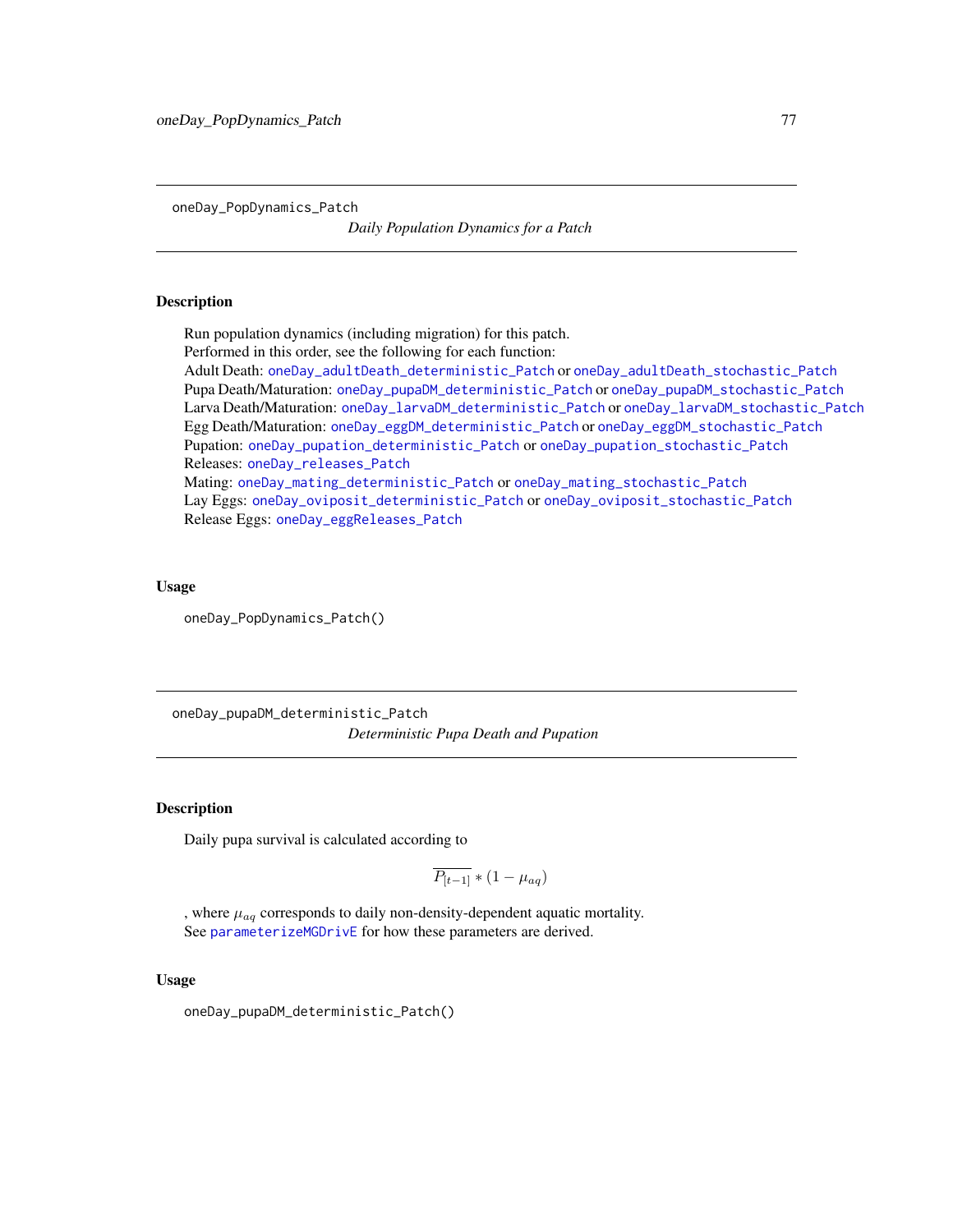## oneDay_PopDynamics_Patch

*Daily Population Dynamics for a Patch*

### Description

Run population dynamics (including migration) for this patch.
Performed in this order, see the following for each function:
Adult Death: oneDay_adultDeath_deterministic_Patch or oneDay_adultDeath_stochastic_Patch
Pupa Death/Maturation: oneDay_pupaDM_deterministic_Patch or oneDay_pupaDM_stochastic_Patch
Larva Death/Maturation: oneDay_larvaDM_deterministic_Patch or oneDay_larvaDM_stochastic_Patch
Egg Death/Maturation: oneDay_eggDM_deterministic_Patch or oneDay_eggDM_stochastic_Patch
Pupation: oneDay_pupation_deterministic_Patch or oneDay_pupation_stochastic_Patch
Releases: oneDay_releases_Patch
Mating: oneDay_mating_deterministic_Patch or oneDay_mating_stochastic_Patch
Lay Eggs: oneDay_oviposit_deterministic_Patch or oneDay_oviposit_stochastic_Patch
Release Eggs: oneDay_eggReleases_Patch

### Usage

```
oneDay_PopDynamics_Patch()
```

## oneDay_pupaDM_deterministic_Patch

*Deterministic Pupa Death and Pupation*

### Description

Daily pupa survival is calculated according to

$$\overline{P_{[t-1]}} * (1 - \mu_{aq})$$

, where $\mu_{aq}$ corresponds to daily non-density-dependent aquatic mortality.
See parameterizeMGDrivE for how these parameters are derived.

### Usage

```
oneDay_pupaDM_deterministic_Patch()
```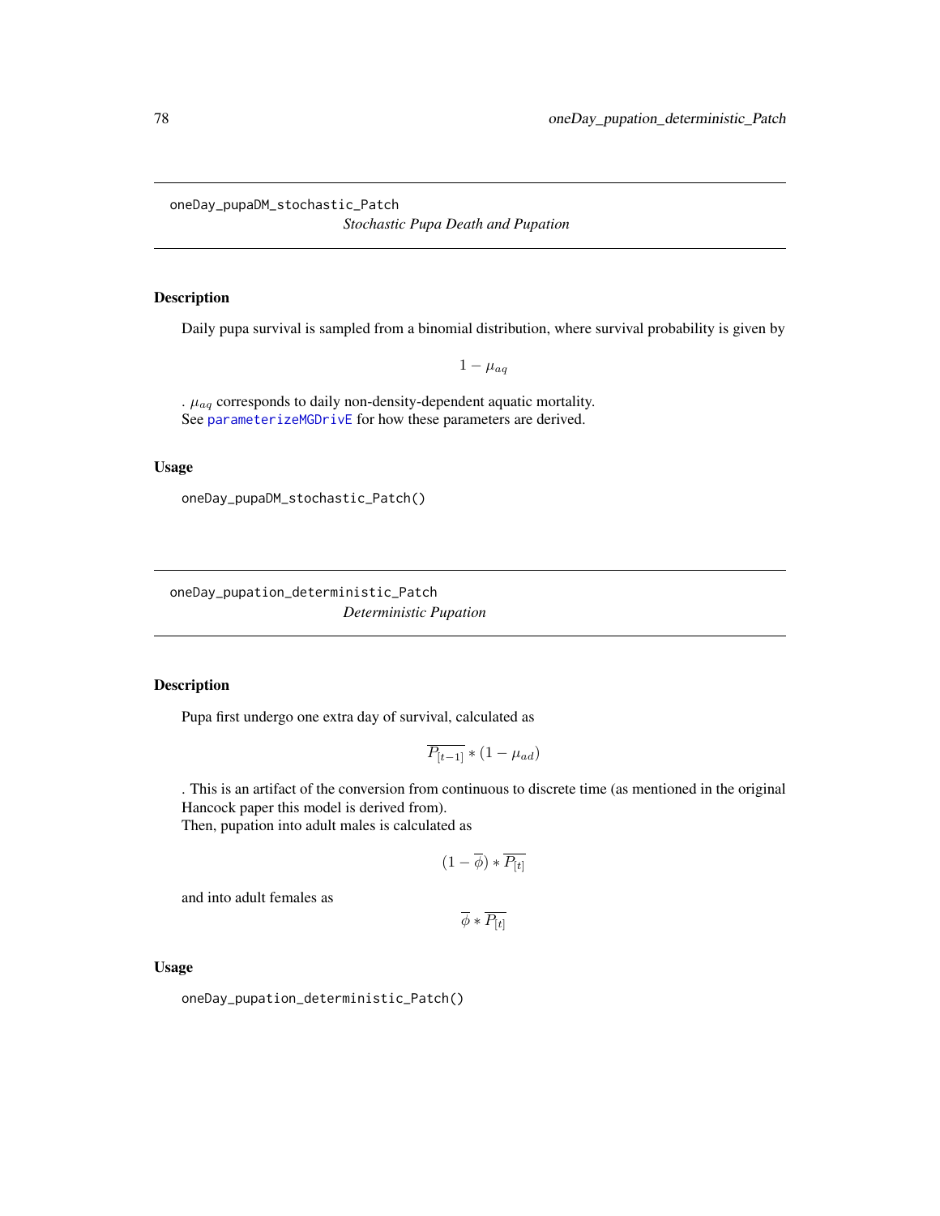## oneDay_pupaDM_stochastic_Patch

*Stochastic Pupa Death and Pupation*

### Description

Daily pupa survival is sampled from a binomial distribution, where survival probability is given by

$$1 - \mu_{aq}$$

. $\mu_{aq}$ corresponds to daily non-density-dependent aquatic mortality.
See parameterizeMGDrivE for how these parameters are derived.

### Usage

```
oneDay_pupaDM_stochastic_Patch()
```

## oneDay_pupation_deterministic_Patch

*Deterministic Pupation*

### Description

Pupa first undergo one extra day of survival, calculated as

$$\overline{P_{[t-1]}} * (1 - \mu_{ad})$$

. This is an artifact of the conversion from continuous to discrete time (as mentioned in the original Hancock paper this model is derived from).
Then, pupation into adult males is calculated as

$$(1 - \overline{\phi}) * \overline{P_{[t]}}$$

and into adult females as

$$\overline{\phi} * \overline{P_{[t]}}$$

### Usage

```
oneDay_pupation_deterministic_Patch()
```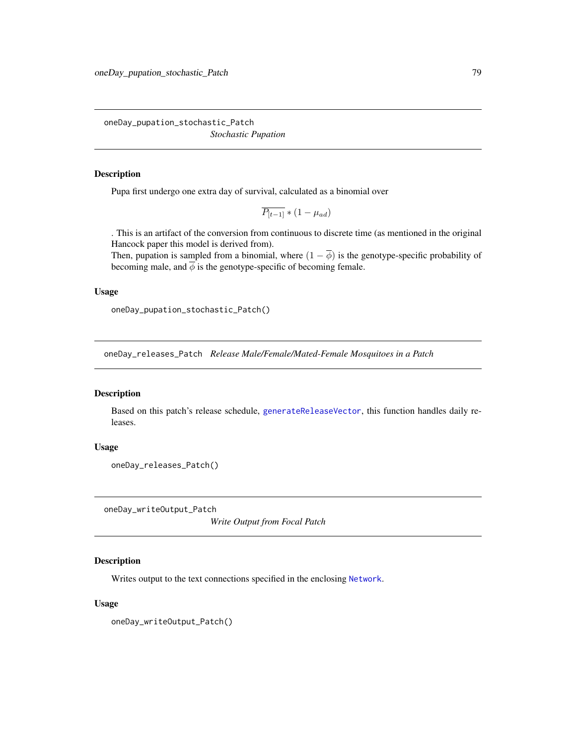## oneDay_pupation_stochastic_Patch *Stochastic Pupation*

### Description

Pupa first undergo one extra day of survival, calculated as a binomial over

$$\overline{P_{[t-1]}} * (1 - \mu_{ad})$$

. This is an artifact of the conversion from continuous to discrete time (as mentioned in the original Hancock paper this model is derived from).
Then, pupation is sampled from a binomial, where $(1 - \overline{\phi})$ is the genotype-specific probability of becoming male, and $\overline{\phi}$ is the genotype-specific of becoming female.

### Usage

```
oneDay_pupation_stochastic_Patch()
```

## oneDay_releases_Patch *Release Male/Female/Mated-Female Mosquitoes in a Patch*

### Description

Based on this patch's release schedule, generateReleaseVector, this function handles daily releases.

### Usage

```
oneDay_releases_Patch()
```

## oneDay_writeOutput_Patch *Write Output from Focal Patch*

### Description

Writes output to the text connections specified in the enclosing Network.

### Usage

```
oneDay_writeOutput_Patch()
```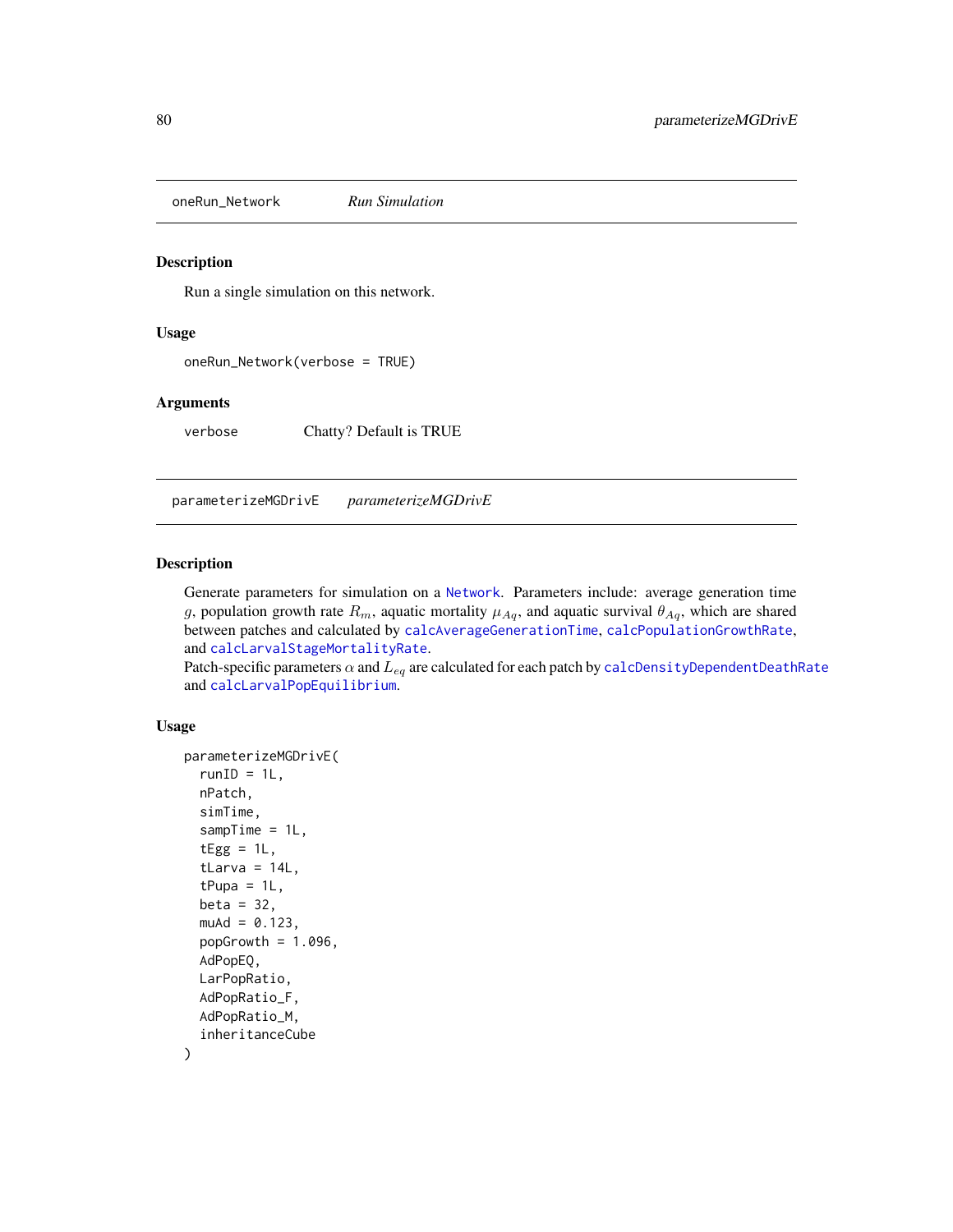## oneRun_Network *Run Simulation*

### Description

Run a single simulation on this network.

### Usage

```
oneRun_Network(verbose = TRUE)
```

### Arguments

| | |
|---|---|
| verbose | Chatty? Default is TRUE |

## parameterizeMGDrivE *parameterizeMGDrivE*

### Description

Generate parameters for simulation on a Network. Parameters include: average generation time $g$, population growth rate $R_m$, aquatic mortality $\mu_{Aq}$, and aquatic survival $\theta_{Aq}$, which are shared between patches and calculated by calcAverageGenerationTime, calcPopulationGrowthRate, and calcLarvalStageMortalityRate.
Patch-specific parameters $\alpha$ and $L_{eq}$ are calculated for each patch by calcDensityDependentDeathRate and calcLarvalPopEquilibrium.

### Usage

```
parameterizeMGDrivE(
  runID = 1L,
  nPatch,
  simTime,
  sampTime = 1L,
  tEgg = 1L,
  tLarva = 14L,
  tPupa = 1L,
  beta = 32,
  muAd = 0.123,
  popGrowth = 1.096,
  AdPopEQ,
  LarPopRatio,
  AdPopRatio_F,
  AdPopRatio_M,
  inheritanceCube
)
```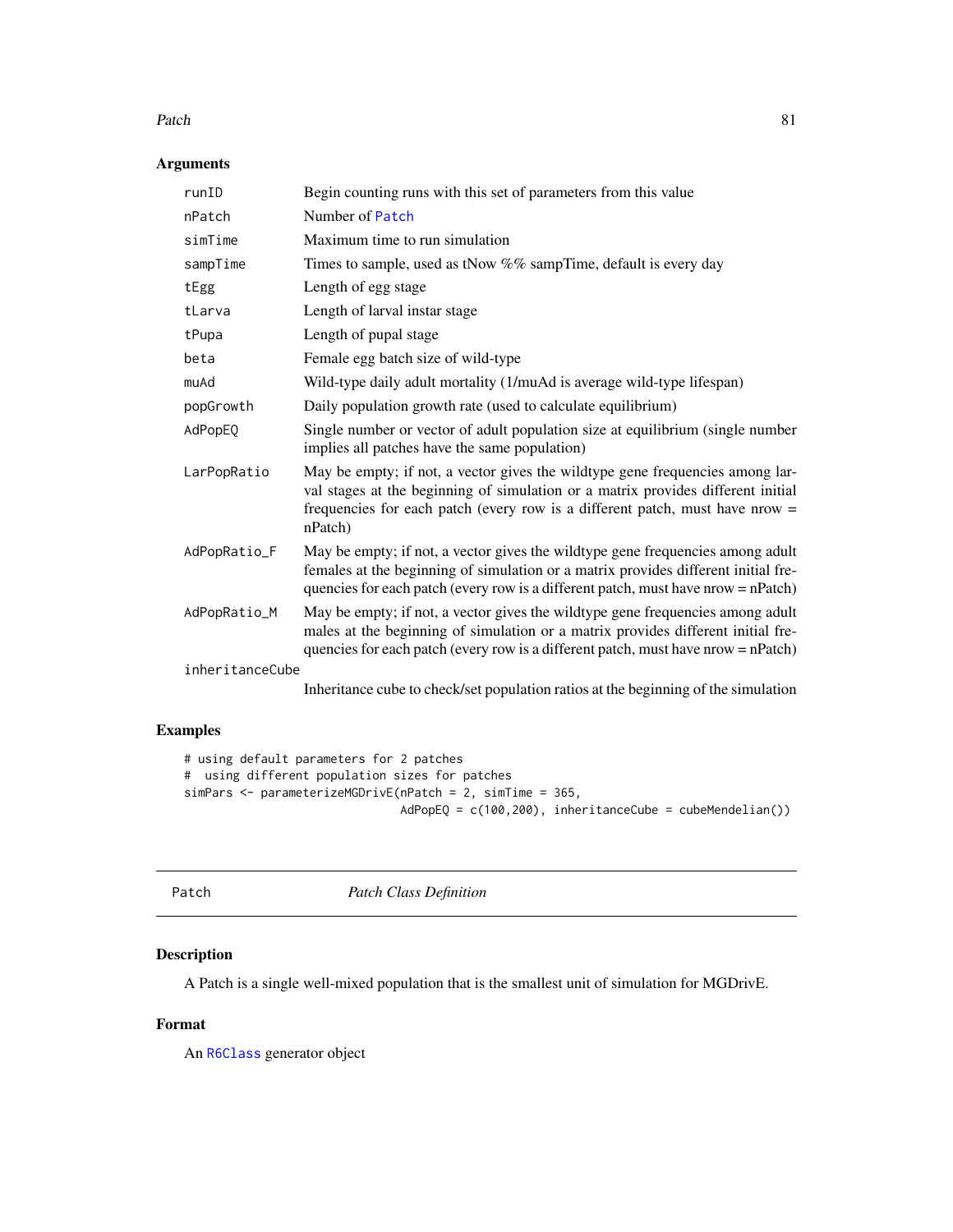### Arguments

| | |
|---|---|
| runID | Begin counting runs with this set of parameters from this value |
| nPatch | Number of Patch |
| simTime | Maximum time to run simulation |
| sampTime | Times to sample, used as tNow %% sampTime, default is every day |
| tEgg | Length of egg stage |
| tLarva | Length of larval instar stage |
| tPupa | Length of pupal stage |
| beta | Female egg batch size of wild-type |
| muAd | Wild-type daily adult mortality (1/muAd is average wild-type lifespan) |
| popGrowth | Daily population growth rate (used to calculate equilibrium) |
| AdPopEQ | Single number or vector of adult population size at equilibrium (single number implies all patches have the same population) |
| LarPopRatio | May be empty; if not, a vector gives the wildtype gene frequencies among larval stages at the beginning of simulation or a matrix provides different initial frequencies for each patch (every row is a different patch, must have nrow = nPatch) |
| AdPopRatio_F | May be empty; if not, a vector gives the wildtype gene frequencies among adult females at the beginning of simulation or a matrix provides different initial frequencies for each patch (every row is a different patch, must have nrow = nPatch) |
| AdPopRatio_M | May be empty; if not, a vector gives the wildtype gene frequencies among adult males at the beginning of simulation or a matrix provides different initial frequencies for each patch (every row is a different patch, must have nrow = nPatch) |
| inheritanceCube | Inheritance cube to check/set population ratios at the beginning of the simulation |

### Examples

```
# using default parameters for 2 patches
#  using different population sizes for patches
simPars <- parameterizeMGDrivE(nPatch = 2, simTime = 365,
                               AdPopEQ = c(100,200), inheritanceCube = cubeMendelian())
```

---

## Patch &nbsp;&nbsp;&nbsp;&nbsp; *Patch Class Definition*

---

### Description

A Patch is a single well-mixed population that is the smallest unit of simulation for MGDrivE.

### Format

An R6Class generator object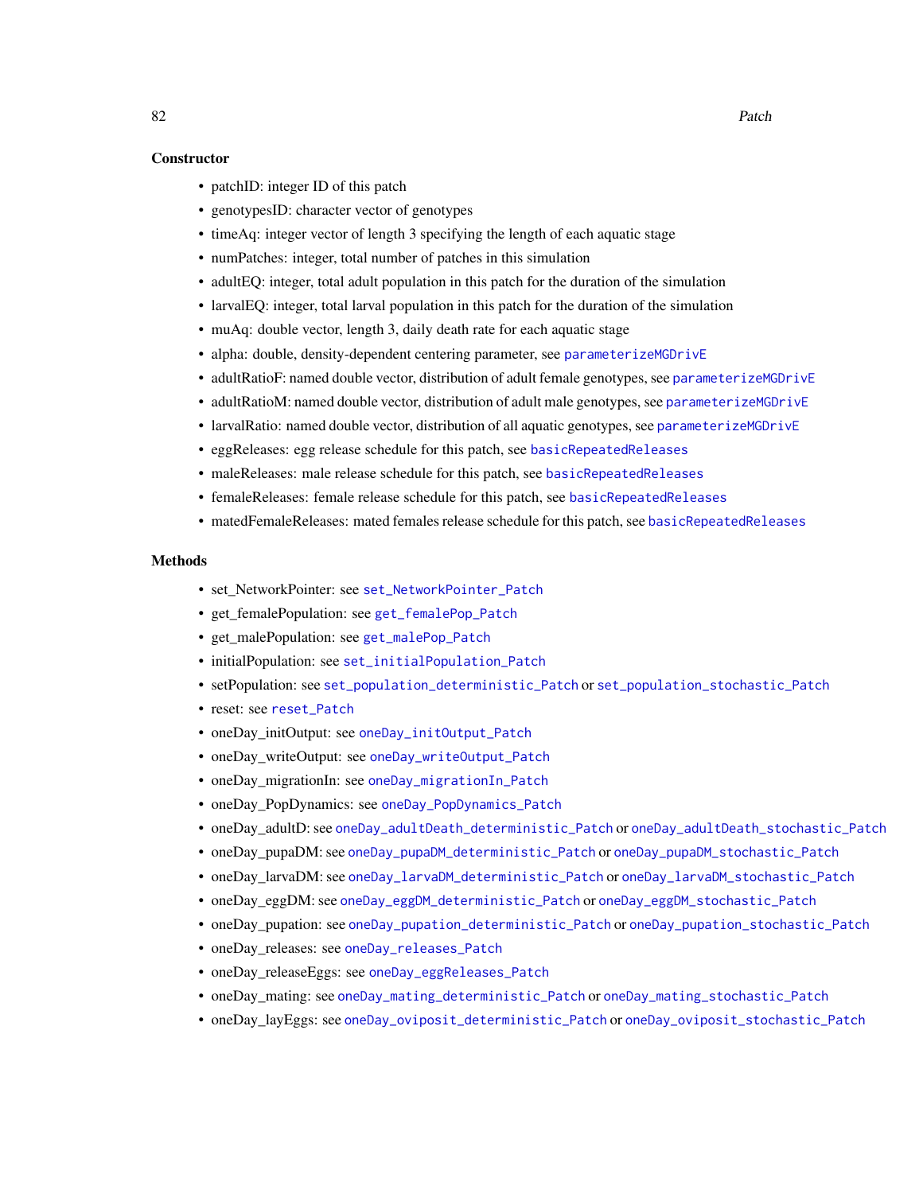### Constructor

- patchID: integer ID of this patch
- genotypesID: character vector of genotypes
- timeAq: integer vector of length 3 specifying the length of each aquatic stage
- numPatches: integer, total number of patches in this simulation
- adultEQ: integer, total adult population in this patch for the duration of the simulation
- larvalEQ: integer, total larval population in this patch for the duration of the simulation
- muAq: double vector, length 3, daily death rate for each aquatic stage
- alpha: double, density-dependent centering parameter, see parameterizeMGDrivE
- adultRatioF: named double vector, distribution of adult female genotypes, see parameterizeMGDrivE
- adultRatioM: named double vector, distribution of adult male genotypes, see parameterizeMGDrivE
- larvalRatio: named double vector, distribution of all aquatic genotypes, see parameterizeMGDrivE
- eggReleases: egg release schedule for this patch, see basicRepeatedReleases
- maleReleases: male release schedule for this patch, see basicRepeatedReleases
- femaleReleases: female release schedule for this patch, see basicRepeatedReleases
- matedFemaleReleases: mated females release schedule for this patch, see basicRepeatedReleases

### Methods

- set_NetworkPointer: see set_NetworkPointer_Patch
- get_femalePopulation: see get_femalePop_Patch
- get_malePopulation: see get_malePop_Patch
- initialPopulation: see set_initialPopulation_Patch
- setPopulation: see set_population_deterministic_Patch or set_population_stochastic_Patch
- reset: see reset_Patch
- oneDay_initOutput: see oneDay_initOutput_Patch
- oneDay_writeOutput: see oneDay_writeOutput_Patch
- oneDay_migrationIn: see oneDay_migrationIn_Patch
- oneDay_PopDynamics: see oneDay_PopDynamics_Patch
- oneDay_adultD: see oneDay_adultDeath_deterministic_Patch or oneDay_adultDeath_stochastic_Patch
- oneDay_pupaDM: see oneDay_pupaDM_deterministic_Patch or oneDay_pupaDM_stochastic_Patch
- oneDay_larvaDM: see oneDay_larvaDM_deterministic_Patch or oneDay_larvaDM_stochastic_Patch
- oneDay_eggDM: see oneDay_eggDM_deterministic_Patch or oneDay_eggDM_stochastic_Patch
- oneDay_pupation: see oneDay_pupation_deterministic_Patch or oneDay_pupation_stochastic_Patch
- oneDay_releases: see oneDay_releases_Patch
- oneDay_releaseEggs: see oneDay_eggReleases_Patch
- oneDay_mating: see oneDay_mating_deterministic_Patch or oneDay_mating_stochastic_Patch
- oneDay_layEggs: see oneDay_oviposit_deterministic_Patch or oneDay_oviposit_stochastic_Patch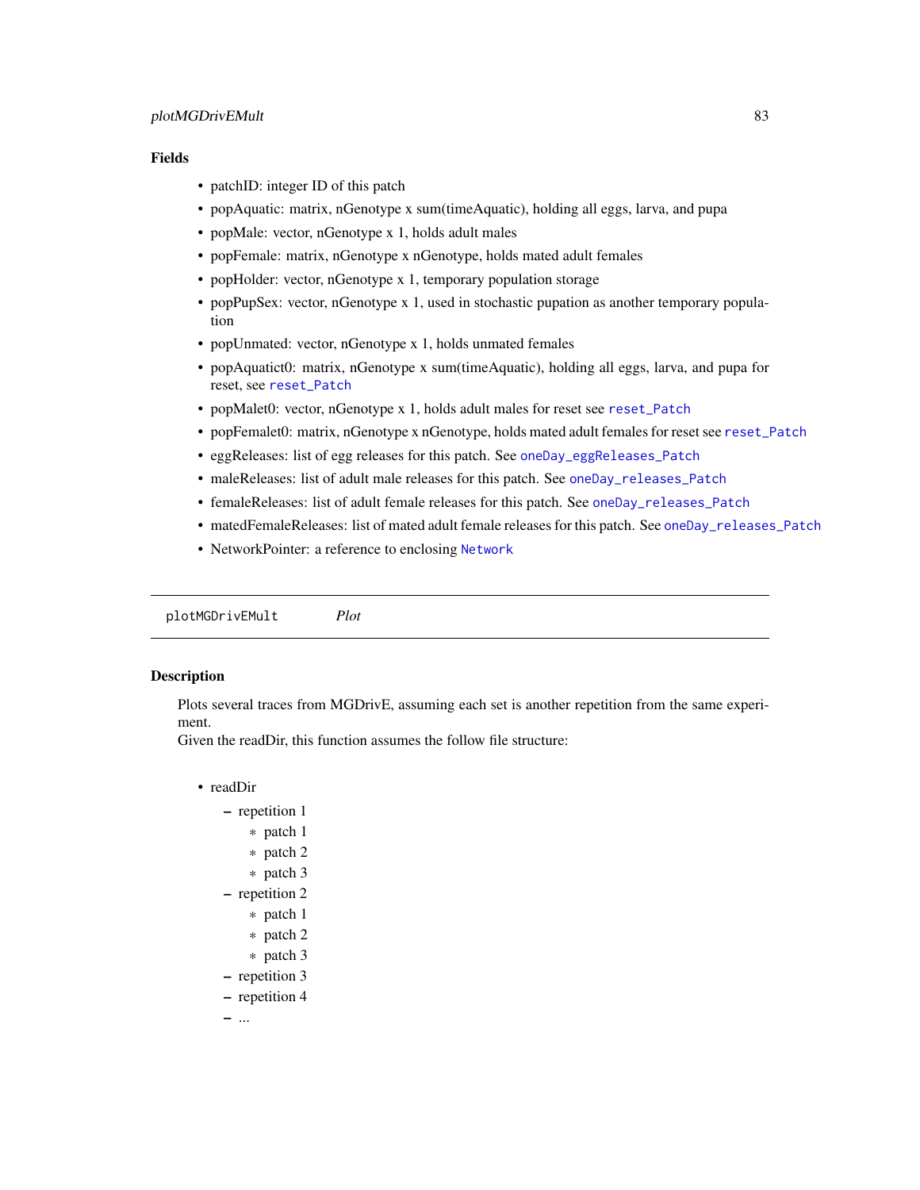### Fields

- patchID: integer ID of this patch
- popAquatic: matrix, nGenotype x sum(timeAquatic), holding all eggs, larva, and pupa
- popMale: vector, nGenotype x 1, holds adult males
- popFemale: matrix, nGenotype x nGenotype, holds mated adult females
- popHolder: vector, nGenotype x 1, temporary population storage
- popPupSex: vector, nGenotype x 1, used in stochastic pupation as another temporary population
- popUnmated: vector, nGenotype x 1, holds unmated females
- popAquatict0: matrix, nGenotype x sum(timeAquatic), holding all eggs, larva, and pupa for reset, see `reset_Patch`
- popMalet0: vector, nGenotype x 1, holds adult males for reset see `reset_Patch`
- popFemalet0: matrix, nGenotype x nGenotype, holds mated adult females for reset see `reset_Patch`
- eggReleases: list of egg releases for this patch. See `oneDay_eggReleases_Patch`
- maleReleases: list of adult male releases for this patch. See `oneDay_releases_Patch`
- femaleReleases: list of adult female releases for this patch. See `oneDay_releases_Patch`
- matedFemaleReleases: list of mated adult female releases for this patch. See `oneDay_releases_Patch`
- NetworkPointer: a reference to enclosing `Network`

---

## plotMGDrivEMult *Plot*

---

### Description

Plots several traces from MGDrivE, assuming each set is another repetition from the same experiment.
Given the readDir, this function assumes the follow file structure:

- readDir
  - repetition 1
    - patch 1
    - patch 2
    - patch 3
  - repetition 2
    - patch 1
    - patch 2
    - patch 3
  - repetition 3
  - repetition 4
  - ...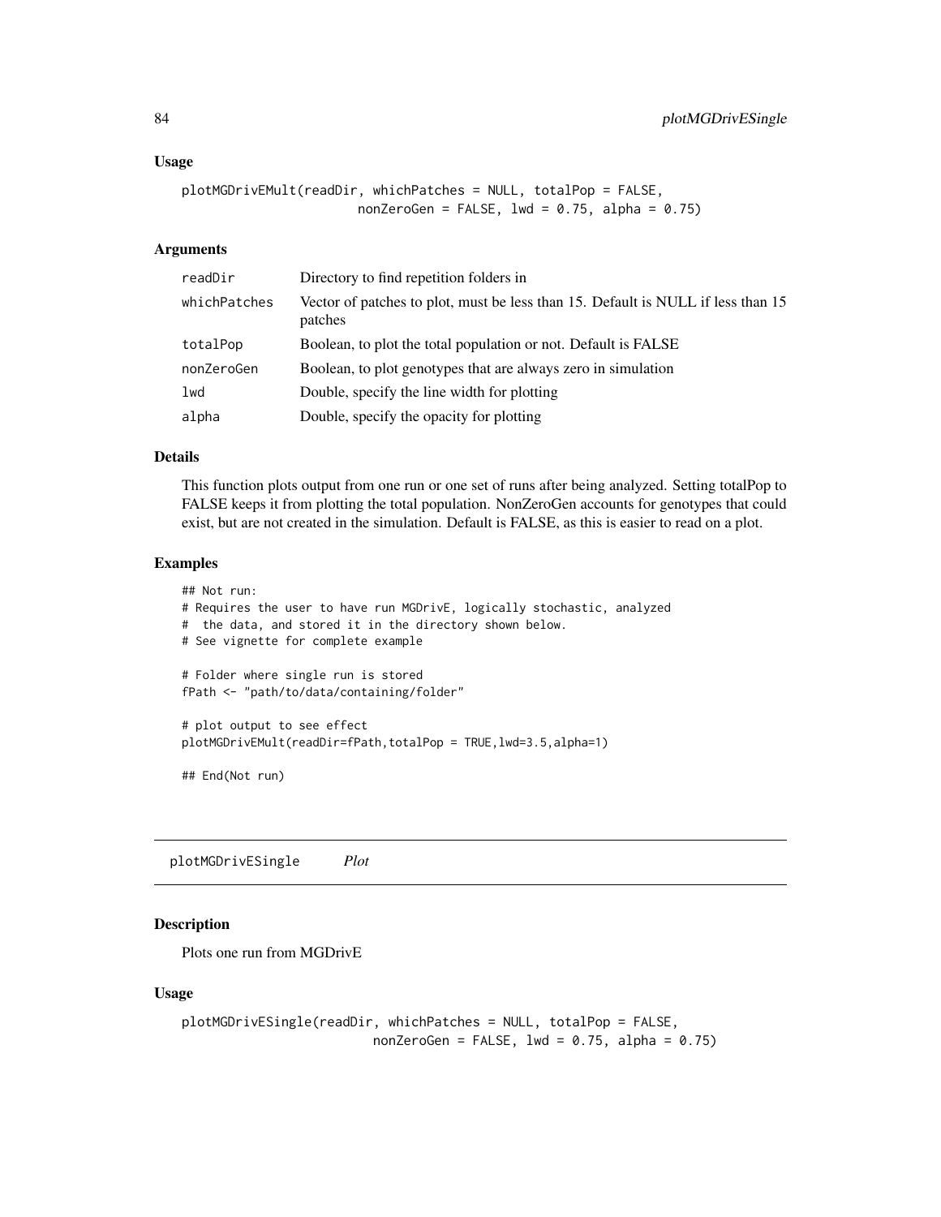### Usage

```
plotMGDrivEMult(readDir, whichPatches = NULL, totalPop = FALSE,
                    nonZeroGen = FALSE, lwd = 0.75, alpha = 0.75)
```

### Arguments

| | |
|---|---|
| readDir | Directory to find repetition folders in |
| whichPatches | Vector of patches to plot, must be less than 15. Default is NULL if less than 15 patches |
| totalPop | Boolean, to plot the total population or not. Default is FALSE |
| nonZeroGen | Boolean, to plot genotypes that are always zero in simulation |
| lwd | Double, specify the line width for plotting |
| alpha | Double, specify the opacity for plotting |

### Details

This function plots output from one run or one set of runs after being analyzed. Setting totalPop to FALSE keeps it from plotting the total population. NonZeroGen accounts for genotypes that could exist, but are not created in the simulation. Default is FALSE, as this is easier to read on a plot.

### Examples

```
## Not run:
# Requires the user to have run MGDrivE, logically stochastic, analyzed
#  the data, and stored it in the directory shown below.
# See vignette for complete example

# Folder where single run is stored
fPath <- "path/to/data/containing/folder"

# plot output to see effect
plotMGDrivEMult(readDir=fPath,totalPop = TRUE,lwd=3.5,alpha=1)

## End(Not run)
```

## plotMGDrivESingle *Plot*

### Description

Plots one run from MGDrivE

### Usage

```
plotMGDrivESingle(readDir, whichPatches = NULL, totalPop = FALSE,
                      nonZeroGen = FALSE, lwd = 0.75, alpha = 0.75)
```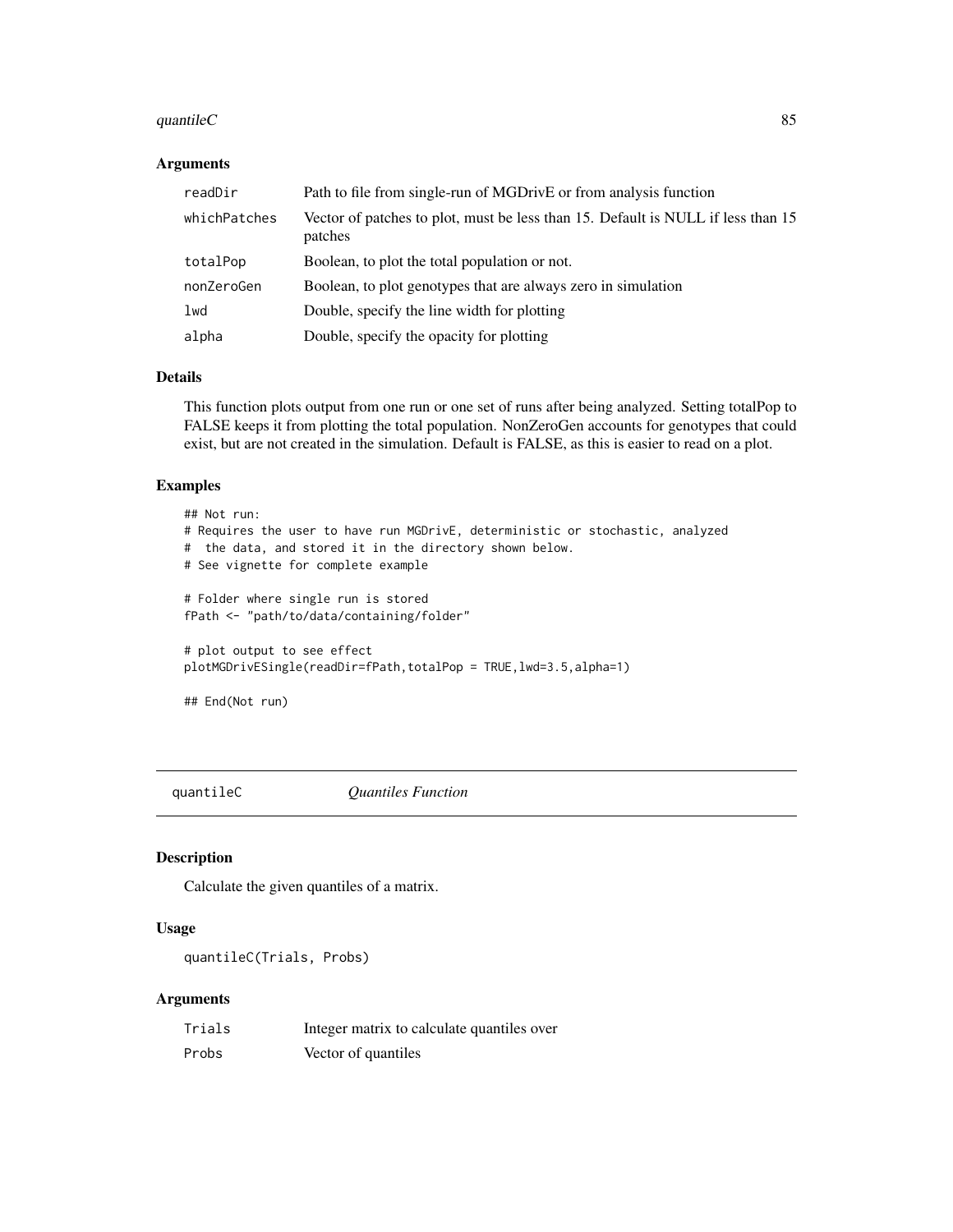### Arguments

| | |
|---|---|
| readDir | Path to file from single-run of MGDrivE or from analysis function |
| whichPatches | Vector of patches to plot, must be less than 15. Default is NULL if less than 15 patches |
| totalPop | Boolean, to plot the total population or not. |
| nonZeroGen | Boolean, to plot genotypes that are always zero in simulation |
| lwd | Double, specify the line width for plotting |
| alpha | Double, specify the opacity for plotting |

### Details

This function plots output from one run or one set of runs after being analyzed. Setting totalPop to FALSE keeps it from plotting the total population. NonZeroGen accounts for genotypes that could exist, but are not created in the simulation. Default is FALSE, as this is easier to read on a plot.

### Examples

```
## Not run:
# Requires the user to have run MGDrivE, deterministic or stochastic, analyzed
#  the data, and stored it in the directory shown below.
# See vignette for complete example

# Folder where single run is stored
fPath <- "path/to/data/containing/folder"

# plot output to see effect
plotMGDrivESingle(readDir=fPath,totalPop = TRUE,lwd=3.5,alpha=1)

## End(Not run)
```

---

## quantileC *Quantiles Function*

### Description

Calculate the given quantiles of a matrix.

### Usage

```
quantileC(Trials, Probs)
```

### Arguments

| | |
|---|---|
| Trials | Integer matrix to calculate quantiles over |
| Probs | Vector of quantiles |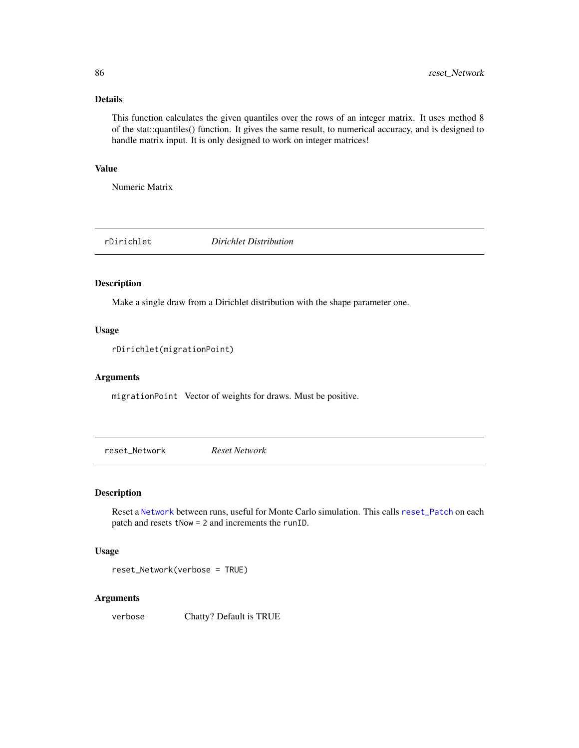### Details

This function calculates the given quantiles over the rows of an integer matrix. It uses method 8 of the stat::quantiles() function. It gives the same result, to numerical accuracy, and is designed to handle matrix input. It is only designed to work on integer matrices!

### Value

Numeric Matrix

---

## rDirichlet *Dirichlet Distribution*

### Description

Make a single draw from a Dirichlet distribution with the shape parameter one.

### Usage

```
rDirichlet(migrationPoint)
```

### Arguments

`migrationPoint` Vector of weights for draws. Must be positive.

---

## reset_Network *Reset Network*

### Description

Reset a `Network` between runs, useful for Monte Carlo simulation. This calls `reset_Patch` on each patch and resets `tNow = 2` and increments the `runID`.

### Usage

```
reset_Network(verbose = TRUE)
```

### Arguments

`verbose` Chatty? Default is TRUE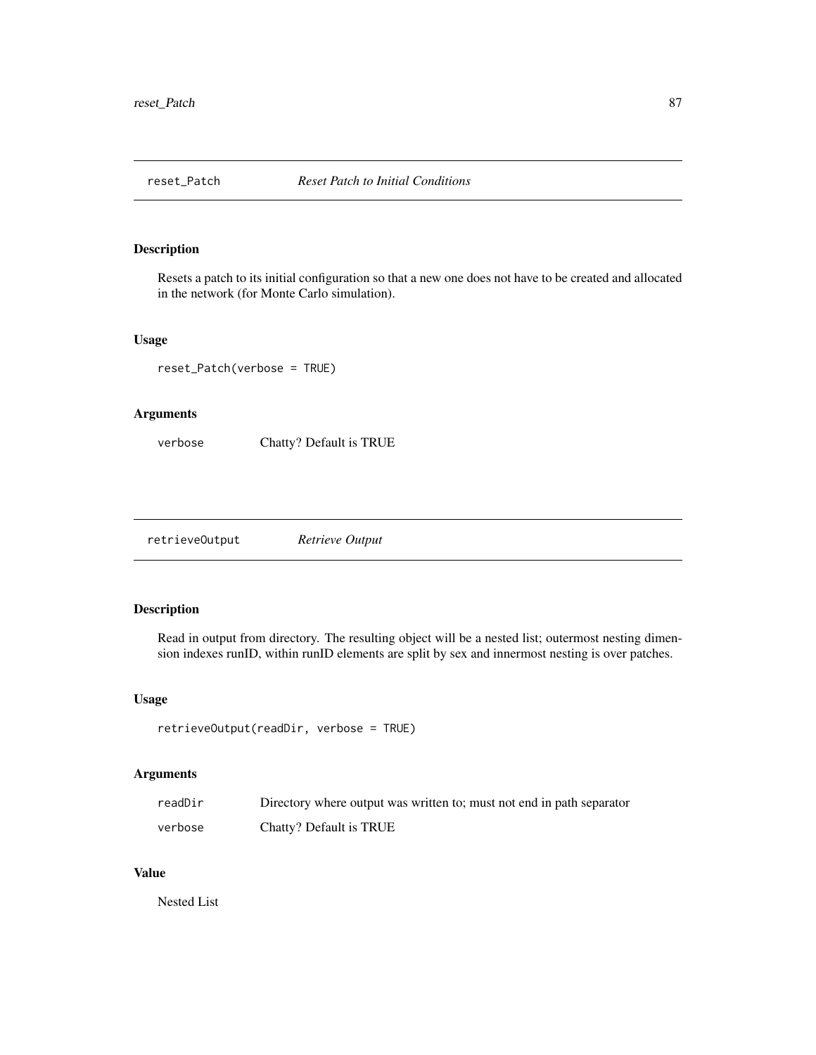## reset_Patch — *Reset Patch to Initial Conditions*

### Description

Resets a patch to its initial configuration so that a new one does not have to be created and allocated in the network (for Monte Carlo simulation).

### Usage

```
reset_Patch(verbose = TRUE)
```

### Arguments

| | |
|---|---|
| verbose | Chatty? Default is TRUE |

## retrieveOutput — *Retrieve Output*

### Description

Read in output from directory. The resulting object will be a nested list; outermost nesting dimension indexes runID, within runID elements are split by sex and innermost nesting is over patches.

### Usage

```
retrieveOutput(readDir, verbose = TRUE)
```

### Arguments

| | |
|---|---|
| readDir | Directory where output was written to; must not end in path separator |
| verbose | Chatty? Default is TRUE |

### Value

Nested List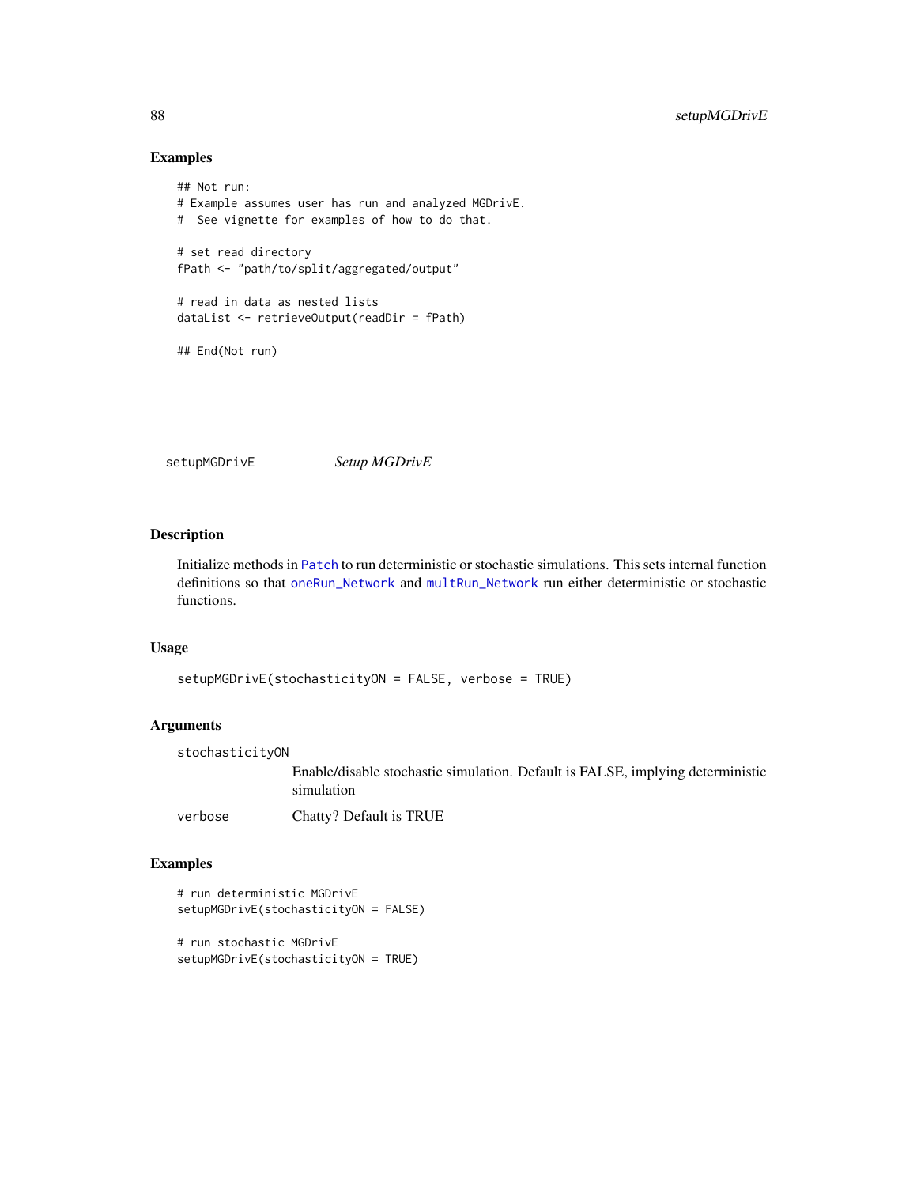## Examples

```
## Not run:
# Example assumes user has run and analyzed MGDrivE.
#  See vignette for examples of how to do that.

# set read directory
fPath <- "path/to/split/aggregated/output"

# read in data as nested lists
dataList <- retrieveOutput(readDir = fPath)

## End(Not run)
```

---

# setupMGDrivE *Setup MGDrivE*

---

## Description

Initialize methods in Patch to run deterministic or stochastic simulations. This sets internal function definitions so that oneRun_Network and multRun_Network run either deterministic or stochastic functions.

## Usage

```
setupMGDrivE(stochasticityON = FALSE, verbose = TRUE)
```

## Arguments

| | |
|---|---|
| stochasticityON | Enable/disable stochastic simulation. Default is FALSE, implying deterministic simulation |
| verbose | Chatty? Default is TRUE |

## Examples

```
# run deterministic MGDrivE
setupMGDrivE(stochasticityON = FALSE)

# run stochastic MGDrivE
setupMGDrivE(stochasticityON = TRUE)
```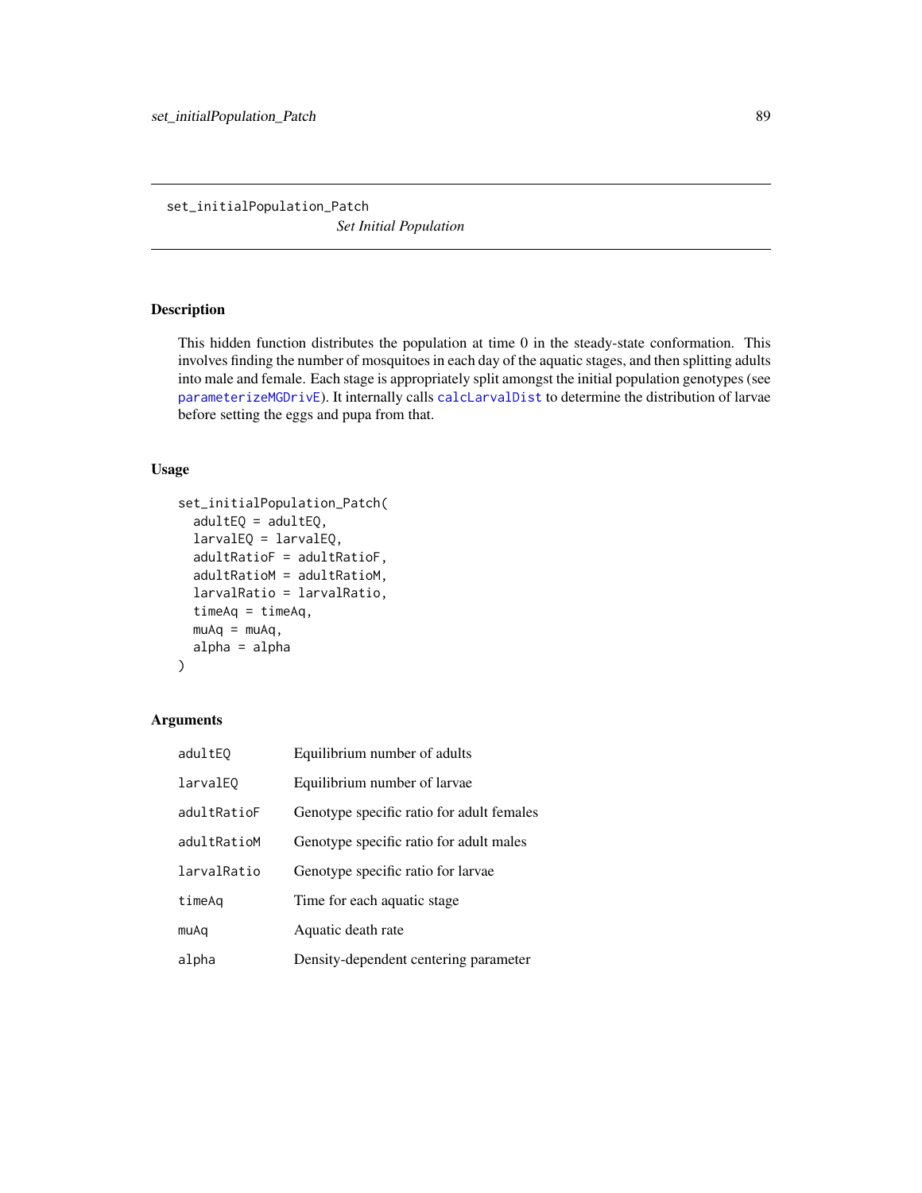# set_initialPopulation_Patch

*Set Initial Population*

## Description

This hidden function distributes the population at time 0 in the steady-state conformation. This involves finding the number of mosquitoes in each day of the aquatic stages, and then splitting adults into male and female. Each stage is appropriately split amongst the initial population genotypes (see parameterizeMGDrivE). It internally calls calcLarvalDist to determine the distribution of larvae before setting the eggs and pupa from that.

## Usage

```
set_initialPopulation_Patch(
  adultEQ = adultEQ,
  larvalEQ = larvalEQ,
  adultRatioF = adultRatioF,
  adultRatioM = adultRatioM,
  larvalRatio = larvalRatio,
  timeAq = timeAq,
  muAq = muAq,
  alpha = alpha
)
```

## Arguments

| | |
|---|---|
| adultEQ | Equilibrium number of adults |
| larvalEQ | Equilibrium number of larvae |
| adultRatioF | Genotype specific ratio for adult females |
| adultRatioM | Genotype specific ratio for adult males |
| larvalRatio | Genotype specific ratio for larvae |
| timeAq | Time for each aquatic stage |
| muAq | Aquatic death rate |
| alpha | Density-dependent centering parameter |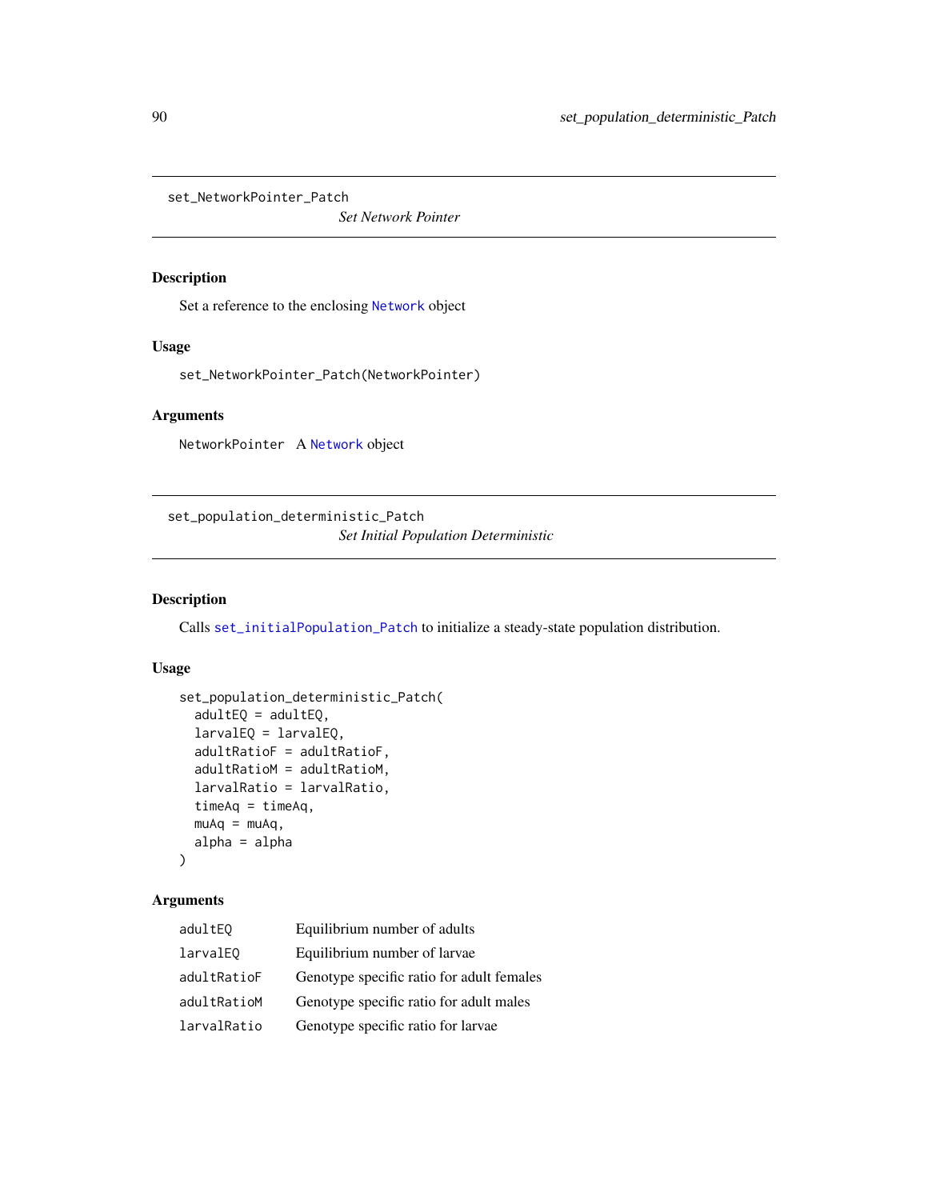## set_NetworkPointer_Patch

*Set Network Pointer*

### Description

Set a reference to the enclosing Network object

### Usage

```
set_NetworkPointer_Patch(NetworkPointer)
```

### Arguments

| | |
|---|---|
| NetworkPointer | A Network object |

## set_population_deterministic_Patch

*Set Initial Population Deterministic*

### Description

Calls set_initialPopulation_Patch to initialize a steady-state population distribution.

### Usage

```
set_population_deterministic_Patch(
  adultEQ = adultEQ,
  larvalEQ = larvalEQ,
  adultRatioF = adultRatioF,
  adultRatioM = adultRatioM,
  larvalRatio = larvalRatio,
  timeAq = timeAq,
  muAq = muAq,
  alpha = alpha
)
```

### Arguments

| | |
|---|---|
| adultEQ | Equilibrium number of adults |
| larvalEQ | Equilibrium number of larvae |
| adultRatioF | Genotype specific ratio for adult females |
| adultRatioM | Genotype specific ratio for adult males |
| larvalRatio | Genotype specific ratio for larvae |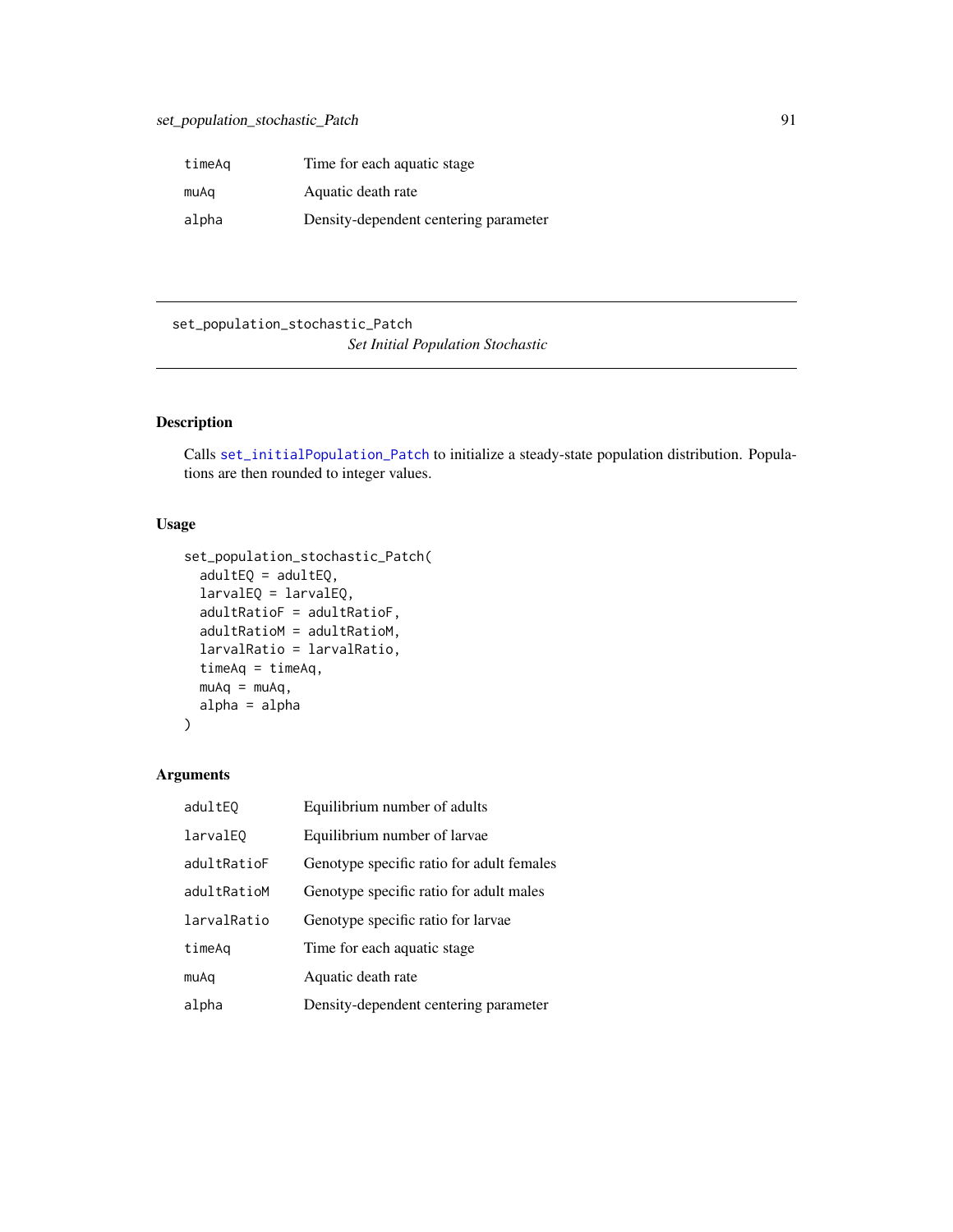| | |
|---|---|
| timeAq | Time for each aquatic stage |
| muAq | Aquatic death rate |
| alpha | Density-dependent centering parameter |

---

set_population_stochastic_Patch

*Set Initial Population Stochastic*

---

## Description

Calls set_initialPopulation_Patch to initialize a steady-state population distribution. Populations are then rounded to integer values.

## Usage

```
set_population_stochastic_Patch(
  adultEQ = adultEQ,
  larvalEQ = larvalEQ,
  adultRatioF = adultRatioF,
  adultRatioM = adultRatioM,
  larvalRatio = larvalRatio,
  timeAq = timeAq,
  muAq = muAq,
  alpha = alpha
)
```

## Arguments

| | |
|---|---|
| adultEQ | Equilibrium number of adults |
| larvalEQ | Equilibrium number of larvae |
| adultRatioF | Genotype specific ratio for adult females |
| adultRatioM | Genotype specific ratio for adult males |
| larvalRatio | Genotype specific ratio for larvae |
| timeAq | Time for each aquatic stage |
| muAq | Aquatic death rate |
| alpha | Density-dependent centering parameter |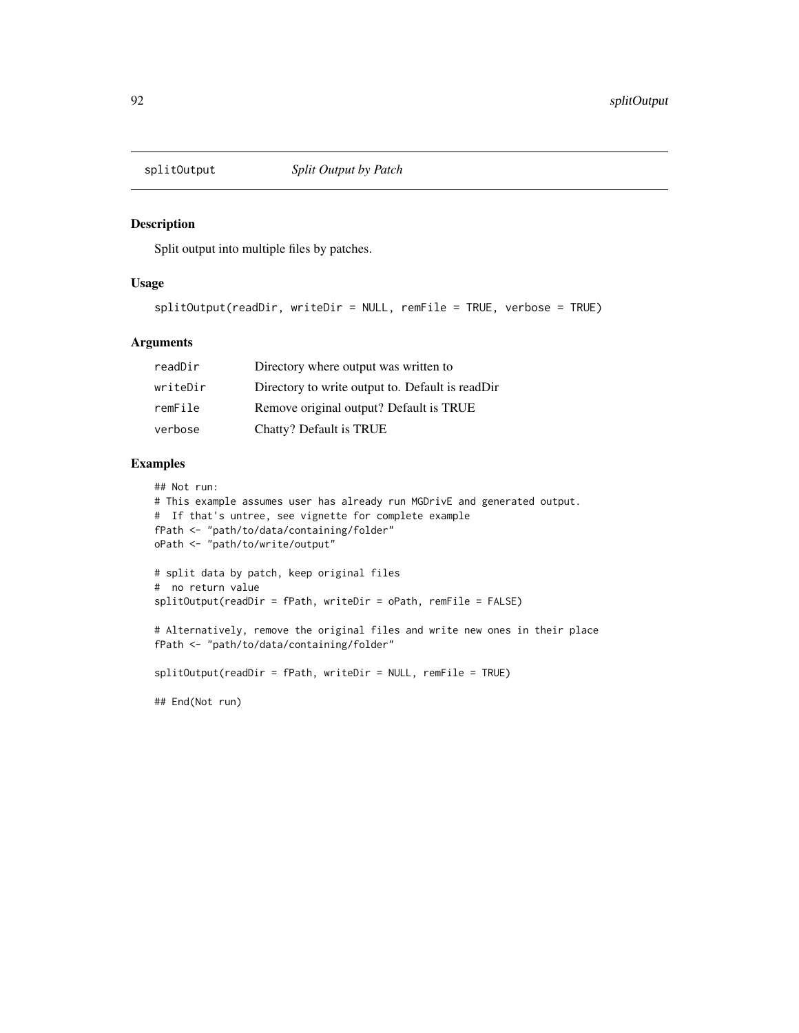## splitOutput *Split Output by Patch*

### Description

Split output into multiple files by patches.

### Usage

```
splitOutput(readDir, writeDir = NULL, remFile = TRUE, verbose = TRUE)
```

### Arguments

| | |
|---|---|
| readDir | Directory where output was written to |
| writeDir | Directory to write output to. Default is readDir |
| remFile | Remove original output? Default is TRUE |
| verbose | Chatty? Default is TRUE |

### Examples

```
## Not run:
# This example assumes user has already run MGDrivE and generated output.
#  If that's untree, see vignette for complete example
fPath <- "path/to/data/containing/folder"
oPath <- "path/to/write/output"

# split data by patch, keep original files
#  no return value
splitOutput(readDir = fPath, writeDir = oPath, remFile = FALSE)

# Alternatively, remove the original files and write new ones in their place
fPath <- "path/to/data/containing/folder"

splitOutput(readDir = fPath, writeDir = NULL, remFile = TRUE)

## End(Not run)
```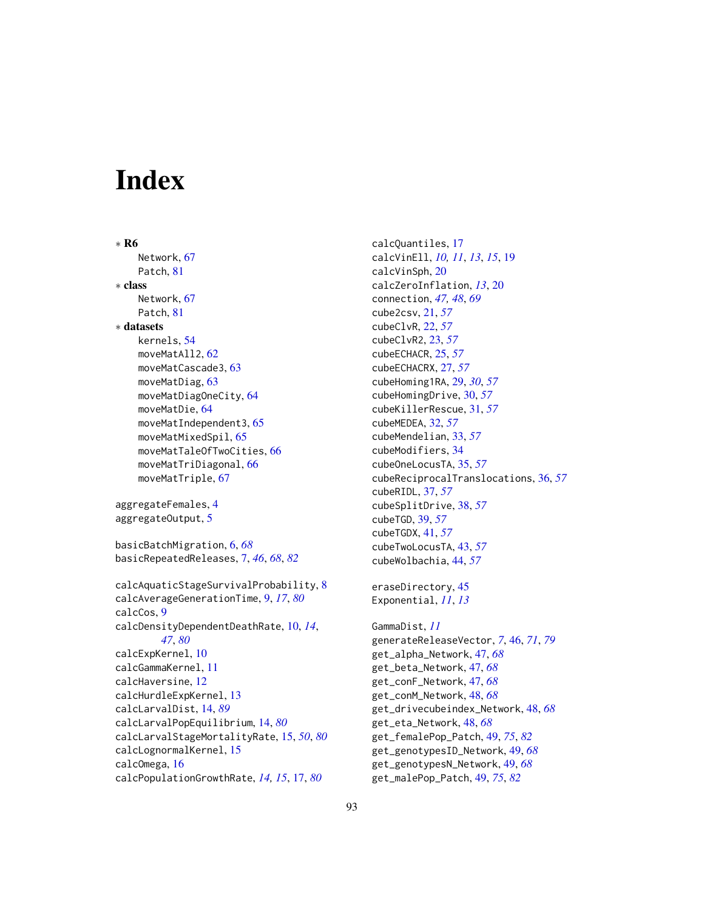# Index

∗ **R6**
  Network, 67
  Patch, 81
∗ **class**
  Network, 67
  Patch, 81
∗ **datasets**
  kernels, 54
  moveMatAll2, 62
  moveMatCascade3, 63
  moveMatDiag, 63
  moveMatDiagOneCity, 64
  moveMatDie, 64
  moveMatIndependent3, 65
  moveMatMixedSpil, 65
  moveMatTaleOfTwoCities, 66
  moveMatTriDiagonal, 66
  moveMatTriple, 67

aggregateFemales, 4
aggregateOutput, 5

basicBatchMigration, 6, *68*
basicRepeatedReleases, 7, *46*, *68*, *82*

calcAquaticStageSurvivalProbability, 8
calcAverageGenerationTime, 9, *17*, *80*
calcCos, 9
calcDensityDependentDeathRate, 10, *14*, *47*, *80*
calcExpKernel, 10
calcGammaKernel, 11
calcHaversine, 12
calcHurdleExpKernel, 13
calcLarvalDist, 14, *89*
calcLarvalPopEquilibrium, 14, *80*
calcLarvalStageMortalityRate, 15, *50*, *80*
calcLognormalKernel, 15
calcOmega, 16
calcPopulationGrowthRate, *14*, *15*, 17, *80*
calcQuantiles, 17
calcVinEll, *10*, *11*, *13*, *15*, 19
calcVinSph, 20
calcZeroInflation, *13*, 20
connection, *47*, *48*, *69*
cube2csv, 21, *57*
cubeClvR, 22, *57*
cubeClvR2, 23, *57*
cubeECHACR, 25, *57*
cubeECHACRX, 27, *57*
cubeHoming1RA, 29, *30*, *57*
cubeHomingDrive, 30, *57*
cubeKillerRescue, 31, *57*
cubeMEDEA, 32, *57*
cubeMendelian, 33, *57*
cubeModifiers, 34
cubeOneLocusTA, 35, *57*
cubeReciprocalTranslocations, 36, *57*
cubeRIDL, 37, *57*
cubeSplitDrive, 38, *57*
cubeTGD, 39, *57*
cubeTGDX, 41, *57*
cubeTwoLocusTA, 43, *57*
cubeWolbachia, 44, *57*

eraseDirectory, 45
Exponential, *11*, *13*

GammaDist, *11*
generateReleaseVector, *7*, 46, *71*, *79*
get_alpha_Network, 47, *68*
get_beta_Network, 47, *68*
get_conF_Network, 47, *68*
get_conM_Network, 48, *68*
get_drivecubeindex_Network, 48, *68*
get_eta_Network, 48, *68*
get_femalePop_Patch, 49, *75*, *82*
get_genotypesID_Network, 49, *68*
get_genotypesN_Network, 49, *68*
get_malePop_Patch, 49, *75*, *82*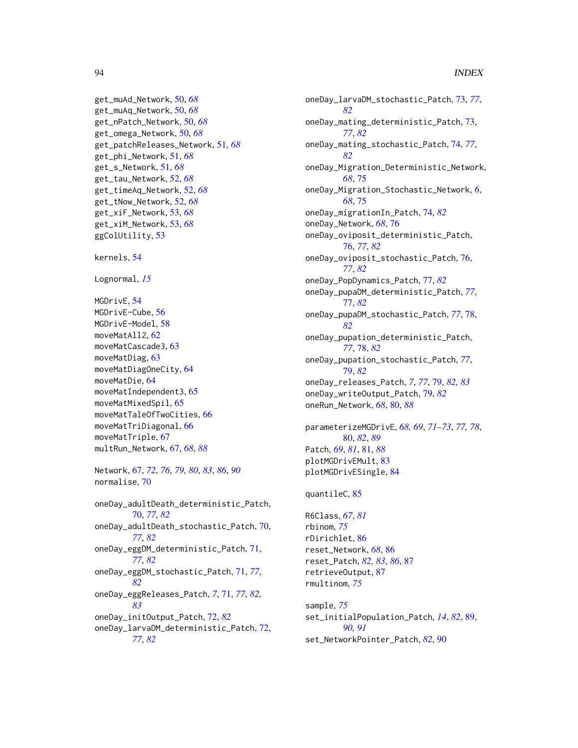get_muAd_Network, 50, *68*
get_muAq_Network, 50, *68*
get_nPatch_Network, 50, *68*
get_omega_Network, 50, *68*
get_patchReleases_Network, 51, *68*
get_phi_Network, 51, *68*
get_s_Network, 51, *68*
get_tau_Network, 52, *68*
get_timeAq_Network, 52, *68*
get_tNow_Network, 52, *68*
get_xiF_Network, 53, *68*
get_xiM_Network, 53, *68*
ggColUtility, 53

kernels, 54

Lognormal, *15*

MGDrivE, 54
MGDrivE-Cube, 56
MGDrivE-Model, 58
moveMatAll2, 62
moveMatCascade3, 63
moveMatDiag, 63
moveMatDiagOneCity, 64
moveMatDie, 64
moveMatIndependent3, 65
moveMatMixedSpil, 65
moveMatTaleOfTwoCities, 66
moveMatTriDiagonal, 66
moveMatTriple, 67
multRun_Network, 67, *68*, *88*

Network, 67, *72*, *76*, *79*, *80*, *83*, *86*, *90*
normalise, 70

oneDay_adultDeath_deterministic_Patch, 70, *77*, *82*
oneDay_adultDeath_stochastic_Patch, 70, *77*, *82*
oneDay_eggDM_deterministic_Patch, 71, *77*, *82*
oneDay_eggDM_stochastic_Patch, 71, *77*, *82*
oneDay_eggReleases_Patch, *7*, 71, *77*, *82*, *83*
oneDay_initOutput_Patch, 72, *82*
oneDay_larvaDM_deterministic_Patch, 72, *77*, *82*
oneDay_larvaDM_stochastic_Patch, 73, *77*, *82*
oneDay_mating_deterministic_Patch, 73, *77*, *82*
oneDay_mating_stochastic_Patch, 74, *77*, *82*
oneDay_Migration_Deterministic_Network, *68*, 75
oneDay_Migration_Stochastic_Network, *6*, *68*, 75
oneDay_migrationIn_Patch, 74, *82*
oneDay_Network, *68*, 76
oneDay_oviposit_deterministic_Patch, 76, *77*, *82*
oneDay_oviposit_stochastic_Patch, 76, *77*, *82*
oneDay_PopDynamics_Patch, 77, *82*
oneDay_pupaDM_deterministic_Patch, *77*, 77, *82*
oneDay_pupaDM_stochastic_Patch, *77*, 78, *82*
oneDay_pupation_deterministic_Patch, *77*, 78, *82*
oneDay_pupation_stochastic_Patch, *77*, 79, *82*
oneDay_releases_Patch, *7*, *77*, 79, *82*, *83*
oneDay_writeOutput_Patch, 79, *82*
oneRun_Network, *68*, 80, *88*

parameterizeMGDrivE, *68*, *69*, *71–73*, *77*, *78*, 80, *82*, *89*
Patch, *69*, *81*, 81, *88*
plotMGDrivEMult, 83
plotMGDrivESingle, 84

quantileC, 85

R6Class, *67*, *81*
rbinom, *75*
rDirichlet, 86
reset_Network, *68*, 86
reset_Patch, *82*, *83*, *86*, 87
retrieveOutput, 87
rmultinom, *75*

sample, *75*
set_initialPopulation_Patch, *14*, *82*, 89, *90*, *91*
set_NetworkPointer_Patch, *82*, 90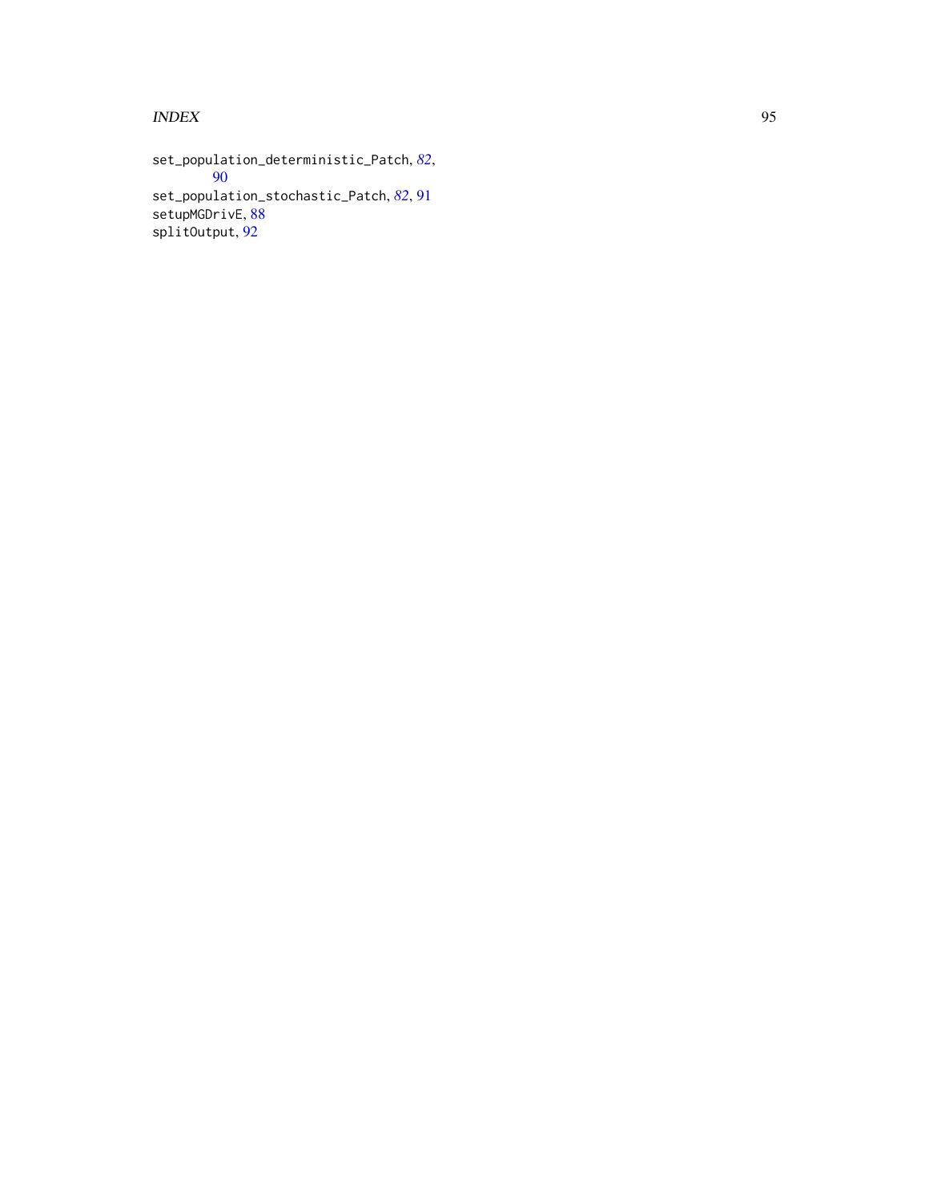set_population_deterministic_Patch, *82*, 90
set_population_stochastic_Patch, *82*, 91
setupMGDrivE, 88
splitOutput, 92